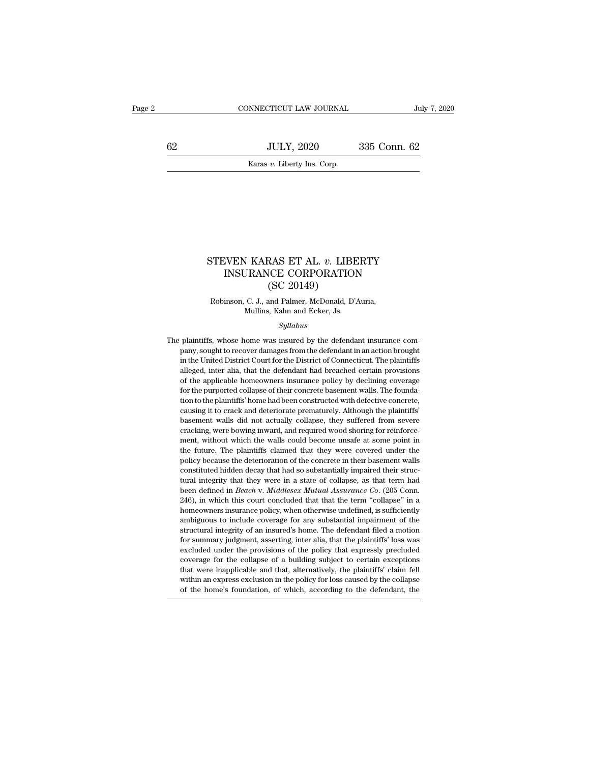# STEVEN KARAS ET AL. *v.* LIBERTY INSURANCE CORPORATION (SC 20149)

Robinson, C. J., and Palmer, McDonald, D'Auria, Mullins, Kahn and Ecker, Js.

*Syllabus*

The plaintiffs, whose home was insured by the defendant insurance company, sought to recover damages from the defendant in an action brought in the United District Court for the District of Connecticut. The plaintiffs alleged, inter alia, that the defendant had breached certain provisions of the applicable homeowners insurance policy by declining coverage for the purported collapse of their concrete basement walls. The foundation to the plaintiffs' home had been constructed with defective concrete, causing it to crack and deteriorate prematurely. Although the plaintiffs' basement walls did not actually collapse, they suffered from severe cracking, were bowing inward, and required wood shoring for reinforcement, without which the walls could become unsafe at some point in the future. The plaintiffs claimed that they were covered under the policy because the deterioration of the concrete in their basement walls constituted hidden decay that had so substantially impaired their structural integrity that they were in a state of collapse, as that term had been defined in *Beach* v. *Middlesex Mutual Assurance Co.* (205 Conn. 246), in which this court concluded that that the term "collapse" in a homeowners insurance policy, when otherwise undefined, is sufficiently ambiguous to include coverage for any substantial impairment of the structural integrity of an insured's home. The defendant filed a motion for summary judgment, asserting, inter alia, that the plaintiffs' loss was excluded under the provisions of the policy that expressly precluded coverage for the collapse of a building subject to certain exceptions that were inapplicable and that, alternatively, the plaintiffs' claim fell within an express exclusion in the policy for loss caused by the collapse of the home's foundation, of which, according to the defendant, the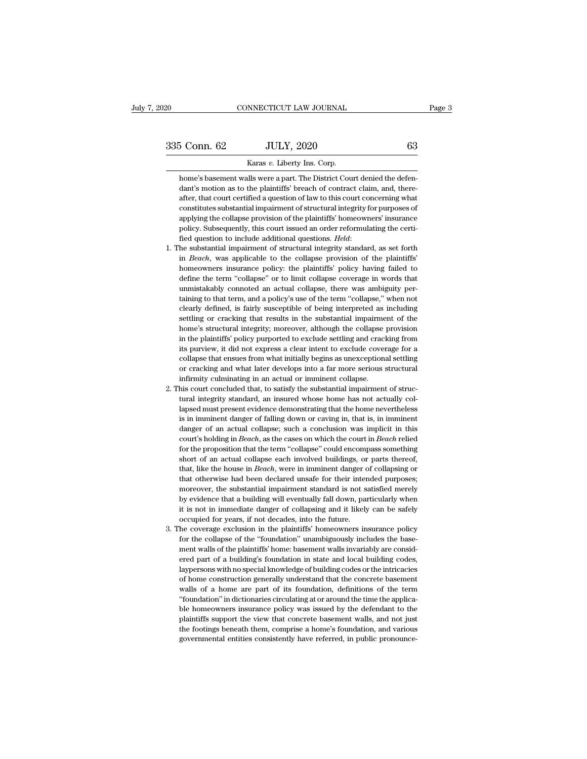home's basement walls were a part. The District Court denied the defendant's motion as to the plaintiffs' breach of contract claim, and, thereafter, that court certified a question of law to this court concerning what constitutes substantial impairment of structural integrity for purposes of applying the collapse provision of the plaintiffs' homeowners' insurance policy. Subsequently, this court issued an order reformulating the certified question to include additional questions. *Held*:

1. The substantial impairment of structural integrity standard, as set forth in *Beach*, was applicable to the collapse provision of the plaintiffs' homeowners insurance policy: the plaintiffs' policy having failed to define the term "collapse" or to limit collapse coverage in words that unmistakably connoted an actual collapse, there was ambiguity pertaining to that term, and a policy's use of the term "collapse," when not clearly defined, is fairly susceptible of being interpreted as including settling or cracking that results in the substantial impairment of the home's structural integrity; moreover, although the collapse provision in the plaintiffs' policy purported to exclude settling and cracking from its purview, it did not express a clear intent to exclude coverage for a collapse that ensues from what initially begins as unexceptional settling or cracking and what later develops into a far more serious structural infirmity culminating in an actual or imminent collapse.
2. This court concluded that, to satisfy the substantial impairment of structural integrity standard, an insured whose home has not actually collapsed must present evidence demonstrating that the home nevertheless is in imminent danger of falling down or caving in, that is, in imminent danger of an actual collapse; such a conclusion was implicit in this court's holding in *Beach*, as the cases on which the court in *Beach* relied for the proposition that the term "collapse" could encompass something short of an actual collapse each involved buildings, or parts thereof, that, like the house in *Beach*, were in imminent danger of collapsing or that otherwise had been declared unsafe for their intended purposes; moreover, the substantial impairment standard is not satisfied merely by evidence that a building will eventually fall down, particularly when it is not in immediate danger of collapsing and it likely can be safely occupied for years, if not decades, into the future.
3. The coverage exclusion in the plaintiffs' homeowners insurance policy for the collapse of the "foundation" unambiguously includes the basement walls of the plaintiffs' home: basement walls invariably are considered part of a building's foundation in state and local building codes, laypersons with no special knowledge of building codes or the intricacies of home construction generally understand that the concrete basement walls of a home are part of its foundation, definitions of the term "foundation" in dictionaries circulating at or around the time the applicable homeowners insurance policy was issued by the defendant to the plaintiffs support the view that concrete basement walls, and not just the footings beneath them, comprise a home's foundation, and various governmental entities consistently have referred, in public pronounce-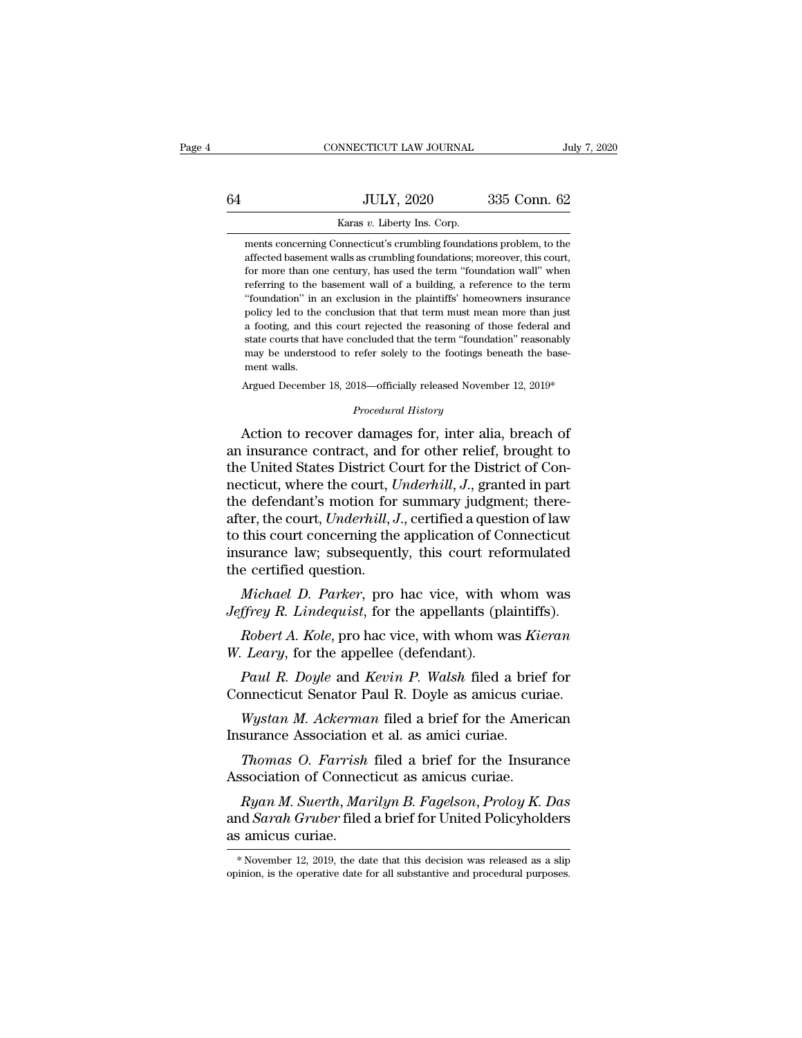ments concerning Connecticut's crumbling foundations problem, to the affected basement walls as crumbling foundations; moreover, this court, for more than one century, has used the term "foundation wall" when referring to the basement wall of a building, a reference to the term "foundation" in an exclusion in the plaintiffs' homeowners insurance policy led to the conclusion that that term must mean more than just a footing, and this court rejected the reasoning of those federal and state courts that have concluded that the term "foundation" reasonably may be understood to refer solely to the footings beneath the basement walls.

Argued December 18, 2018—officially released November 12, 2019*

*Procedural History*

Action to recover damages for, inter alia, breach of an insurance contract, and for other relief, brought to the United States District Court for the District of Connecticut, where the court, *Underhill, J.*, granted in part the defendant's motion for summary judgment; thereafter, the court, *Underhill, J.*, certified a question of law to this court concerning the application of Connecticut insurance law; subsequently, this court reformulated the certified question.

*Michael D. Parker*, pro hac vice, with whom was *Jeffrey R. Lindequist*, for the appellants (plaintiffs).

*Robert A. Kole*, pro hac vice, with whom was *Kieran W. Leary*, for the appellee (defendant).

*Paul R. Doyle* and *Kevin P. Walsh* filed a brief for Connecticut Senator Paul R. Doyle as amicus curiae.

*Wystan M. Ackerman* filed a brief for the American Insurance Association et al. as amici curiae.

*Thomas O. Farrish* filed a brief for the Insurance Association of Connecticut as amicus curiae.

*Ryan M. Suerth*, *Marilyn B. Fagelson*, *Proloy K. Das* and *Sarah Gruber* filed a brief for United Policyholders as amicus curiae.

* November 12, 2019, the date that this decision was released as a slip opinion, is the operative date for all substantive and procedural purposes.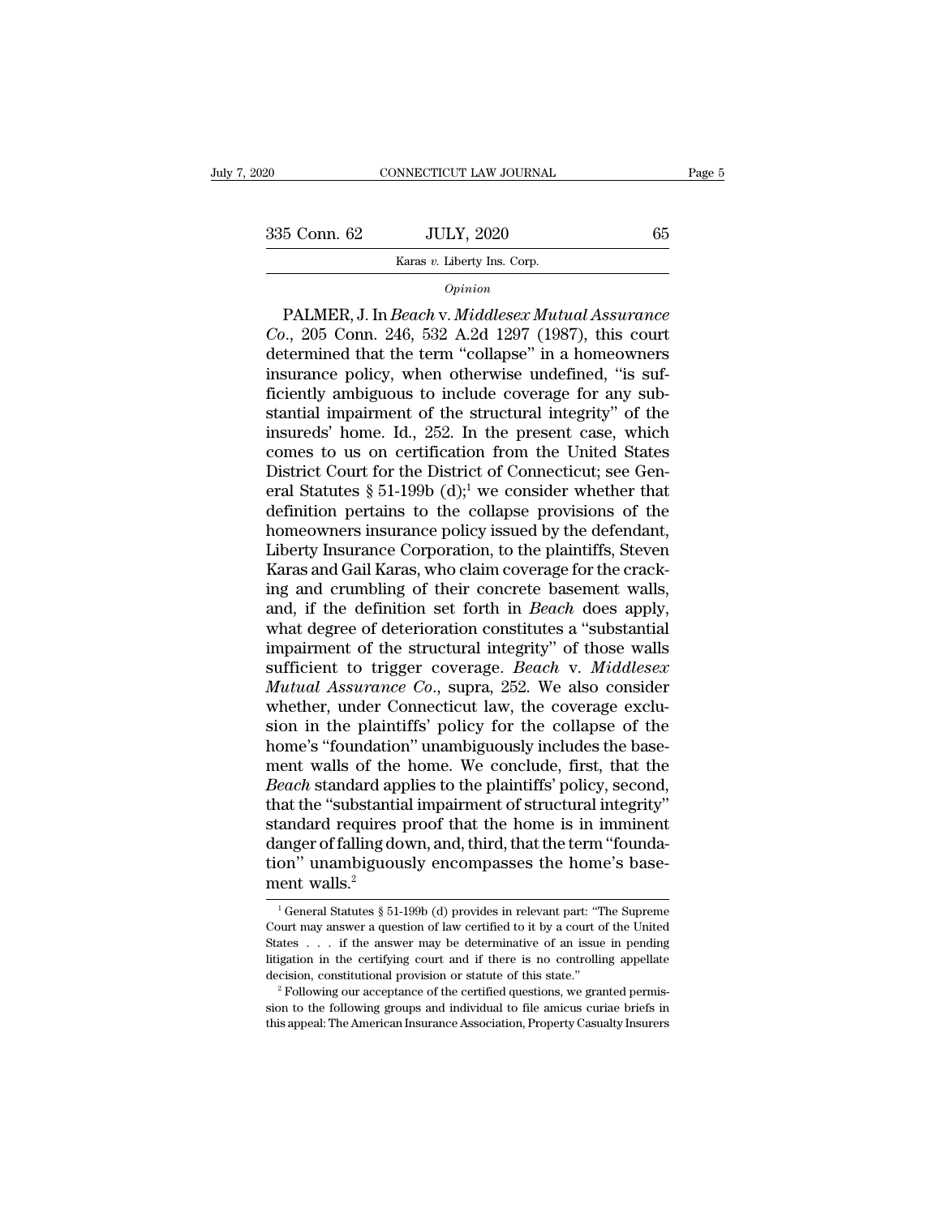*Opinion*

PALMER, J. In *Beach* v. *Middlesex Mutual Assurance Co.*, 205 Conn. 246, 532 A.2d 1297 (1987), this court determined that the term "collapse" in a homeowners insurance policy, when otherwise undefined, "is sufficiently ambiguous to include coverage for any substantial impairment of the structural integrity" of the insureds' home. Id., 252. In the present case, which comes to us on certification from the United States District Court for the District of Connecticut; see General Statutes § 51-199b (d);[1] we consider whether that definition pertains to the collapse provisions of the homeowners insurance policy issued by the defendant, Liberty Insurance Corporation, to the plaintiffs, Steven Karas and Gail Karas, who claim coverage for the cracking and crumbling of their concrete basement walls, and, if the definition set forth in *Beach* does apply, what degree of deterioration constitutes a "substantial impairment of the structural integrity" of those walls sufficient to trigger coverage. *Beach* v. *Middlesex Mutual Assurance Co.*, supra, 252. We also consider whether, under Connecticut law, the coverage exclusion in the plaintiffs' policy for the collapse of the home's "foundation" unambiguously includes the basement walls of the home. We conclude, first, that the *Beach* standard applies to the plaintiffs' policy, second, that the "substantial impairment of structural integrity" standard requires proof that the home is in imminent danger of falling down, and, third, that the term "foundation" unambiguously encompasses the home's basement walls.[2]

[1] General Statutes § 51-199b (d) provides in relevant part: "The Supreme Court may answer a question of law certified to it by a court of the United States . . . if the answer may be determinative of an issue in pending litigation in the certifying court and if there is no controlling appellate decision, constitutional provision or statute of this state."

[2] Following our acceptance of the certified questions, we granted permission to the following groups and individual to file amicus curiae briefs in this appeal: The American Insurance Association, Property Casualty Insurers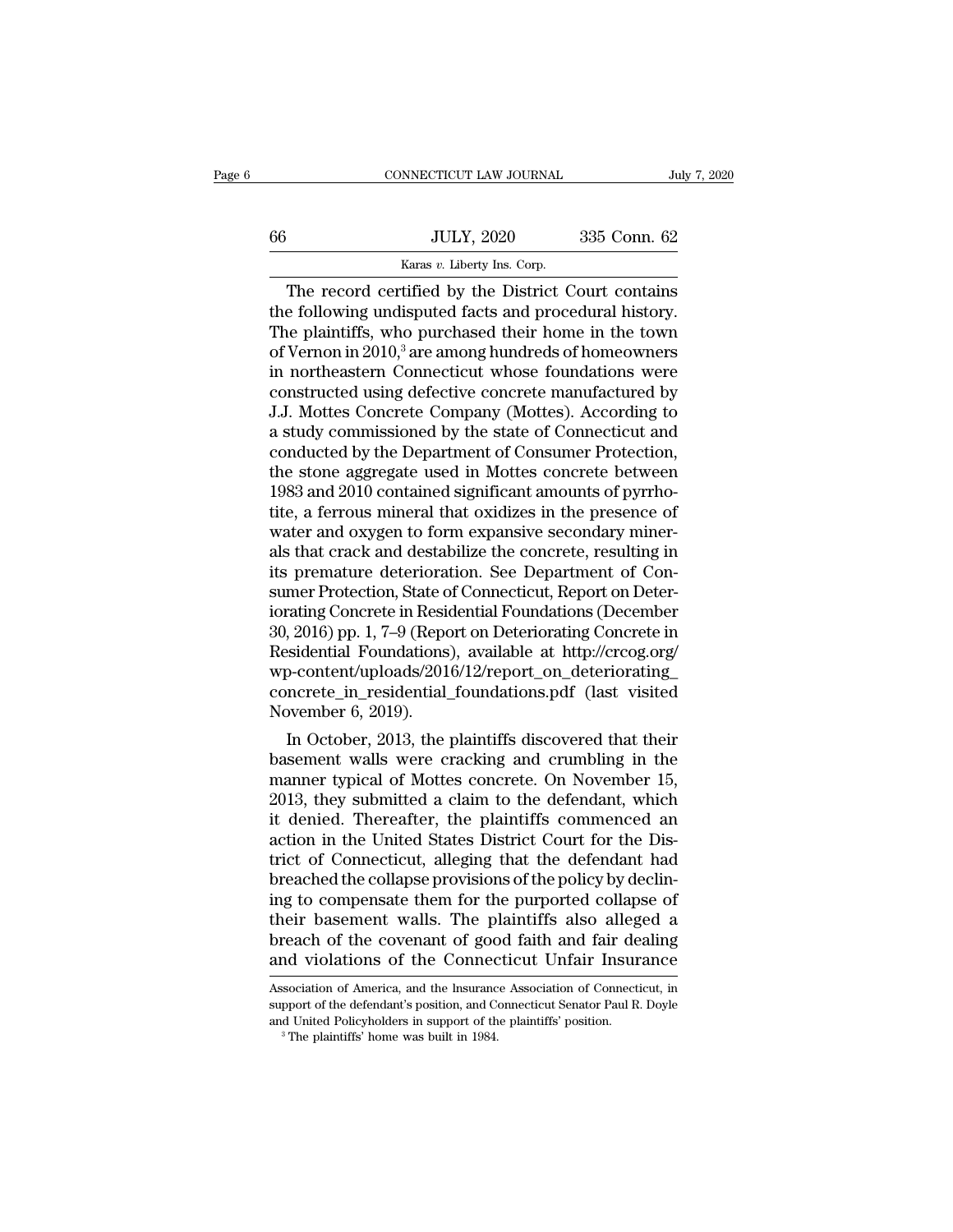The record certified by the District Court contains the following undisputed facts and procedural history. The plaintiffs, who purchased their home in the town of Vernon in 2010,[3] are among hundreds of homeowners in northeastern Connecticut whose foundations were constructed using defective concrete manufactured by J.J. Mottes Concrete Company (Mottes). According to a study commissioned by the state of Connecticut and conducted by the Department of Consumer Protection, the stone aggregate used in Mottes concrete between 1983 and 2010 contained significant amounts of pyrrhotite, a ferrous mineral that oxidizes in the presence of water and oxygen to form expansive secondary minerals that crack and destabilize the concrete, resulting in its premature deterioration. See Department of Consumer Protection, State of Connecticut, Report on Deteriorating Concrete in Residential Foundations (December 30, 2016) pp. 1, 7–9 (Report on Deteriorating Concrete in Residential Foundations), available at http://crcog.org/wp-content/uploads/2016/12/report_on_deteriorating_concrete_in_residential_foundations.pdf (last visited November 6, 2019).

In October, 2013, the plaintiffs discovered that their basement walls were cracking and crumbling in the manner typical of Mottes concrete. On November 15, 2013, they submitted a claim to the defendant, which it denied. Thereafter, the plaintiffs commenced an action in the United States District Court for the District of Connecticut, alleging that the defendant had breached the collapse provisions of the policy by declining to compensate them for the purported collapse of their basement walls. The plaintiffs also alleged a breach of the covenant of good faith and fair dealing and violations of the Connecticut Unfair Insurance

Association of America, and the Insurance Association of Connecticut, in support of the defendant's position, and Connecticut Senator Paul R. Doyle and United Policyholders in support of the plaintiffs' position.

[3] The plaintiffs' home was built in 1984.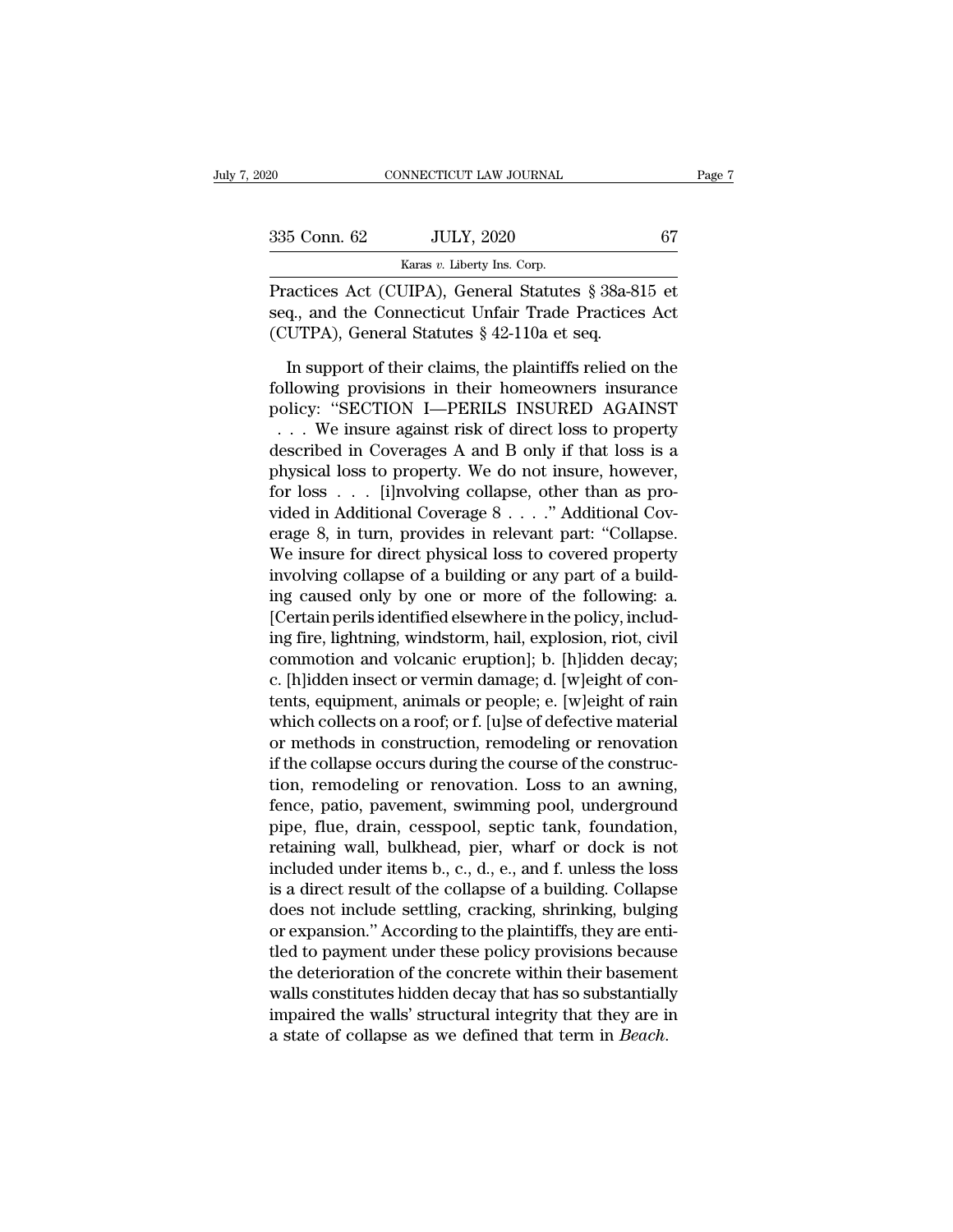Practices Act (CUIPA), General Statutes § 38a-815 et seq., and the Connecticut Unfair Trade Practices Act (CUTPA), General Statutes § 42-110a et seq.

In support of their claims, the plaintiffs relied on the following provisions in their homeowners insurance policy: "SECTION I—PERILS INSURED AGAINST . . . We insure against risk of direct loss to property described in Coverages A and B only if that loss is a physical loss to property. We do not insure, however, for loss . . . [i]nvolving collapse, other than as provided in Additional Coverage 8 . . . ." Additional Coverage 8, in turn, provides in relevant part: "Collapse. We insure for direct physical loss to covered property involving collapse of a building or any part of a building caused only by one or more of the following: a. [Certain perils identified elsewhere in the policy, including fire, lightning, windstorm, hail, explosion, riot, civil commotion and volcanic eruption]; b. [h]idden decay; c. [h]idden insect or vermin damage; d. [w]eight of contents, equipment, animals or people; e. [w]eight of rain which collects on a roof; or f. [u]se of defective material or methods in construction, remodeling or renovation if the collapse occurs during the course of the construction, remodeling or renovation. Loss to an awning, fence, patio, pavement, swimming pool, underground pipe, flue, drain, cesspool, septic tank, foundation, retaining wall, bulkhead, pier, wharf or dock is not included under items b., c., d., e., and f. unless the loss is a direct result of the collapse of a building. Collapse does not include settling, cracking, shrinking, bulging or expansion." According to the plaintiffs, they are entitled to payment under these policy provisions because the deterioration of the concrete within their basement walls constitutes hidden decay that has so substantially impaired the walls' structural integrity that they are in a state of collapse as we defined that term in *Beach*.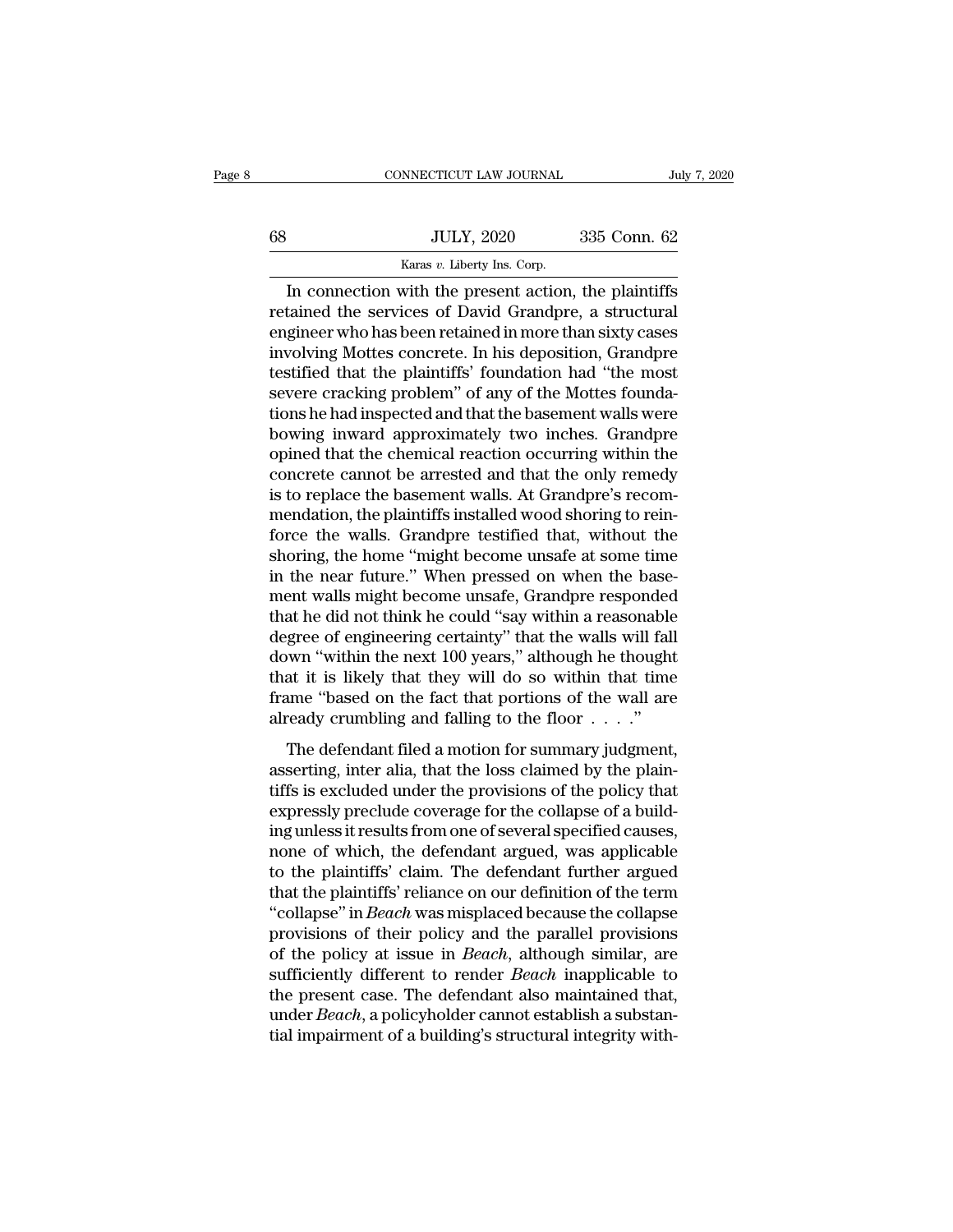In connection with the present action, the plaintiffs retained the services of David Grandpre, a structural engineer who has been retained in more than sixty cases involving Mottes concrete. In his deposition, Grandpre testified that the plaintiffs' foundation had "the most severe cracking problem" of any of the Mottes foundations he had inspected and that the basement walls were bowing inward approximately two inches. Grandpre opined that the chemical reaction occurring within the concrete cannot be arrested and that the only remedy is to replace the basement walls. At Grandpre's recommendation, the plaintiffs installed wood shoring to reinforce the walls. Grandpre testified that, without the shoring, the home "might become unsafe at some time in the near future." When pressed on when the basement walls might become unsafe, Grandpre responded that he did not think he could "say within a reasonable degree of engineering certainty" that the walls will fall down "within the next 100 years," although he thought that it is likely that they will do so within that time frame "based on the fact that portions of the wall are already crumbling and falling to the floor . . . ."

The defendant filed a motion for summary judgment, asserting, inter alia, that the loss claimed by the plaintiffs is excluded under the provisions of the policy that expressly preclude coverage for the collapse of a building unless it results from one of several specified causes, none of which, the defendant argued, was applicable to the plaintiffs' claim. The defendant further argued that the plaintiffs' reliance on our definition of the term "collapse" in *Beach* was misplaced because the collapse provisions of their policy and the parallel provisions of the policy at issue in *Beach*, although similar, are sufficiently different to render *Beach* inapplicable to the present case. The defendant also maintained that, under *Beach*, a policyholder cannot establish a substantial impairment of a building's structural integrity with-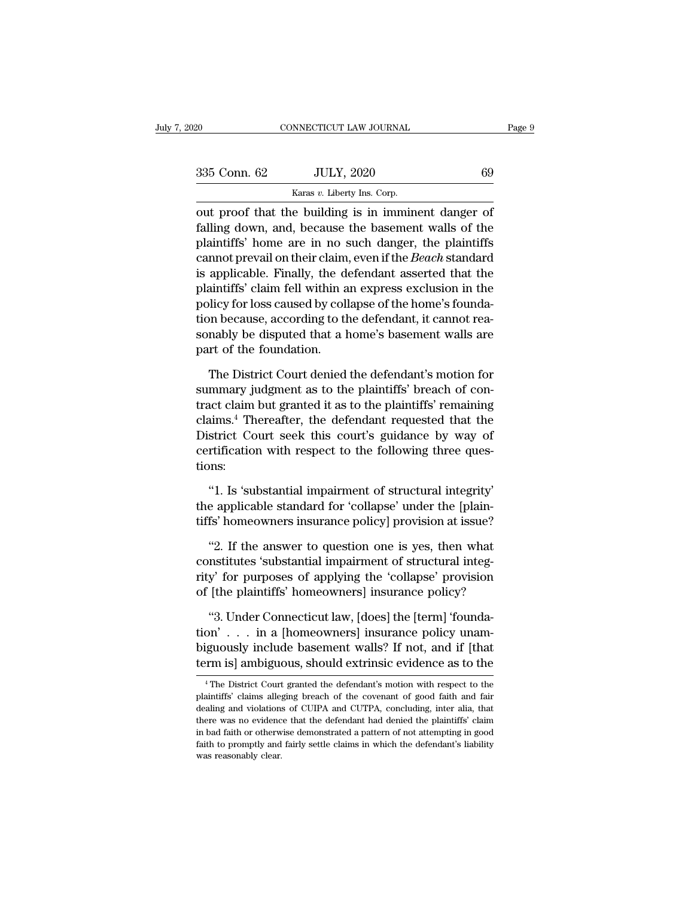out proof that the building is in imminent danger of falling down, and, because the basement walls of the plaintiffs' home are in no such danger, the plaintiffs cannot prevail on their claim, even if the *Beach* standard is applicable. Finally, the defendant asserted that the plaintiffs' claim fell within an express exclusion in the policy for loss caused by collapse of the home's foundation because, according to the defendant, it cannot reasonably be disputed that a home's basement walls are part of the foundation.

The District Court denied the defendant's motion for summary judgment as to the plaintiffs' breach of contract claim but granted it as to the plaintiffs' remaining claims.[4] Thereafter, the defendant requested that the District Court seek this court's guidance by way of certification with respect to the following three questions:

"1. Is 'substantial impairment of structural integrity' the applicable standard for 'collapse' under the [plaintiffs' homeowners insurance policy] provision at issue?

"2. If the answer to question one is yes, then what constitutes 'substantial impairment of structural integrity' for purposes of applying the 'collapse' provision of [the plaintiffs' homeowners] insurance policy?

"3. Under Connecticut law, [does] the [term] 'foundation' . . . in a [homeowners] insurance policy unambiguously include basement walls? If not, and if [that term is] ambiguous, should extrinsic evidence as to the

[4] The District Court granted the defendant's motion with respect to the plaintiffs' claims alleging breach of the covenant of good faith and fair dealing and violations of CUIPA and CUTPA, concluding, inter alia, that there was no evidence that the defendant had denied the plaintiffs' claim in bad faith or otherwise demonstrated a pattern of not attempting in good faith to promptly and fairly settle claims in which the defendant's liability was reasonably clear.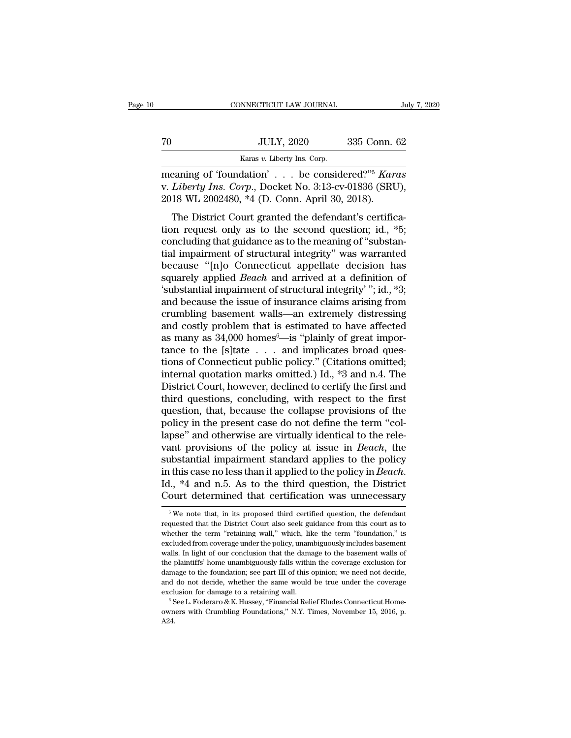meaning of 'foundation' . . . be considered?"[5] *Karas v. Liberty Ins. Corp.*, Docket No. 3:13-cv-01836 (SRU), 2018 WL 2002480, *4 (D. Conn. April 30, 2018).

The District Court granted the defendant's certification request only as to the second question; id., *5; concluding that guidance as to the meaning of "substantial impairment of structural integrity" was warranted because "[n]o Connecticut appellate decision has squarely applied *Beach* and arrived at a definition of 'substantial impairment of structural integrity' "; id., *3; and because the issue of insurance claims arising from crumbling basement walls—an extremely distressing and costly problem that is estimated to have affected as many as 34,000 homes[6]—is "plainly of great importance to the [s]tate . . . and implicates broad questions of Connecticut public policy." (Citations omitted; internal quotation marks omitted.) Id., *3 and n.4. The District Court, however, declined to certify the first and third questions, concluding, with respect to the first question, that, because the collapse provisions of the policy in the present case do not define the term "collapse" and otherwise are virtually identical to the relevant provisions of the policy at issue in *Beach*, the substantial impairment standard applies to the policy in this case no less than it applied to the policy in *Beach*. Id., *4 and n.5. As to the third question, the District Court determined that certification was unnecessary

---

[5] We note that, in its proposed third certified question, the defendant requested that the District Court also seek guidance from this court as to whether the term "retaining wall," which, like the term "foundation," is excluded from coverage under the policy, unambiguously includes basement walls. In light of our conclusion that the damage to the basement walls of the plaintiffs' home unambiguously falls within the coverage exclusion for damage to the foundation; see part III of this opinion; we need not decide, and do not decide, whether the same would be true under the coverage exclusion for damage to a retaining wall.

[6] See L. Foderaro & K. Hussey, "Financial Relief Eludes Connecticut Homeowners with Crumbling Foundations," N.Y. Times, November 15, 2016, p. A24.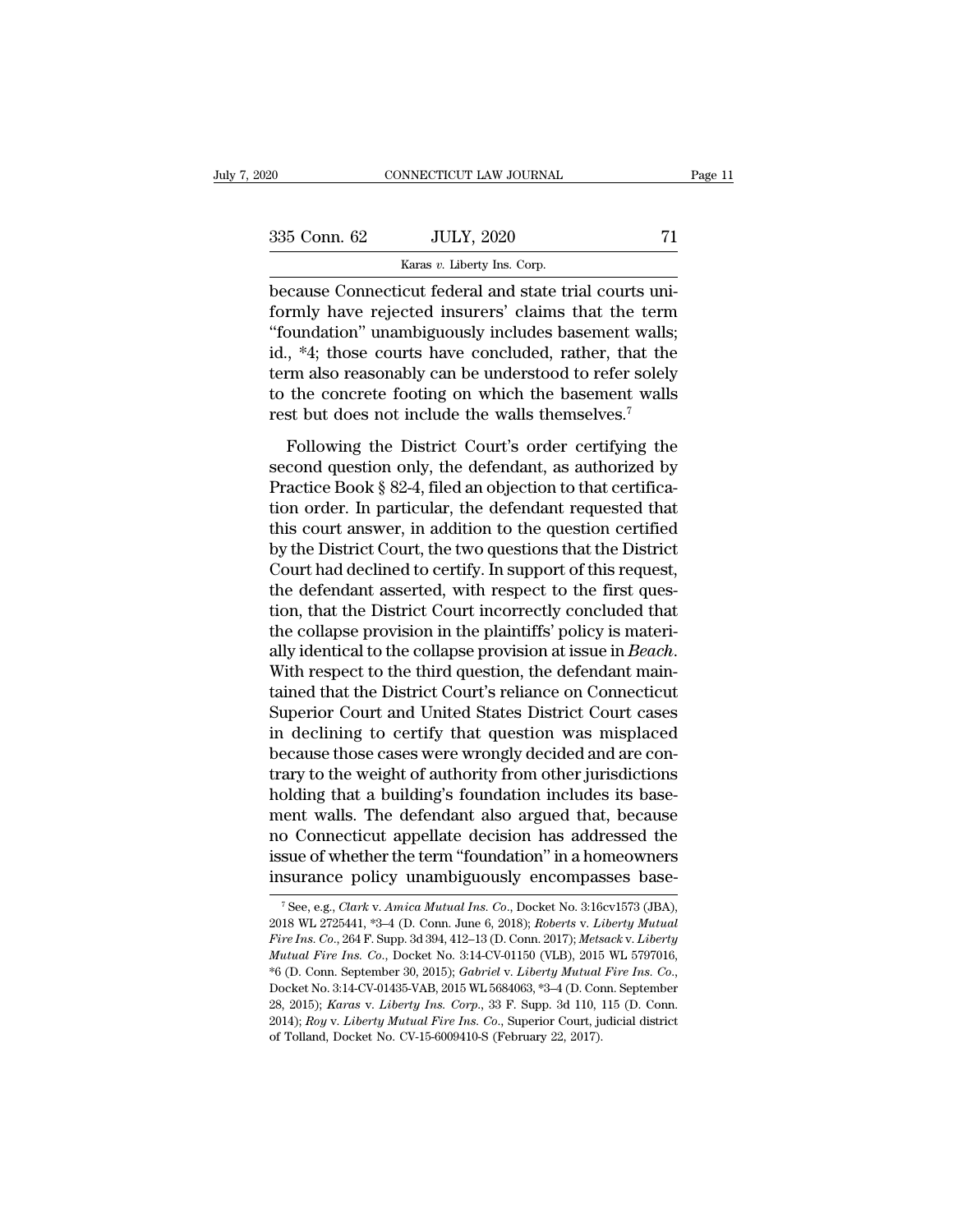because Connecticut federal and state trial courts uniformly have rejected insurers' claims that the term "foundation" unambiguously includes basement walls; id., *4; those courts have concluded, rather, that the term also reasonably can be understood to refer solely to the concrete footing on which the basement walls rest but does not include the walls themselves.[7]

Following the District Court's order certifying the second question only, the defendant, as authorized by Practice Book § 82-4, filed an objection to that certification order. In particular, the defendant requested that this court answer, in addition to the question certified by the District Court, the two questions that the District Court had declined to certify. In support of this request, the defendant asserted, with respect to the first question, that the District Court incorrectly concluded that the collapse provision in the plaintiffs' policy is materially identical to the collapse provision at issue in *Beach*. With respect to the third question, the defendant maintained that the District Court's reliance on Connecticut Superior Court and United States District Court cases in declining to certify that question was misplaced because those cases were wrongly decided and are contrary to the weight of authority from other jurisdictions holding that a building's foundation includes its basement walls. The defendant also argued that, because no Connecticut appellate decision has addressed the issue of whether the term "foundation" in a homeowners insurance policy unambiguously encompasses base-

[7] See, e.g., *Clark* v. *Amica Mutual Ins. Co.*, Docket No. 3:16cv1573 (JBA), 2018 WL 2725441, *3–4 (D. Conn. June 6, 2018); *Roberts* v. *Liberty Mutual Fire Ins. Co.*, 264 F. Supp. 3d 394, 412–13 (D. Conn. 2017); *Metsack* v. *Liberty Mutual Fire Ins. Co.*, Docket No. 3:14-CV-01150 (VLB), 2015 WL 5797016, *6 (D. Conn. September 30, 2015); *Gabriel* v. *Liberty Mutual Fire Ins. Co.*, Docket No. 3:14-CV-01435-VAB, 2015 WL 5684063, *3–4 (D. Conn. September 28, 2015); *Karas* v. *Liberty Ins. Corp.*, 33 F. Supp. 3d 110, 115 (D. Conn. 2014); *Roy* v. *Liberty Mutual Fire Ins. Co.*, Superior Court, judicial district of Tolland, Docket No. CV-15-6009410-S (February 22, 2017).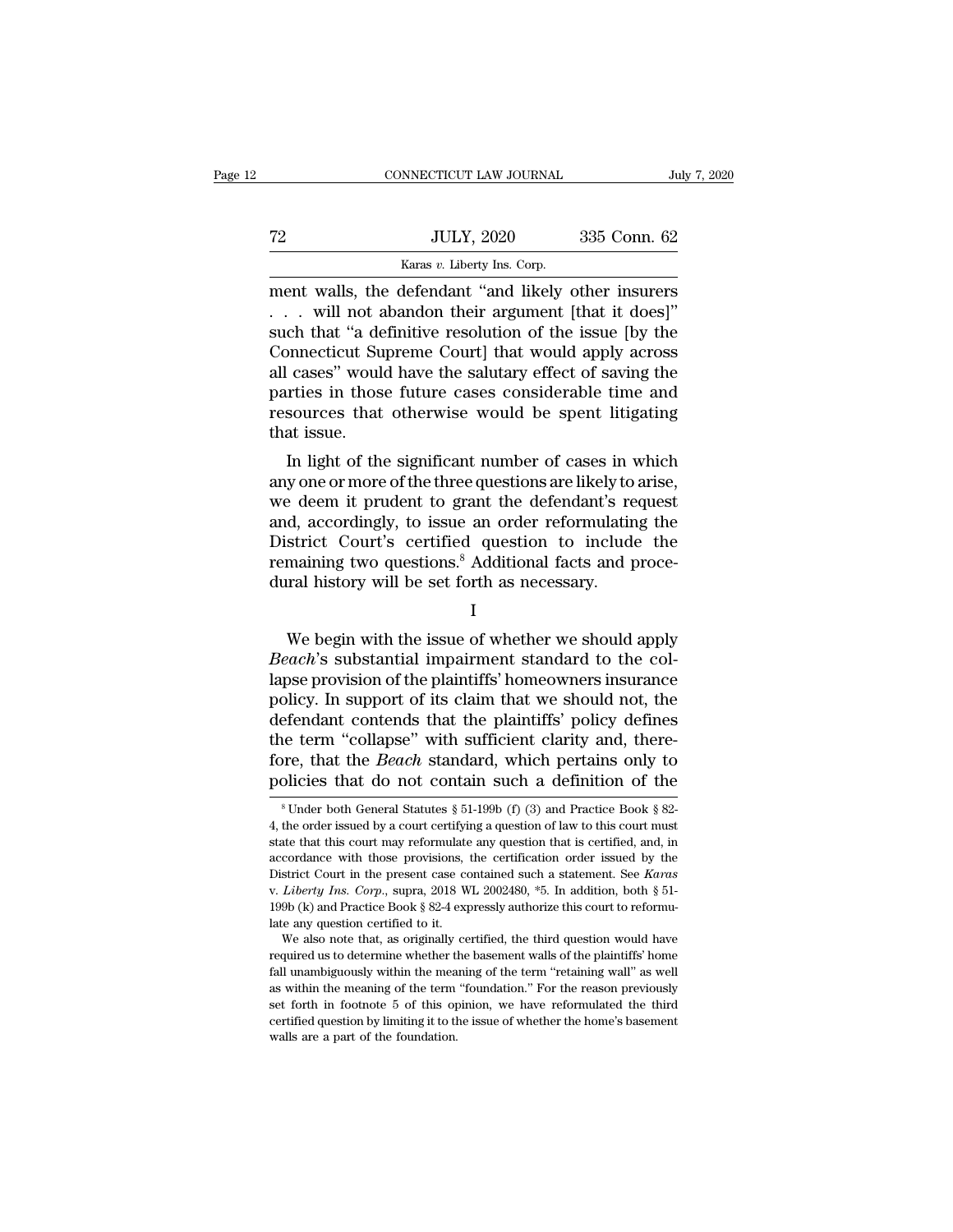ment walls, the defendant "and likely other insurers . . . will not abandon their argument [that it does]" such that "a definitive resolution of the issue [by the Connecticut Supreme Court] that would apply across all cases" would have the salutary effect of saving the parties in those future cases considerable time and resources that otherwise would be spent litigating that issue.

In light of the significant number of cases in which any one or more of the three questions are likely to arise, we deem it prudent to grant the defendant's request and, accordingly, to issue an order reformulating the District Court's certified question to include the remaining two questions.[8] Additional facts and procedural history will be set forth as necessary.

I

We begin with the issue of whether we should apply *Beach*'s substantial impairment standard to the collapse provision of the plaintiffs' homeowners insurance policy. In support of its claim that we should not, the defendant contends that the plaintiffs' policy defines the term "collapse" with sufficient clarity and, therefore, that the *Beach* standard, which pertains only to policies that do not contain such a definition of the

---

[8] Under both General Statutes § 51-199b (f) (3) and Practice Book § 82-4, the order issued by a court certifying a question of law to this court must state that this court may reformulate any question that is certified, and, in accordance with those provisions, the certification order issued by the District Court in the present case contained such a statement. See *Karas* v. *Liberty Ins. Corp.*, supra, 2018 WL 2002480, *5. In addition, both § 51-199b (k) and Practice Book § 82-4 expressly authorize this court to reformulate any question certified to it.

We also note that, as originally certified, the third question would have required us to determine whether the basement walls of the plaintiffs' home fall unambiguously within the meaning of the term "retaining wall" as well as within the meaning of the term "foundation." For the reason previously set forth in footnote 5 of this opinion, we have reformulated the third certified question by limiting it to the issue of whether the home's basement walls are a part of the foundation.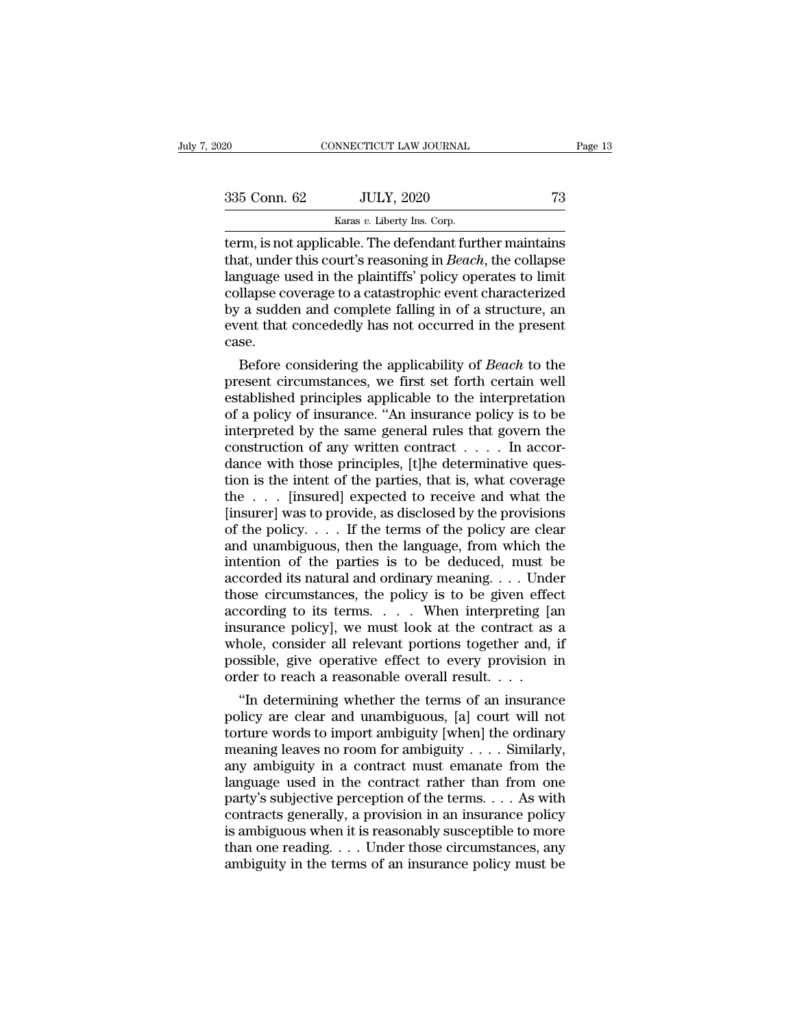term, is not applicable. The defendant further maintains that, under this court's reasoning in *Beach*, the collapse language used in the plaintiffs' policy operates to limit collapse coverage to a catastrophic event characterized by a sudden and complete falling in of a structure, an event that concededly has not occurred in the present case.

Before considering the applicability of *Beach* to the present circumstances, we first set forth certain well established principles applicable to the interpretation of a policy of insurance. "An insurance policy is to be interpreted by the same general rules that govern the construction of any written contract . . . . In accordance with those principles, [t]he determinative question is the intent of the parties, that is, what coverage the . . . [insured] expected to receive and what the [insurer] was to provide, as disclosed by the provisions of the policy. . . . If the terms of the policy are clear and unambiguous, then the language, from which the intention of the parties is to be deduced, must be accorded its natural and ordinary meaning. . . . Under those circumstances, the policy is to be given effect according to its terms. . . . When interpreting [an insurance policy], we must look at the contract as a whole, consider all relevant portions together and, if possible, give operative effect to every provision in order to reach a reasonable overall result. . . .

"In determining whether the terms of an insurance policy are clear and unambiguous, [a] court will not torture words to import ambiguity [when] the ordinary meaning leaves no room for ambiguity . . . . Similarly, any ambiguity in a contract must emanate from the language used in the contract rather than from one party's subjective perception of the terms. . . . As with contracts generally, a provision in an insurance policy is ambiguous when it is reasonably susceptible to more than one reading. . . . Under those circumstances, any ambiguity in the terms of an insurance policy must be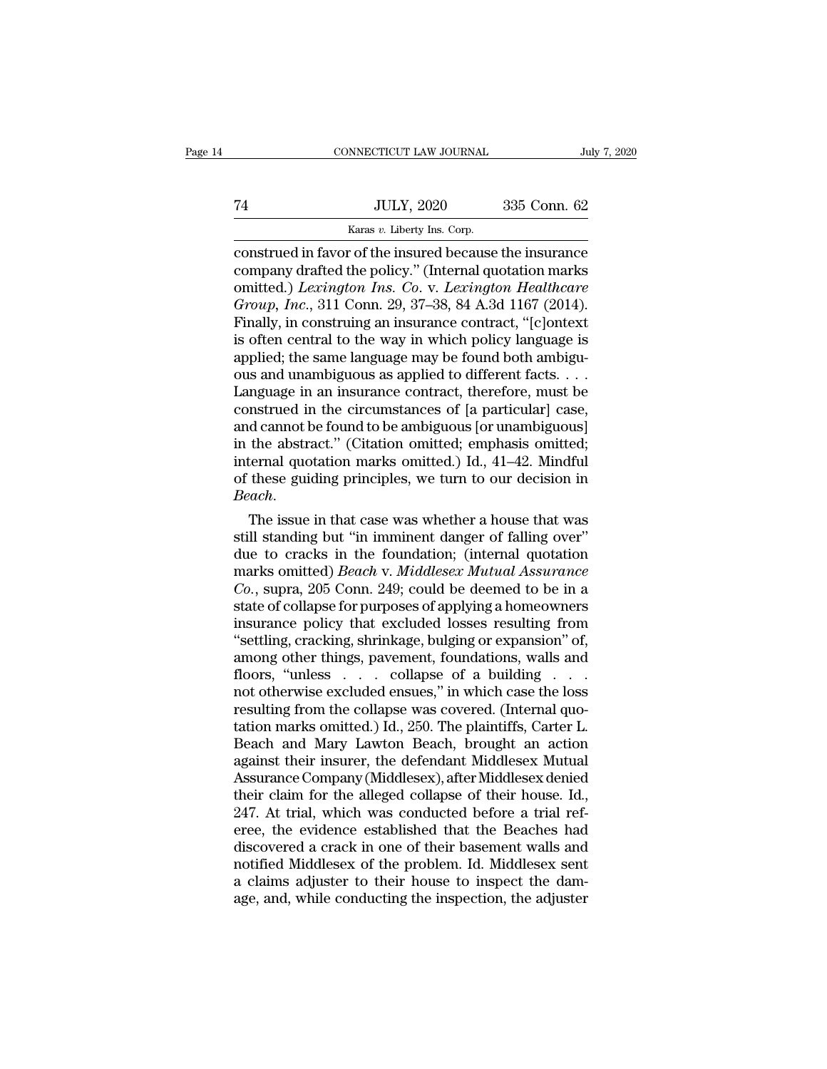construed in favor of the insured because the insurance company drafted the policy." (Internal quotation marks omitted.) *Lexington Ins. Co.* v. *Lexington Healthcare Group, Inc.*, 311 Conn. 29, 37–38, 84 A.3d 1167 (2014). Finally, in construing an insurance contract, "[c]ontext is often central to the way in which policy language is applied; the same language may be found both ambiguous and unambiguous as applied to different facts. . . . Language in an insurance contract, therefore, must be construed in the circumstances of [a particular] case, and cannot be found to be ambiguous [or unambiguous] in the abstract." (Citation omitted; emphasis omitted; internal quotation marks omitted.) Id., 41–42. Mindful of these guiding principles, we turn to our decision in *Beach*.

The issue in that case was whether a house that was still standing but "in imminent danger of falling over" due to cracks in the foundation; (internal quotation marks omitted) *Beach* v. *Middlesex Mutual Assurance Co.*, supra, 205 Conn. 249; could be deemed to be in a state of collapse for purposes of applying a homeowners insurance policy that excluded losses resulting from "settling, cracking, shrinkage, bulging or expansion" of, among other things, pavement, foundations, walls and floors, "unless . . . collapse of a building . . . not otherwise excluded ensues," in which case the loss resulting from the collapse was covered. (Internal quotation marks omitted.) Id., 250. The plaintiffs, Carter L. Beach and Mary Lawton Beach, brought an action against their insurer, the defendant Middlesex Mutual Assurance Company (Middlesex), after Middlesex denied their claim for the alleged collapse of their house. Id., 247. At trial, which was conducted before a trial referee, the evidence established that the Beaches had discovered a crack in one of their basement walls and notified Middlesex of the problem. Id. Middlesex sent a claims adjuster to their house to inspect the damage, and, while conducting the inspection, the adjuster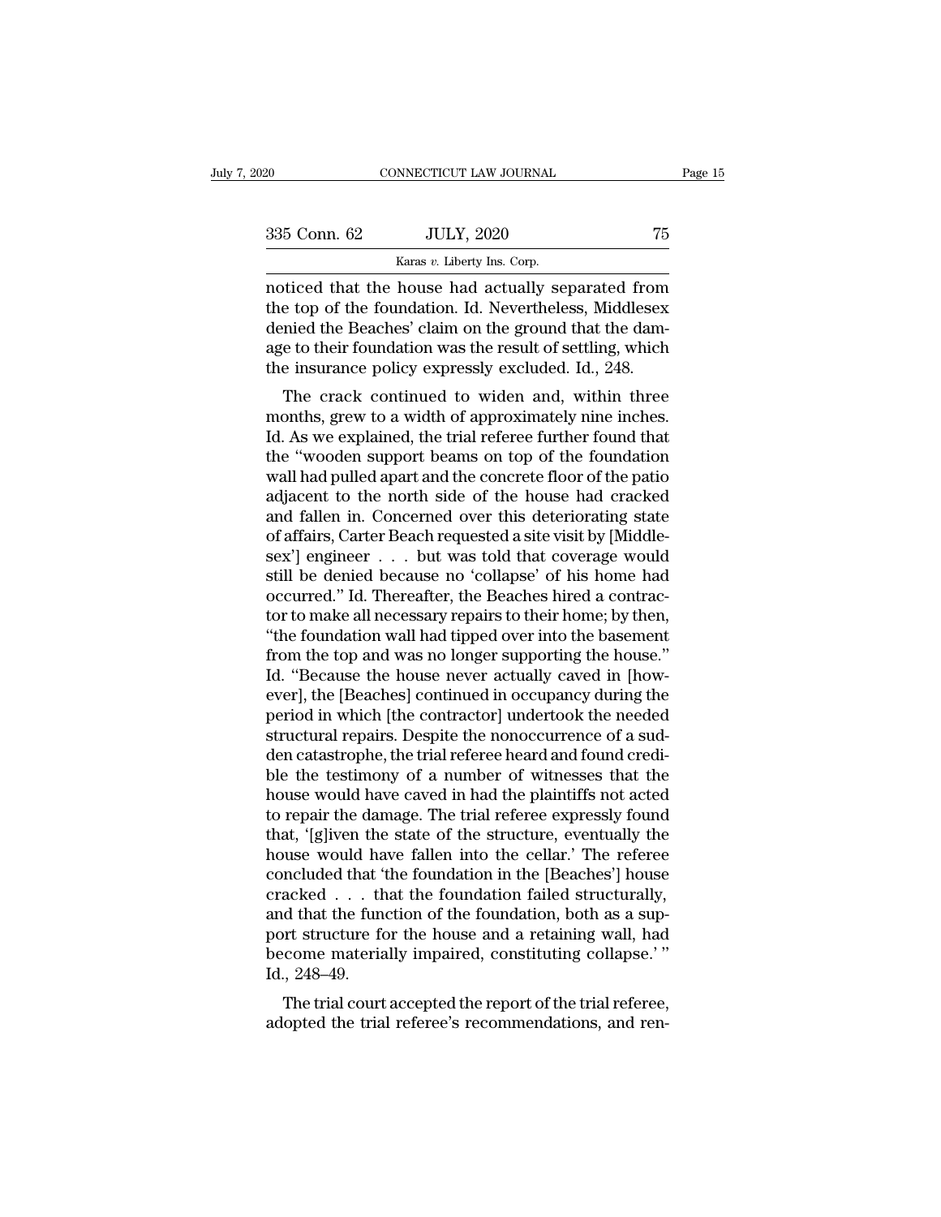noticed that the house had actually separated from the top of the foundation. Id. Nevertheless, Middlesex denied the Beaches' claim on the ground that the damage to their foundation was the result of settling, which the insurance policy expressly excluded. Id., 248.

The crack continued to widen and, within three months, grew to a width of approximately nine inches. Id. As we explained, the trial referee further found that the "wooden support beams on top of the foundation wall had pulled apart and the concrete floor of the patio adjacent to the north side of the house had cracked and fallen in. Concerned over this deteriorating state of affairs, Carter Beach requested a site visit by [Middlesex'] engineer . . . but was told that coverage would still be denied because no 'collapse' of his home had occurred." Id. Thereafter, the Beaches hired a contractor to make all necessary repairs to their home; by then, "the foundation wall had tipped over into the basement from the top and was no longer supporting the house." Id. "Because the house never actually caved in [however], the [Beaches] continued in occupancy during the period in which [the contractor] undertook the needed structural repairs. Despite the nonoccurrence of a sudden catastrophe, the trial referee heard and found credible the testimony of a number of witnesses that the house would have caved in had the plaintiffs not acted to repair the damage. The trial referee expressly found that, '[g]iven the state of the structure, eventually the house would have fallen into the cellar.' The referee concluded that 'the foundation in the [Beaches'] house cracked . . . that the foundation failed structurally, and that the function of the foundation, both as a support structure for the house and a retaining wall, had become materially impaired, constituting collapse.' " Id., 248–49.

The trial court accepted the report of the trial referee, adopted the trial referee's recommendations, and ren-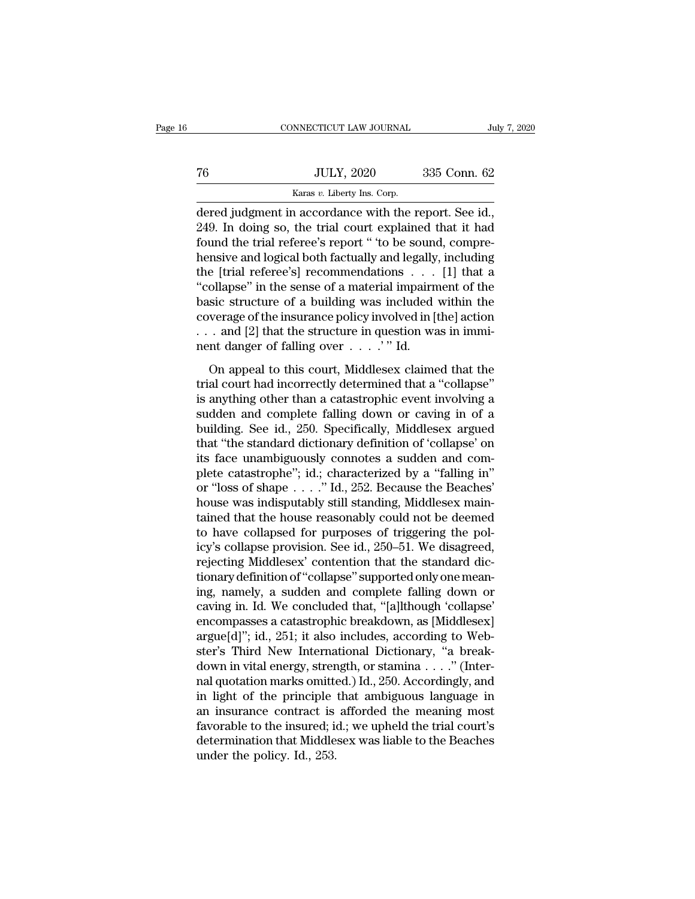dered judgment in accordance with the report. See id., 249. In doing so, the trial court explained that it had found the trial referee's report " 'to be sound, comprehensive and logical both factually and legally, including the [trial referee's] recommendations . . . [1] that a "collapse" in the sense of a material impairment of the basic structure of a building was included within the coverage of the insurance policy involved in [the] action . . . and [2] that the structure in question was in imminent danger of falling over . . . .' " Id.

On appeal to this court, Middlesex claimed that the trial court had incorrectly determined that a "collapse" is anything other than a catastrophic event involving a sudden and complete falling down or caving in of a building. See id., 250. Specifically, Middlesex argued that "the standard dictionary definition of 'collapse' on its face unambiguously connotes a sudden and complete catastrophe"; id.; characterized by a "falling in" or "loss of shape . . . ." Id., 252. Because the Beaches' house was indisputably still standing, Middlesex maintained that the house reasonably could not be deemed to have collapsed for purposes of triggering the policy's collapse provision. See id., 250–51. We disagreed, rejecting Middlesex' contention that the standard dictionary definition of "collapse" supported only one meaning, namely, a sudden and complete falling down or caving in. Id. We concluded that, "[a]lthough 'collapse' encompasses a catastrophic breakdown, as [Middlesex] argue[d]"; id., 251; it also includes, according to Webster's Third New International Dictionary, "a breakdown in vital energy, strength, or stamina . . . ." (Internal quotation marks omitted.) Id., 250. Accordingly, and in light of the principle that ambiguous language in an insurance contract is afforded the meaning most favorable to the insured; id.; we upheld the trial court's determination that Middlesex was liable to the Beaches under the policy. Id., 253.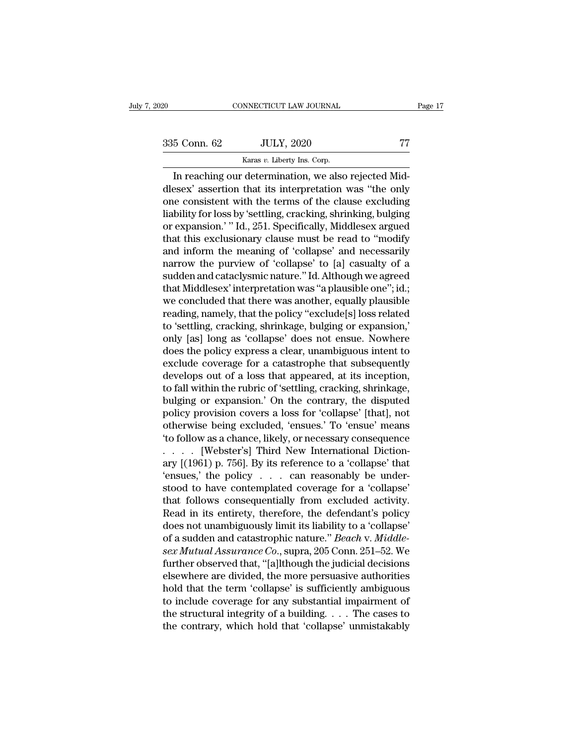In reaching our determination, we also rejected Middlesex' assertion that its interpretation was "the only one consistent with the terms of the clause excluding liability for loss by 'settling, cracking, shrinking, bulging or expansion.' " Id., 251. Specifically, Middlesex argued that this exclusionary clause must be read to "modify and inform the meaning of 'collapse' and necessarily narrow the purview of 'collapse' to [a] casualty of a sudden and cataclysmic nature." Id. Although we agreed that Middlesex' interpretation was "a plausible one"; id.; we concluded that there was another, equally plausible reading, namely, that the policy "exclude[s] loss related to 'settling, cracking, shrinkage, bulging or expansion,' only [as] long as 'collapse' does not ensue. Nowhere does the policy express a clear, unambiguous intent to exclude coverage for a catastrophe that subsequently develops out of a loss that appeared, at its inception, to fall within the rubric of 'settling, cracking, shrinkage, bulging or expansion.' On the contrary, the disputed policy provision covers a loss for 'collapse' [that], not otherwise being excluded, 'ensues.' To 'ensue' means 'to follow as a chance, likely, or necessary consequence . . . . [Webster's] Third New International Dictionary [(1961) p. 756]. By its reference to a 'collapse' that 'ensues,' the policy . . . can reasonably be understood to have contemplated coverage for a 'collapse' that follows consequentially from excluded activity. Read in its entirety, therefore, the defendant's policy does not unambiguously limit its liability to a 'collapse' of a sudden and catastrophic nature." *Beach* v. *Middlesex Mutual Assurance Co.*, supra, 205 Conn. 251–52. We further observed that, "[a]lthough the judicial decisions elsewhere are divided, the more persuasive authorities hold that the term 'collapse' is sufficiently ambiguous to include coverage for any substantial impairment of the structural integrity of a building. . . . The cases to the contrary, which hold that 'collapse' unmistakably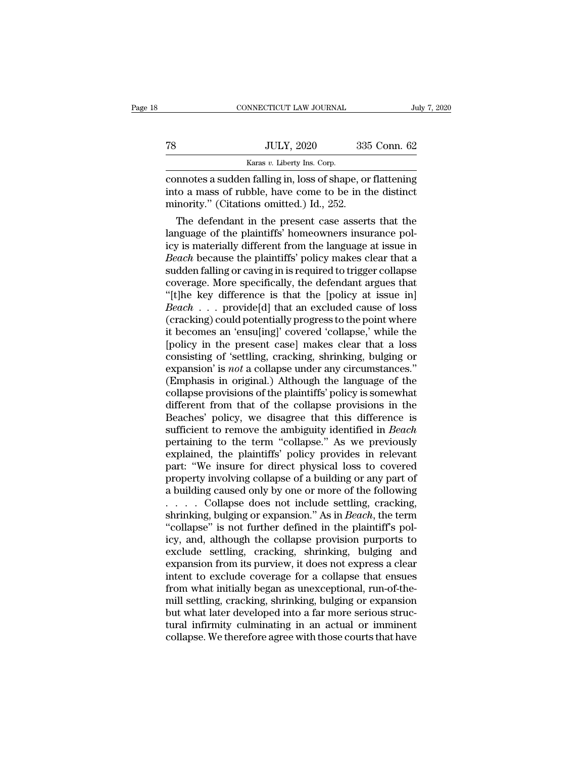connotes a sudden falling in, loss of shape, or flattening into a mass of rubble, have come to be in the distinct minority." (Citations omitted.) Id., 252.

The defendant in the present case asserts that the language of the plaintiffs' homeowners insurance policy is materially different from the language at issue in *Beach* because the plaintiffs' policy makes clear that a sudden falling or caving in is required to trigger collapse coverage. More specifically, the defendant argues that "[t]he key difference is that the [policy at issue in] *Beach* . . . provide[d] that an excluded cause of loss (cracking) could potentially progress to the point where it becomes an 'ensu[ing]' covered 'collapse,' while the [policy in the present case] makes clear that a loss consisting of 'settling, cracking, shrinking, bulging or expansion' is *not* a collapse under any circumstances." (Emphasis in original.) Although the language of the collapse provisions of the plaintiffs' policy is somewhat different from that of the collapse provisions in the Beaches' policy, we disagree that this difference is sufficient to remove the ambiguity identified in *Beach* pertaining to the term "collapse." As we previously explained, the plaintiffs' policy provides in relevant part: "We insure for direct physical loss to covered property involving collapse of a building or any part of a building caused only by one or more of the following . . . . Collapse does not include settling, cracking, shrinking, bulging or expansion." As in *Beach*, the term "collapse" is not further defined in the plaintiff's policy, and, although the collapse provision purports to exclude settling, cracking, shrinking, bulging and expansion from its purview, it does not express a clear intent to exclude coverage for a collapse that ensues from what initially began as unexceptional, run-of-the-mill settling, cracking, shrinking, bulging or expansion but what later developed into a far more serious structural infirmity culminating in an actual or imminent collapse. We therefore agree with those courts that have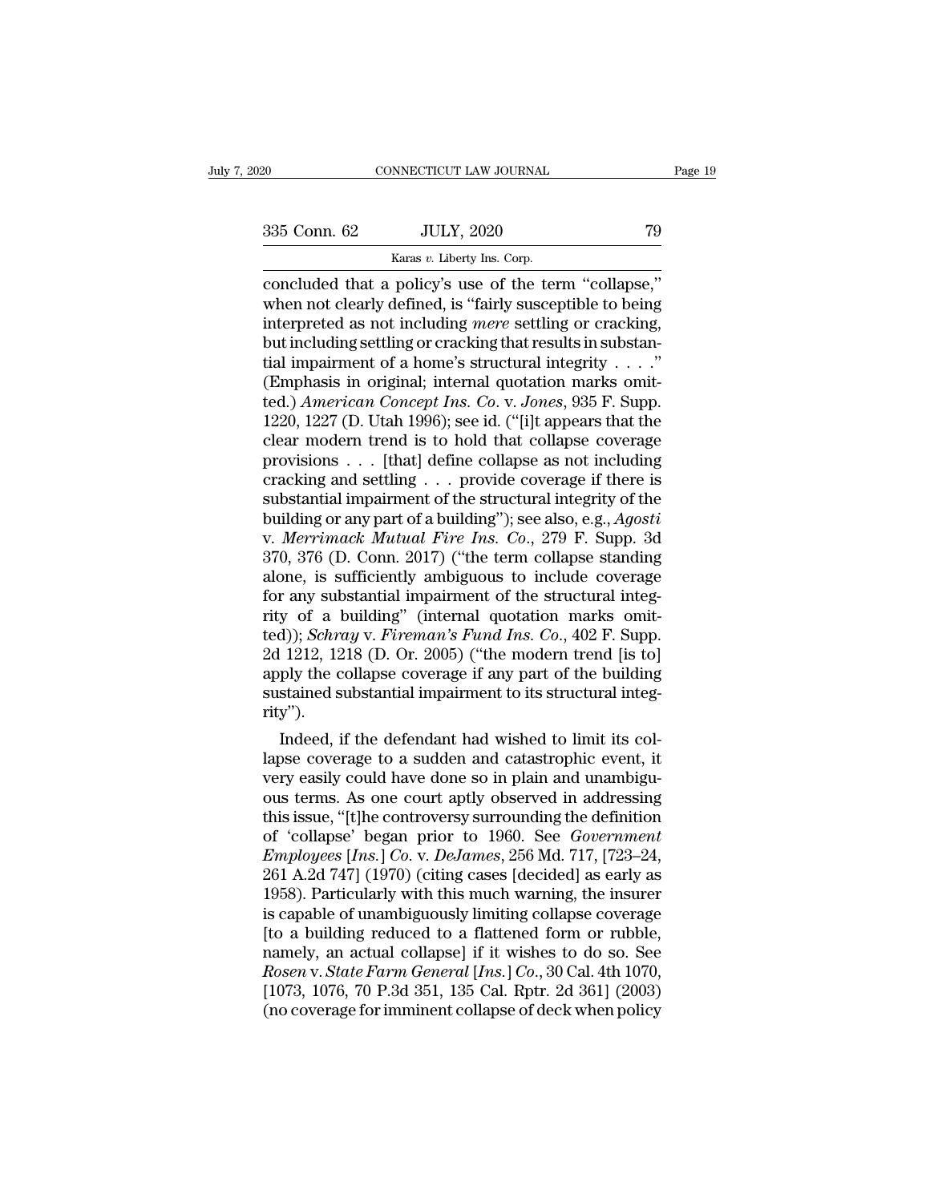concluded that a policy's use of the term "collapse," when not clearly defined, is "fairly susceptible to being interpreted as not including *mere* settling or cracking, but including settling or cracking that results in substantial impairment of a home's structural integrity . . . ." (Emphasis in original; internal quotation marks omitted.) *American Concept Ins. Co.* v. *Jones*, 935 F. Supp. 1220, 1227 (D. Utah 1996); see id. ("[i]t appears that the clear modern trend is to hold that collapse coverage provisions . . . [that] define collapse as not including cracking and settling . . . provide coverage if there is substantial impairment of the structural integrity of the building or any part of a building"); see also, e.g., *Agosti* v. *Merrimack Mutual Fire Ins. Co.*, 279 F. Supp. 3d 370, 376 (D. Conn. 2017) ("the term collapse standing alone, is sufficiently ambiguous to include coverage for any substantial impairment of the structural integrity of a building" (internal quotation marks omitted)); *Schray* v. *Fireman's Fund Ins. Co.*, 402 F. Supp. 2d 1212, 1218 (D. Or. 2005) ("the modern trend [is to] apply the collapse coverage if any part of the building sustained substantial impairment to its structural integrity").

Indeed, if the defendant had wished to limit its collapse coverage to a sudden and catastrophic event, it very easily could have done so in plain and unambiguous terms. As one court aptly observed in addressing this issue, "[t]he controversy surrounding the definition of 'collapse' began prior to 1960. See *Government Employees* [*Ins.*] *Co.* v. *DeJames*, 256 Md. 717, [723–24, 261 A.2d 747] (1970) (citing cases [decided] as early as 1958). Particularly with this much warning, the insurer is capable of unambiguously limiting collapse coverage [to a building reduced to a flattened form or rubble, namely, an actual collapse] if it wishes to do so. See *Rosen* v. *State Farm General* [*Ins.*] *Co.*, 30 Cal. 4th 1070, [1073, 1076, 70 P.3d 351, 135 Cal. Rptr. 2d 361] (2003) (no coverage for imminent collapse of deck when policy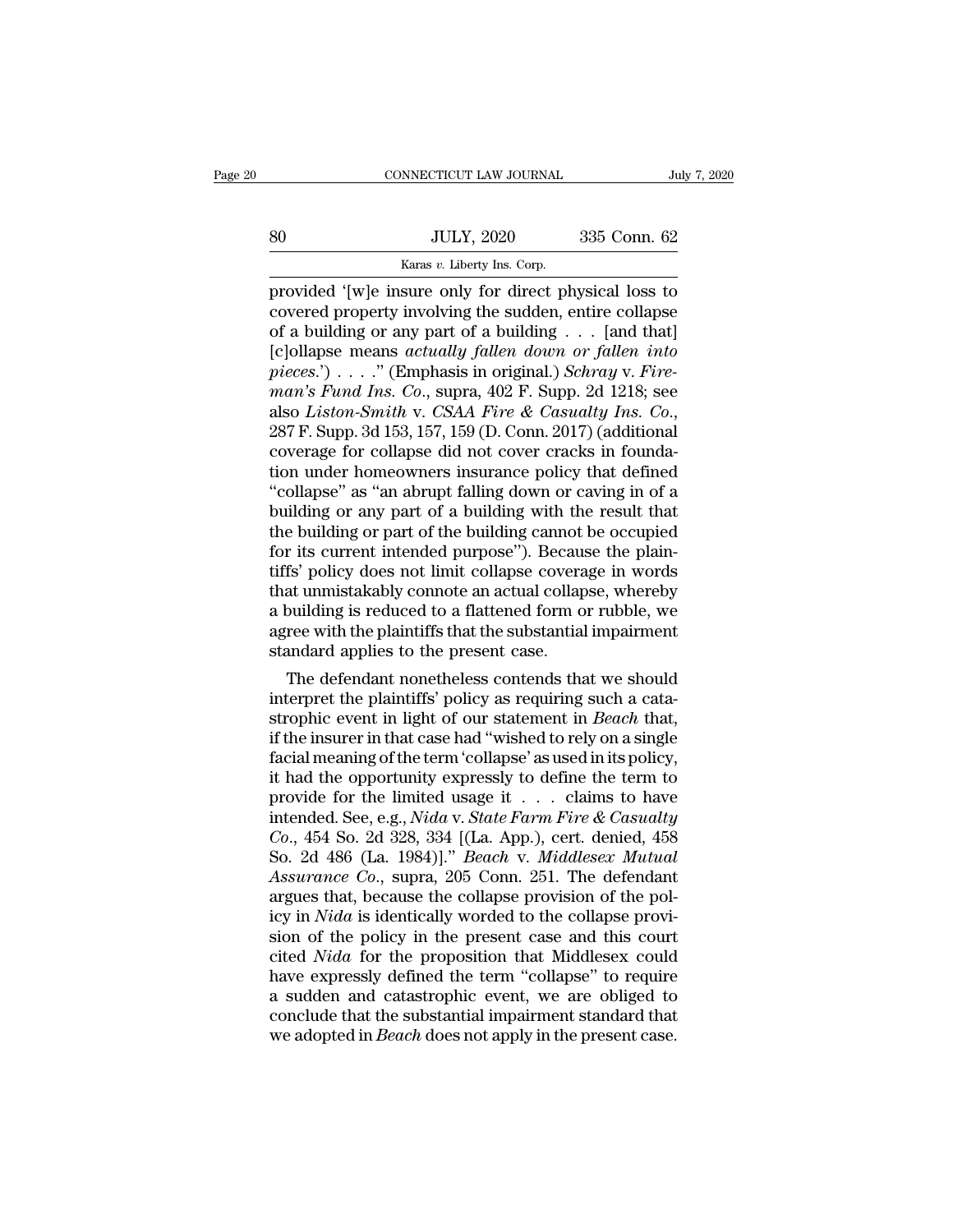provided '[w]e insure only for direct physical loss to covered property involving the sudden, entire collapse of a building or any part of a building . . . [and that] [c]ollapse means *actually fallen down or fallen into pieces*.') . . . ." (Emphasis in original.) *Schray* v. *Fireman's Fund Ins. Co*., supra, 402 F. Supp. 2d 1218; see also *Liston-Smith* v. *CSAA Fire & Casualty Ins. Co*., 287 F. Supp. 3d 153, 157, 159 (D. Conn. 2017) (additional coverage for collapse did not cover cracks in foundation under homeowners insurance policy that defined "collapse" as "an abrupt falling down or caving in of a building or any part of a building with the result that the building or part of the building cannot be occupied for its current intended purpose"). Because the plaintiffs' policy does not limit collapse coverage in words that unmistakably connote an actual collapse, whereby a building is reduced to a flattened form or rubble, we agree with the plaintiffs that the substantial impairment standard applies to the present case.

The defendant nonetheless contends that we should interpret the plaintiffs' policy as requiring such a catastrophic event in light of our statement in *Beach* that, if the insurer in that case had "wished to rely on a single facial meaning of the term 'collapse' as used in its policy, it had the opportunity expressly to define the term to provide for the limited usage it . . . claims to have intended. See, e.g., *Nida* v. *State Farm Fire & Casualty Co*., 454 So. 2d 328, 334 [(La. App.), cert. denied, 458 So. 2d 486 (La. 1984)]." *Beach* v. *Middlesex Mutual Assurance Co*., supra, 205 Conn. 251. The defendant argues that, because the collapse provision of the policy in *Nida* is identically worded to the collapse provision of the policy in the present case and this court cited *Nida* for the proposition that Middlesex could have expressly defined the term "collapse" to require a sudden and catastrophic event, we are obliged to conclude that the substantial impairment standard that we adopted in *Beach* does not apply in the present case.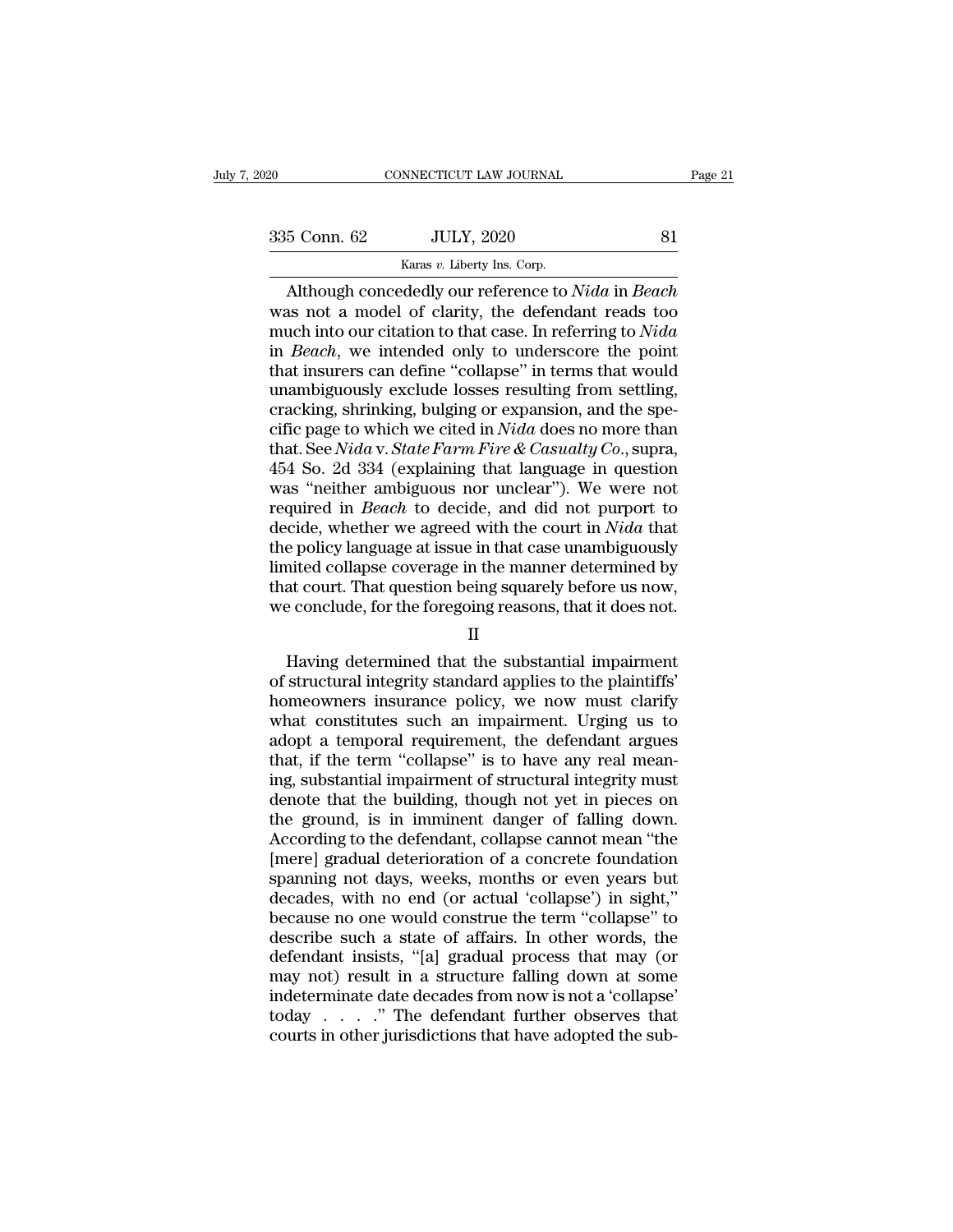Although concededly our reference to *Nida* in *Beach* was not a model of clarity, the defendant reads too much into our citation to that case. In referring to *Nida* in *Beach*, we intended only to underscore the point that insurers can define "collapse" in terms that would unambiguously exclude losses resulting from settling, cracking, shrinking, bulging or expansion, and the specific page to which we cited in *Nida* does no more than that. See *Nida* v. *State Farm Fire & Casualty Co*., supra, 454 So. 2d 334 (explaining that language in question was "neither ambiguous nor unclear"). We were not required in *Beach* to decide, and did not purport to decide, whether we agreed with the court in *Nida* that the policy language at issue in that case unambiguously limited collapse coverage in the manner determined by that court. That question being squarely before us now, we conclude, for the foregoing reasons, that it does not.

II

Having determined that the substantial impairment of structural integrity standard applies to the plaintiffs' homeowners insurance policy, we now must clarify what constitutes such an impairment. Urging us to adopt a temporal requirement, the defendant argues that, if the term "collapse" is to have any real meaning, substantial impairment of structural integrity must denote that the building, though not yet in pieces on the ground, is in imminent danger of falling down. According to the defendant, collapse cannot mean "the [mere] gradual deterioration of a concrete foundation spanning not days, weeks, months or even years but decades, with no end (or actual 'collapse') in sight," because no one would construe the term "collapse" to describe such a state of affairs. In other words, the defendant insists, "[a] gradual process that may (or may not) result in a structure falling down at some indeterminate date decades from now is not a 'collapse' today . . . ." The defendant further observes that courts in other jurisdictions that have adopted the sub-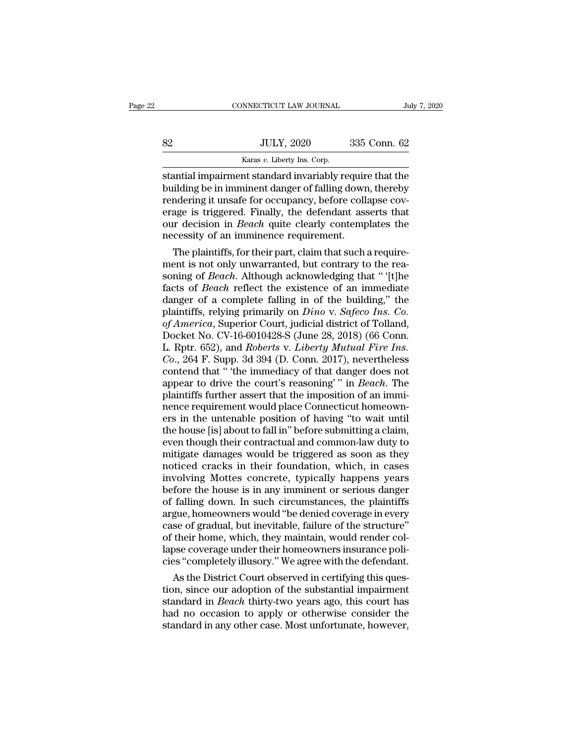stantial impairment standard invariably require that the building be in imminent danger of falling down, thereby rendering it unsafe for occupancy, before collapse coverage is triggered. Finally, the defendant asserts that our decision in *Beach* quite clearly contemplates the necessity of an imminence requirement.

The plaintiffs, for their part, claim that such a requirement is not only unwarranted, but contrary to the reasoning of *Beach*. Although acknowledging that " '[t]he facts of *Beach* reflect the existence of an immediate danger of a complete falling in of the building," the plaintiffs, relying primarily on *Dino* v. *Safeco Ins. Co. of America*, Superior Court, judicial district of Tolland, Docket No. CV-16-6010428-S (June 28, 2018) (66 Conn. L. Rptr. 652), and *Roberts* v. *Liberty Mutual Fire Ins. Co.*, 264 F. Supp. 3d 394 (D. Conn. 2017), nevertheless contend that " 'the immediacy of that danger does not appear to drive the court's reasoning' " in *Beach*. The plaintiffs further assert that the imposition of an imminence requirement would place Connecticut homeowners in the untenable position of having "to wait until the house [is] about to fall in" before submitting a claim, even though their contractual and common-law duty to mitigate damages would be triggered as soon as they noticed cracks in their foundation, which, in cases involving Mottes concrete, typically happens years before the house is in any imminent or serious danger of falling down. In such circumstances, the plaintiffs argue, homeowners would "be denied coverage in every case of gradual, but inevitable, failure of the structure" of their home, which, they maintain, would render collapse coverage under their homeowners insurance policies "completely illusory." We agree with the defendant.

As the District Court observed in certifying this question, since our adoption of the substantial impairment standard in *Beach* thirty-two years ago, this court has had no occasion to apply or otherwise consider the standard in any other case. Most unfortunate, however,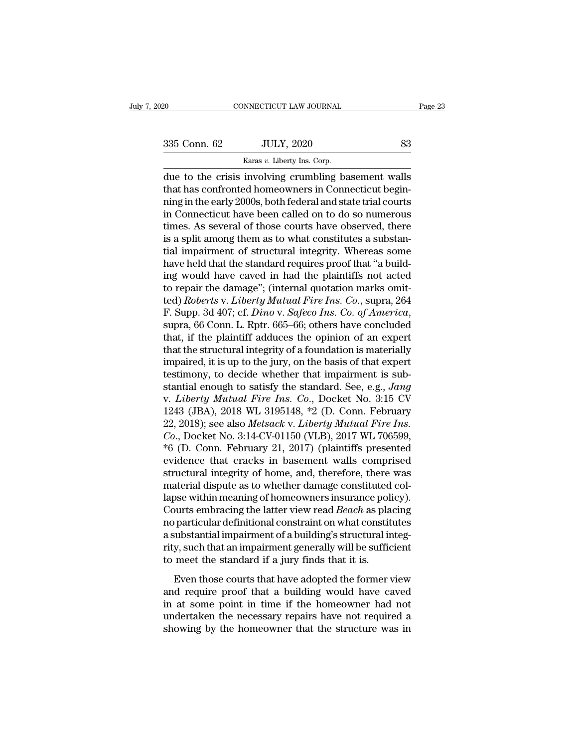due to the crisis involving crumbling basement walls that has confronted homeowners in Connecticut beginning in the early 2000s, both federal and state trial courts in Connecticut have been called on to do so numerous times. As several of those courts have observed, there is a split among them as to what constitutes a substantial impairment of structural integrity. Whereas some have held that the standard requires proof that "a building would have caved in had the plaintiffs not acted to repair the damage"; (internal quotation marks omitted) *Roberts* v. *Liberty Mutual Fire Ins. Co.*, supra, 264 F. Supp. 3d 407; cf. *Dino* v. *Safeco Ins. Co. of America*, supra, 66 Conn. L. Rptr. 665–66; others have concluded that, if the plaintiff adduces the opinion of an expert that the structural integrity of a foundation is materially impaired, it is up to the jury, on the basis of that expert testimony, to decide whether that impairment is substantial enough to satisfy the standard. See, e.g., *Jang* v. *Liberty Mutual Fire Ins. Co.*, Docket No. 3:15 CV 1243 (JBA), 2018 WL 3195148, *2 (D. Conn. February 22, 2018); see also *Metsack* v. *Liberty Mutual Fire Ins. Co.*, Docket No. 3:14-CV-01150 (VLB), 2017 WL 706599, *6 (D. Conn. February 21, 2017) (plaintiffs presented evidence that cracks in basement walls comprised structural integrity of home, and, therefore, there was material dispute as to whether damage constituted collapse within meaning of homeowners insurance policy). Courts embracing the latter view read *Beach* as placing no particular definitional constraint on what constitutes a substantial impairment of a building's structural integrity, such that an impairment generally will be sufficient to meet the standard if a jury finds that it is.

Even those courts that have adopted the former view and require proof that a building would have caved in at some point in time if the homeowner had not undertaken the necessary repairs have not required a showing by the homeowner that the structure was in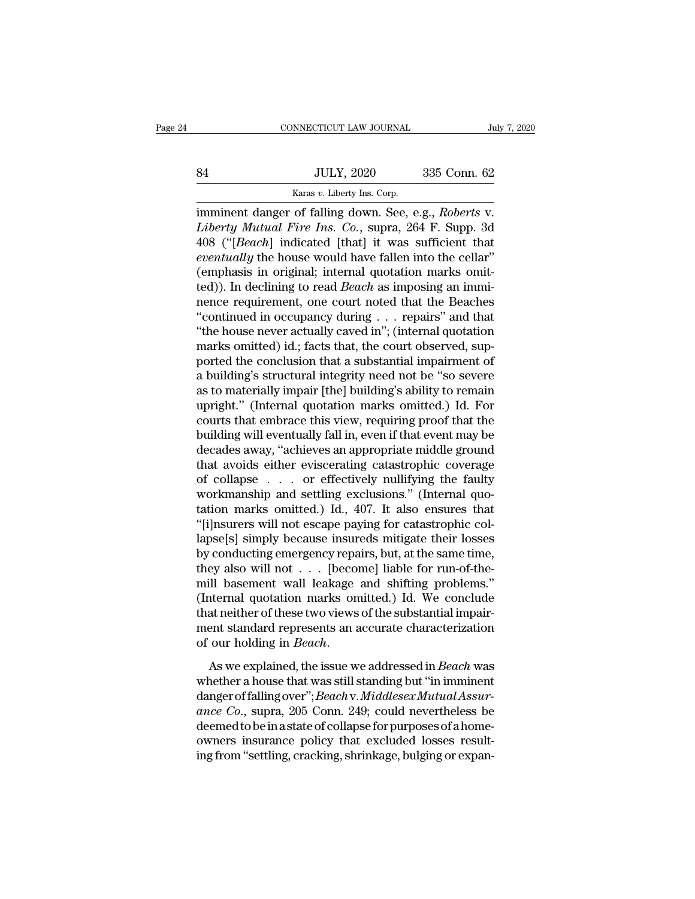imminent danger of falling down. See, e.g., *Roberts* v. *Liberty Mutual Fire Ins. Co.*, supra, 264 F. Supp. 3d 408 ("[*Beach*] indicated [that] it was sufficient that *eventually* the house would have fallen into the cellar" (emphasis in original; internal quotation marks omitted)). In declining to read *Beach* as imposing an imminence requirement, one court noted that the Beaches "continued in occupancy during . . . repairs" and that "the house never actually caved in"; (internal quotation marks omitted) id.; facts that, the court observed, supported the conclusion that a substantial impairment of a building's structural integrity need not be "so severe as to materially impair [the] building's ability to remain upright." (Internal quotation marks omitted.) Id. For courts that embrace this view, requiring proof that the building will eventually fall in, even if that event may be decades away, "achieves an appropriate middle ground that avoids either eviscerating catastrophic coverage of collapse . . . or effectively nullifying the faulty workmanship and settling exclusions." (Internal quotation marks omitted.) Id., 407. It also ensures that "[i]nsurers will not escape paying for catastrophic collapse[s] simply because insureds mitigate their losses by conducting emergency repairs, but, at the same time, they also will not . . . [become] liable for run-of-the-mill basement wall leakage and shifting problems." (Internal quotation marks omitted.) Id. We conclude that neither of these two views of the substantial impairment standard represents an accurate characterization of our holding in *Beach*.

As we explained, the issue we addressed in *Beach* was whether a house that was still standing but "in imminent danger of falling over"; *Beach* v. *Middlesex Mutual Assurance Co.*, supra, 205 Conn. 249; could nevertheless be deemed to be in a state of collapse for purposes of a homeowners insurance policy that excluded losses resulting from "settling, cracking, shrinkage, bulging or expan-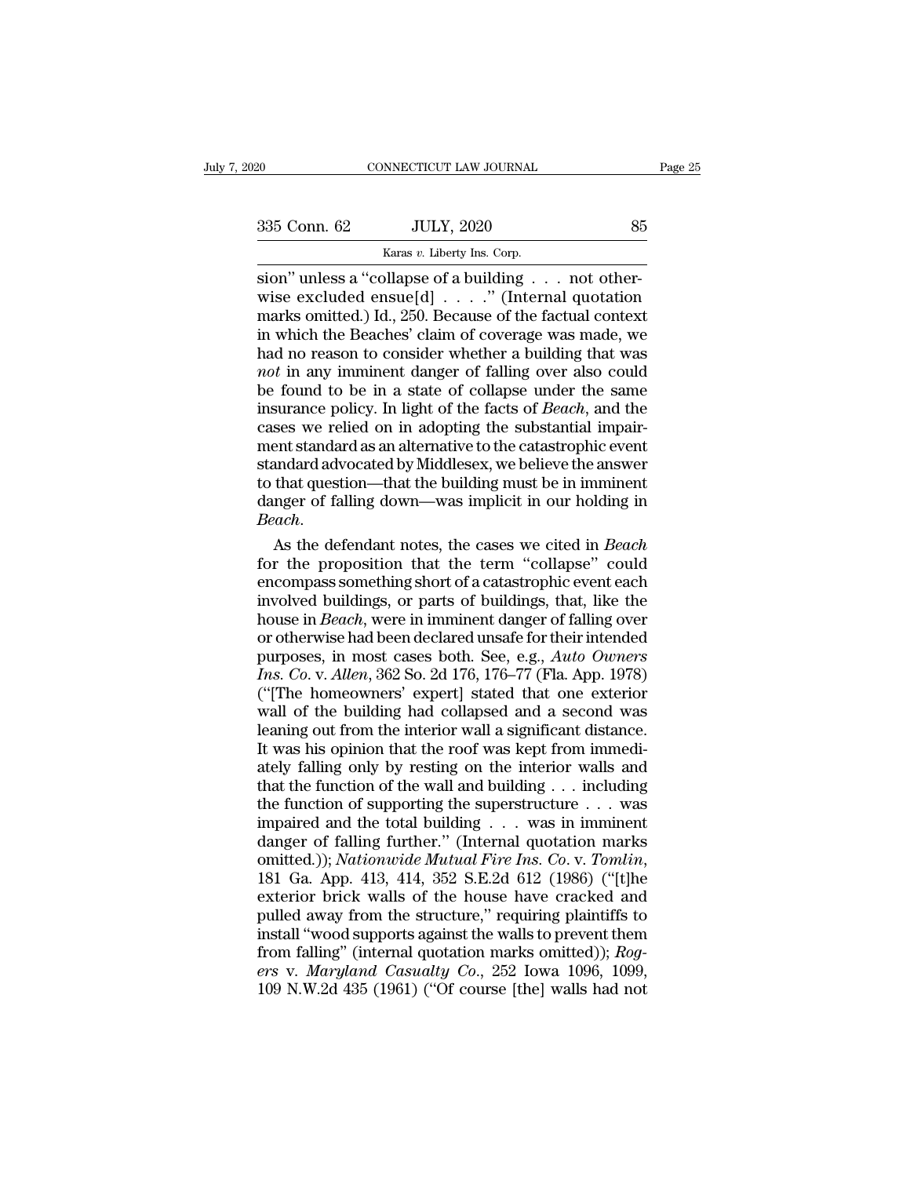sion" unless a "collapse of a building . . . not otherwise excluded ensue[d] . . . ." (Internal quotation marks omitted.) Id., 250. Because of the factual context in which the Beaches' claim of coverage was made, we had no reason to consider whether a building that was *not* in any imminent danger of falling over also could be found to be in a state of collapse under the same insurance policy. In light of the facts of *Beach*, and the cases we relied on in adopting the substantial impairment standard as an alternative to the catastrophic event standard advocated by Middlesex, we believe the answer to that question—that the building must be in imminent danger of falling down—was implicit in our holding in *Beach*.

As the defendant notes, the cases we cited in *Beach* for the proposition that the term "collapse" could encompass something short of a catastrophic event each involved buildings, or parts of buildings, that, like the house in *Beach*, were in imminent danger of falling over or otherwise had been declared unsafe for their intended purposes, in most cases both. See, e.g., *Auto Owners Ins. Co.* v. *Allen*, 362 So. 2d 176, 176–77 (Fla. App. 1978) ("[The homeowners' expert] stated that one exterior wall of the building had collapsed and a second was leaning out from the interior wall a significant distance. It was his opinion that the roof was kept from immediately falling only by resting on the interior walls and that the function of the wall and building . . . including the function of supporting the superstructure . . . was impaired and the total building . . . was in imminent danger of falling further." (Internal quotation marks omitted.)); *Nationwide Mutual Fire Ins. Co.* v. *Tomlin*, 181 Ga. App. 413, 414, 352 S.E.2d 612 (1986) ("[t]he exterior brick walls of the house have cracked and pulled away from the structure," requiring plaintiffs to install "wood supports against the walls to prevent them from falling" (internal quotation marks omitted)); *Rogers* v. *Maryland Casualty Co.*, 252 Iowa 1096, 1099, 109 N.W.2d 435 (1961) ("Of course [the] walls had not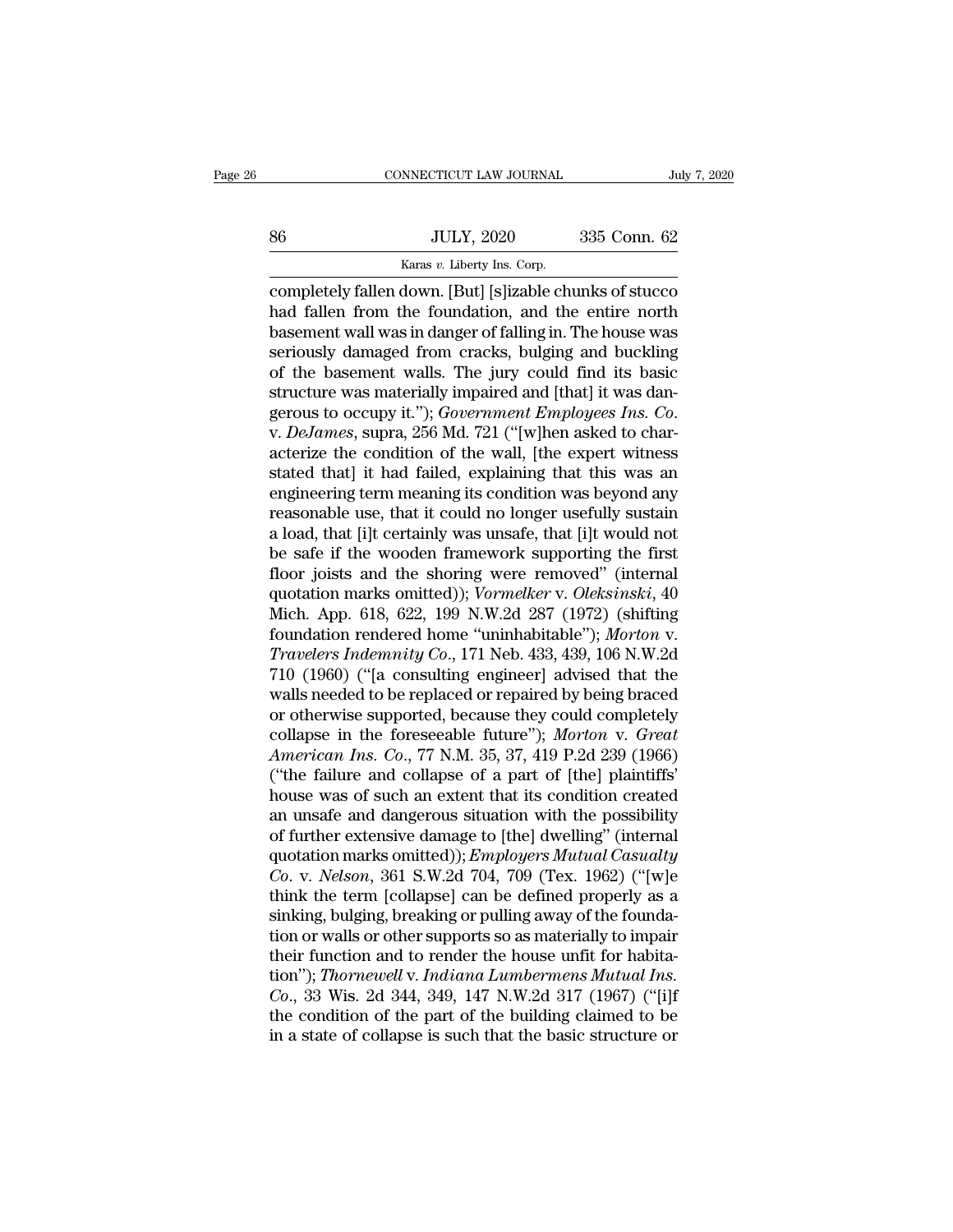completely fallen down. [But] [s]izable chunks of stucco had fallen from the foundation, and the entire north basement wall was in danger of falling in. The house was seriously damaged from cracks, bulging and buckling of the basement walls. The jury could find its basic structure was materially impaired and [that] it was dangerous to occupy it."); *Government Employees Ins. Co.* v. *DeJames*, supra, 256 Md. 721 ("[w]hen asked to characterize the condition of the wall, [the expert witness stated that] it had failed, explaining that this was an engineering term meaning its condition was beyond any reasonable use, that it could no longer usefully sustain a load, that [i]t certainly was unsafe, that [i]t would not be safe if the wooden framework supporting the first floor joists and the shoring were removed" (internal quotation marks omitted)); *Vormelker* v. *Oleksinski*, 40 Mich. App. 618, 622, 199 N.W.2d 287 (1972) (shifting foundation rendered home "uninhabitable"); *Morton* v. *Travelers Indemnity Co.*, 171 Neb. 433, 439, 106 N.W.2d 710 (1960) ("[a consulting engineer] advised that the walls needed to be replaced or repaired by being braced or otherwise supported, because they could completely collapse in the foreseeable future"); *Morton* v. *Great American Ins. Co.*, 77 N.M. 35, 37, 419 P.2d 239 (1966) ("the failure and collapse of a part of [the] plaintiffs' house was of such an extent that its condition created an unsafe and dangerous situation with the possibility of further extensive damage to [the] dwelling" (internal quotation marks omitted)); *Employers Mutual Casualty Co.* v. *Nelson*, 361 S.W.2d 704, 709 (Tex. 1962) ("[w]e think the term [collapse] can be defined properly as a sinking, bulging, breaking or pulling away of the foundation or walls or other supports so as materially to impair their function and to render the house unfit for habitation"); *Thornewell* v. *Indiana Lumbermens Mutual Ins. Co.*, 33 Wis. 2d 344, 349, 147 N.W.2d 317 (1967) ("[i]f the condition of the part of the building claimed to be in a state of collapse is such that the basic structure or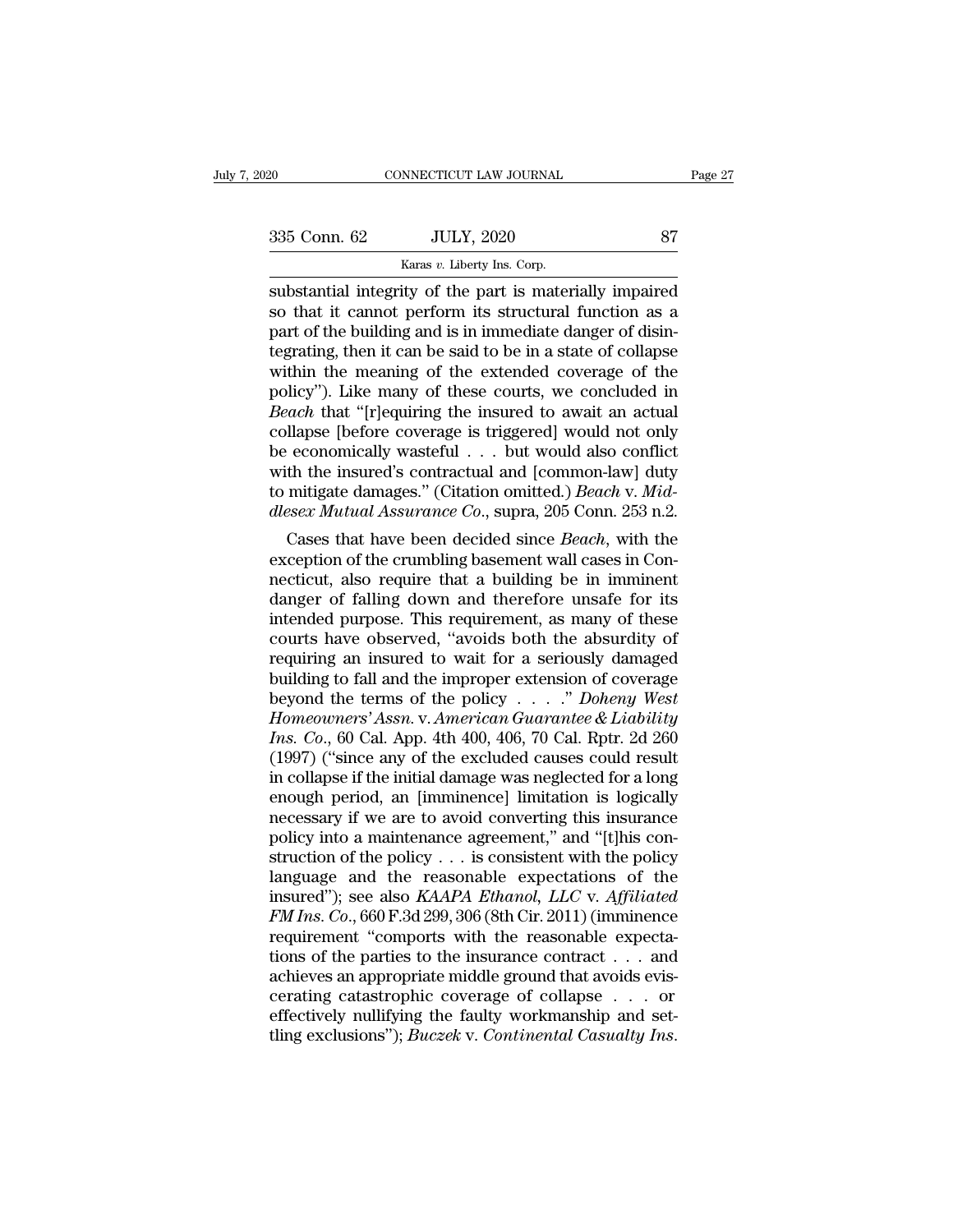substantial integrity of the part is materially impaired so that it cannot perform its structural function as a part of the building and is in immediate danger of disintegrating, then it can be said to be in a state of collapse within the meaning of the extended coverage of the policy"). Like many of these courts, we concluded in *Beach* that "[r]equiring the insured to await an actual collapse [before coverage is triggered] would not only be economically wasteful . . . but would also conflict with the insured's contractual and [common-law] duty to mitigate damages." (Citation omitted.) *Beach* v. *Middlesex Mutual Assurance Co.*, supra, 205 Conn. 253 n.2.

Cases that have been decided since *Beach*, with the exception of the crumbling basement wall cases in Connecticut, also require that a building be in imminent danger of falling down and therefore unsafe for its intended purpose. This requirement, as many of these courts have observed, "avoids both the absurdity of requiring an insured to wait for a seriously damaged building to fall and the improper extension of coverage beyond the terms of the policy . . . ." *Doheny West Homeowners' Assn.* v. *American Guarantee & Liability Ins. Co.*, 60 Cal. App. 4th 400, 406, 70 Cal. Rptr. 2d 260 (1997) ("since any of the excluded causes could result in collapse if the initial damage was neglected for a long enough period, an [imminence] limitation is logically necessary if we are to avoid converting this insurance policy into a maintenance agreement," and "[t]his construction of the policy . . . is consistent with the policy language and the reasonable expectations of the insured"); see also *KAAPA Ethanol, LLC* v. *Affiliated FM Ins. Co.*, 660 F.3d 299, 306 (8th Cir. 2011) (imminence requirement "comports with the reasonable expectations of the parties to the insurance contract . . . and achieves an appropriate middle ground that avoids eviscerating catastrophic coverage of collapse . . . or effectively nullifying the faulty workmanship and settling exclusions"); *Buczek* v. *Continental Casualty Ins.*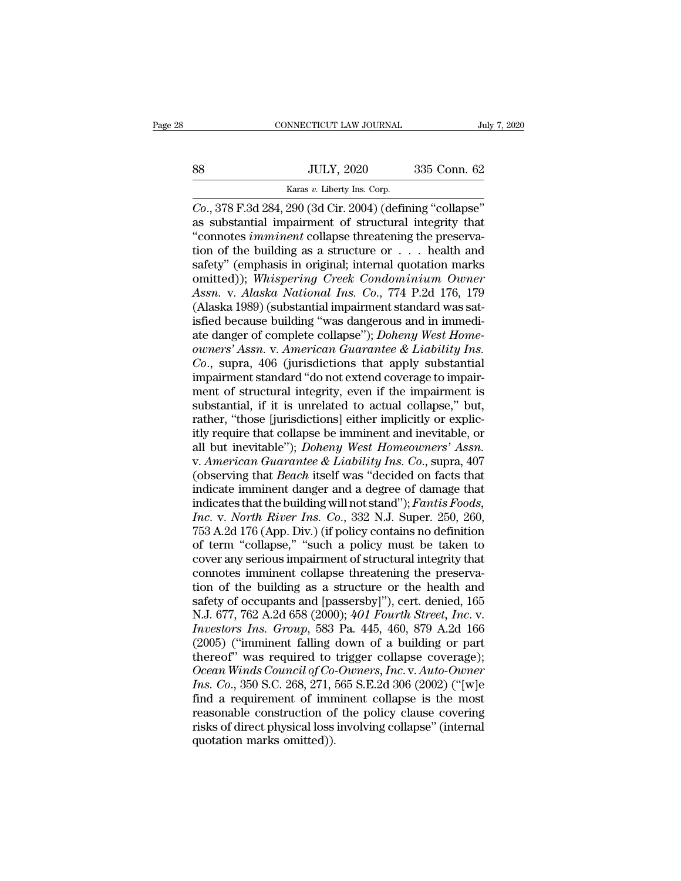*Co.*, 378 F.3d 284, 290 (3d Cir. 2004) (defining "collapse" as substantial impairment of structural integrity that "connotes *imminent* collapse threatening the preservation of the building as a structure or . . . health and safety" (emphasis in original; internal quotation marks omitted)); *Whispering Creek Condominium Owner Assn.* v. *Alaska National Ins. Co.*, 774 P.2d 176, 179 (Alaska 1989) (substantial impairment standard was satisfied because building "was dangerous and in immediate danger of complete collapse"); *Doheny West Homeowners' Assn.* v. *American Guarantee & Liability Ins. Co.*, supra, 406 (jurisdictions that apply substantial impairment standard "do not extend coverage to impairment of structural integrity, even if the impairment is substantial, if it is unrelated to actual collapse," but, rather, "those [jurisdictions] either implicitly or explicitly require that collapse be imminent and inevitable, or all but inevitable"); *Doheny West Homeowners' Assn.* v. *American Guarantee & Liability Ins. Co.*, supra, 407 (observing that *Beach* itself was "decided on facts that indicate imminent danger and a degree of damage that indicates that the building will not stand"); *Fantis Foods, Inc.* v. *North River Ins. Co.*, 332 N.J. Super. 250, 260, 753 A.2d 176 (App. Div.) (if policy contains no definition of term "collapse," "such a policy must be taken to cover any serious impairment of structural integrity that connotes imminent collapse threatening the preservation of the building as a structure or the health and safety of occupants and [passersby]"), cert. denied, 165 N.J. 677, 762 A.2d 658 (2000); *401 Fourth Street, Inc.* v. *Investors Ins. Group*, 583 Pa. 445, 460, 879 A.2d 166 (2005) ("imminent falling down of a building or part thereof" was required to trigger collapse coverage); *Ocean Winds Council of Co-Owners, Inc.* v. *Auto-Owner Ins. Co.*, 350 S.C. 268, 271, 565 S.E.2d 306 (2002) ("[w]e find a requirement of imminent collapse is the most reasonable construction of the policy clause covering risks of direct physical loss involving collapse" (internal quotation marks omitted)).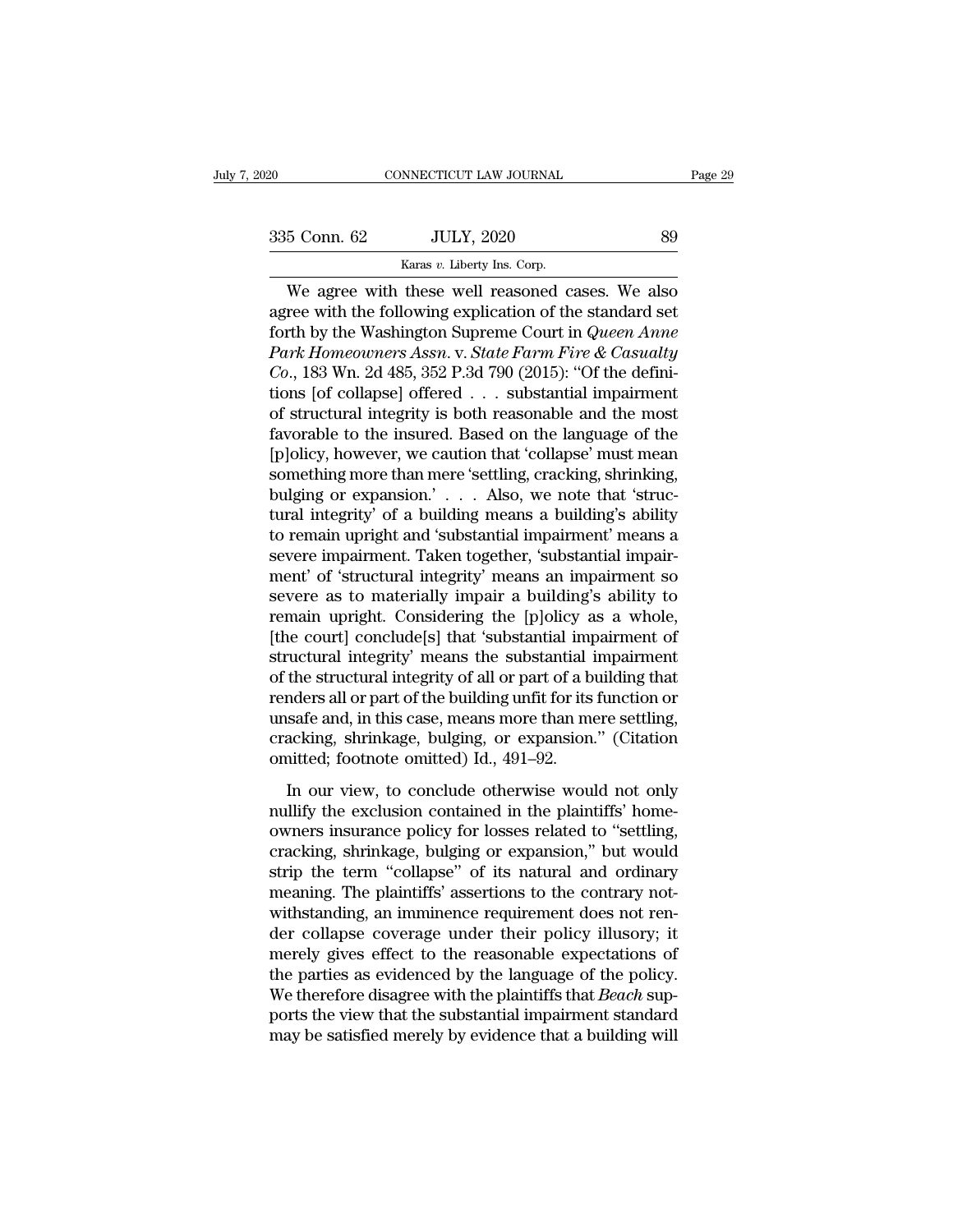We agree with these well reasoned cases. We also agree with the following explication of the standard set forth by the Washington Supreme Court in *Queen Anne Park Homeowners Assn.* v. *State Farm Fire & Casualty Co.*, 183 Wn. 2d 485, 352 P.3d 790 (2015): "Of the definitions [of collapse] offered . . . substantial impairment of structural integrity is both reasonable and the most favorable to the insured. Based on the language of the [p]olicy, however, we caution that 'collapse' must mean something more than mere 'settling, cracking, shrinking, bulging or expansion.' . . . Also, we note that 'structural integrity' of a building means a building's ability to remain upright and 'substantial impairment' means a severe impairment. Taken together, 'substantial impairment' of 'structural integrity' means an impairment so severe as to materially impair a building's ability to remain upright. Considering the [p]olicy as a whole, [the court] conclude[s] that 'substantial impairment of structural integrity' means the substantial impairment of the structural integrity of all or part of a building that renders all or part of the building unfit for its function or unsafe and, in this case, means more than mere settling, cracking, shrinkage, bulging, or expansion." (Citation omitted; footnote omitted) Id., 491–92.

In our view, to conclude otherwise would not only nullify the exclusion contained in the plaintiffs' homeowners insurance policy for losses related to "settling, cracking, shrinkage, bulging or expansion," but would strip the term "collapse" of its natural and ordinary meaning. The plaintiffs' assertions to the contrary notwithstanding, an imminence requirement does not render collapse coverage under their policy illusory; it merely gives effect to the reasonable expectations of the parties as evidenced by the language of the policy. We therefore disagree with the plaintiffs that *Beach* supports the view that the substantial impairment standard may be satisfied merely by evidence that a building will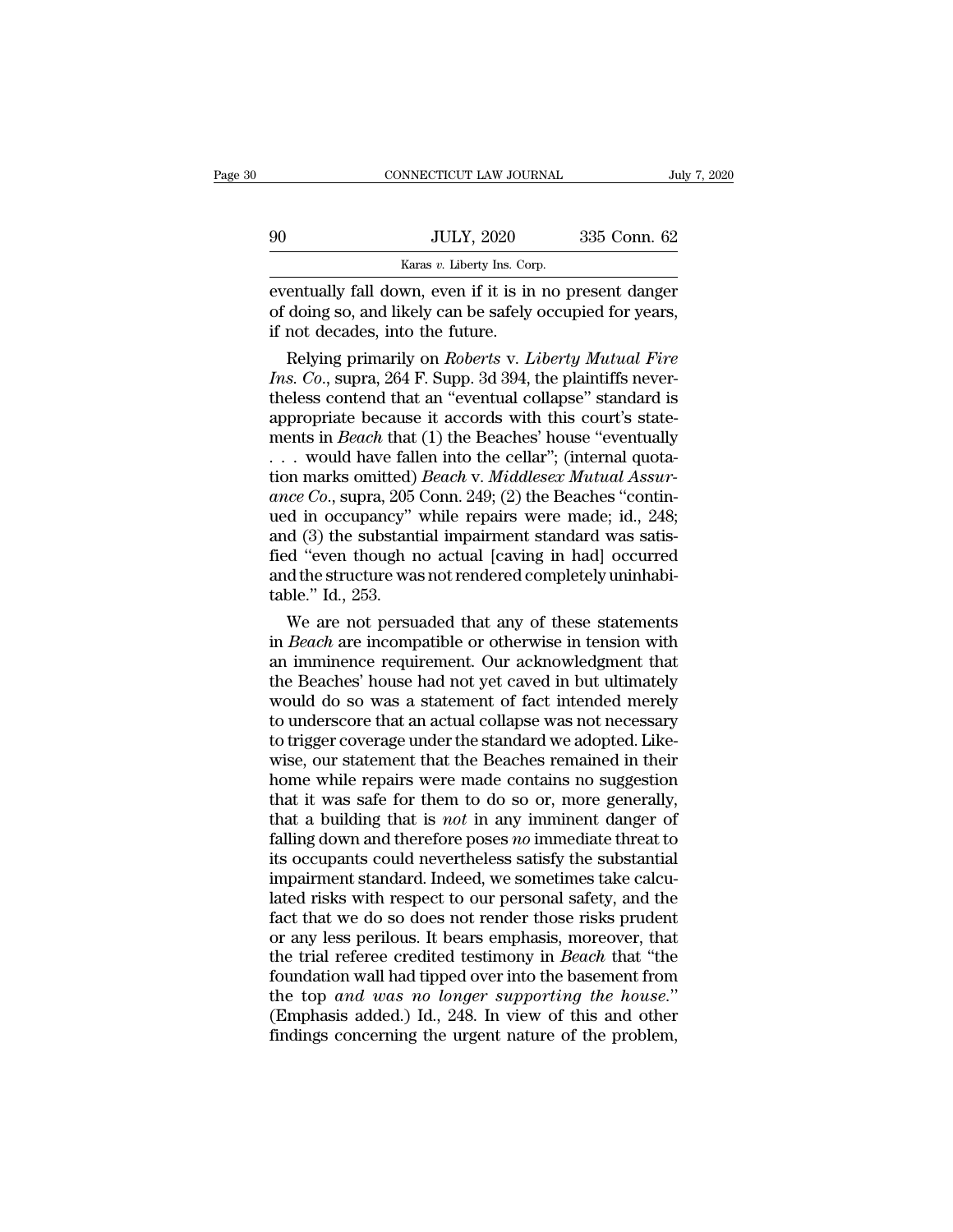eventually fall down, even if it is in no present danger of doing so, and likely can be safely occupied for years, if not decades, into the future.

Relying primarily on *Roberts* v. *Liberty Mutual Fire Ins. Co.*, supra, 264 F. Supp. 3d 394, the plaintiffs nevertheless contend that an "eventual collapse" standard is appropriate because it accords with this court's statements in *Beach* that (1) the Beaches' house "eventually . . . would have fallen into the cellar"; (internal quotation marks omitted) *Beach* v. *Middlesex Mutual Assurance Co.*, supra, 205 Conn. 249; (2) the Beaches "continued in occupancy" while repairs were made; id., 248; and (3) the substantial impairment standard was satisfied "even though no actual [caving in had] occurred and the structure was not rendered completely uninhabitable." Id., 253.

We are not persuaded that any of these statements in *Beach* are incompatible or otherwise in tension with an imminence requirement. Our acknowledgment that the Beaches' house had not yet caved in but ultimately would do so was a statement of fact intended merely to underscore that an actual collapse was not necessary to trigger coverage under the standard we adopted. Likewise, our statement that the Beaches remained in their home while repairs were made contains no suggestion that it was safe for them to do so or, more generally, that a building that is *not* in any imminent danger of falling down and therefore poses *no* immediate threat to its occupants could nevertheless satisfy the substantial impairment standard. Indeed, we sometimes take calculated risks with respect to our personal safety, and the fact that we do so does not render those risks prudent or any less perilous. It bears emphasis, moreover, that the trial referee credited testimony in *Beach* that "the foundation wall had tipped over into the basement from the top *and was no longer supporting the house*." (Emphasis added.) Id., 248. In view of this and other findings concerning the urgent nature of the problem,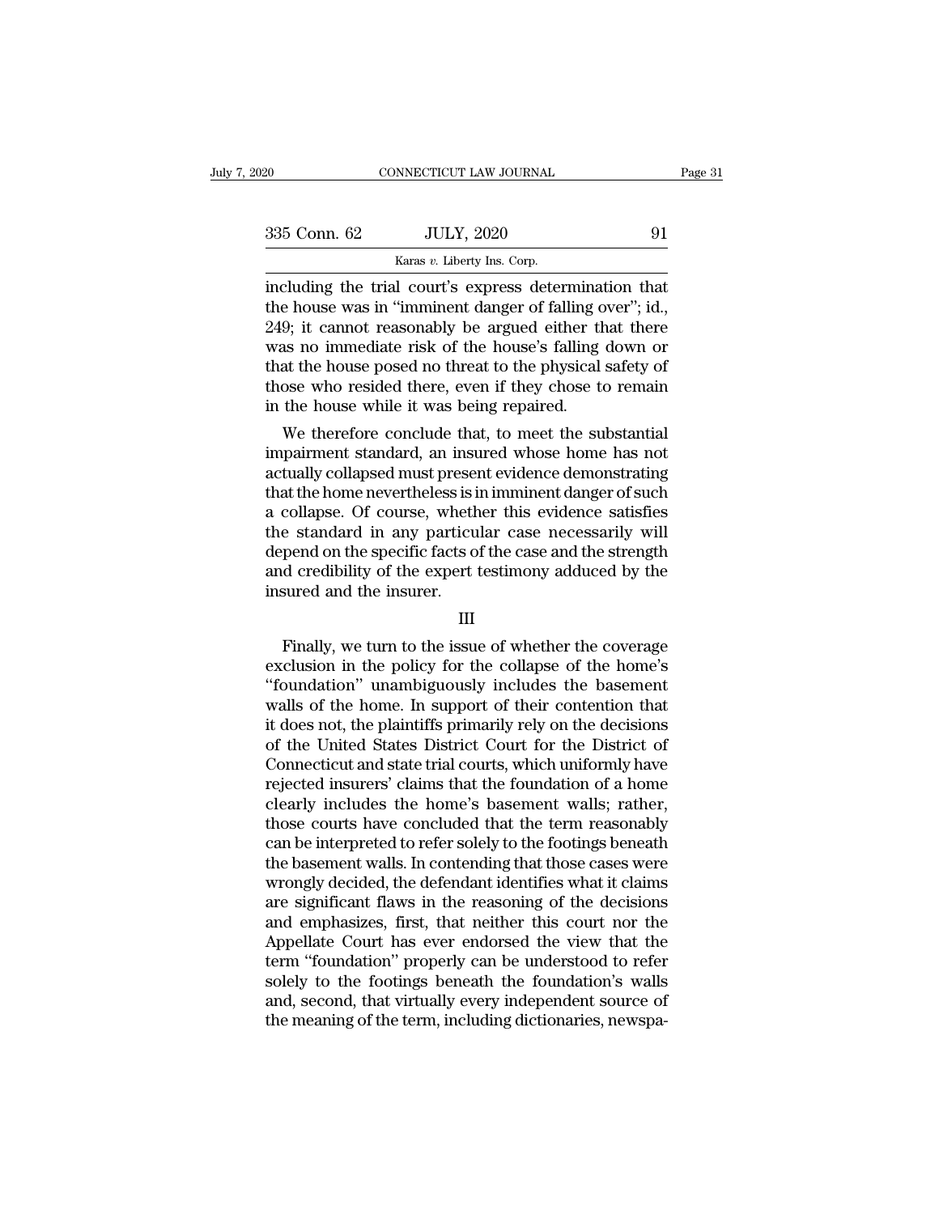including the trial court's express determination that the house was in "imminent danger of falling over"; id., 249; it cannot reasonably be argued either that there was no immediate risk of the house's falling down or that the house posed no threat to the physical safety of those who resided there, even if they chose to remain in the house while it was being repaired.

We therefore conclude that, to meet the substantial impairment standard, an insured whose home has not actually collapsed must present evidence demonstrating that the home nevertheless is in imminent danger of such a collapse. Of course, whether this evidence satisfies the standard in any particular case necessarily will depend on the specific facts of the case and the strength and credibility of the expert testimony adduced by the insured and the insurer.

III

Finally, we turn to the issue of whether the coverage exclusion in the policy for the collapse of the home's "foundation" unambiguously includes the basement walls of the home. In support of their contention that it does not, the plaintiffs primarily rely on the decisions of the United States District Court for the District of Connecticut and state trial courts, which uniformly have rejected insurers' claims that the foundation of a home clearly includes the home's basement walls; rather, those courts have concluded that the term reasonably can be interpreted to refer solely to the footings beneath the basement walls. In contending that those cases were wrongly decided, the defendant identifies what it claims are significant flaws in the reasoning of the decisions and emphasizes, first, that neither this court nor the Appellate Court has ever endorsed the view that the term "foundation" properly can be understood to refer solely to the footings beneath the foundation's walls and, second, that virtually every independent source of the meaning of the term, including dictionaries, newspa-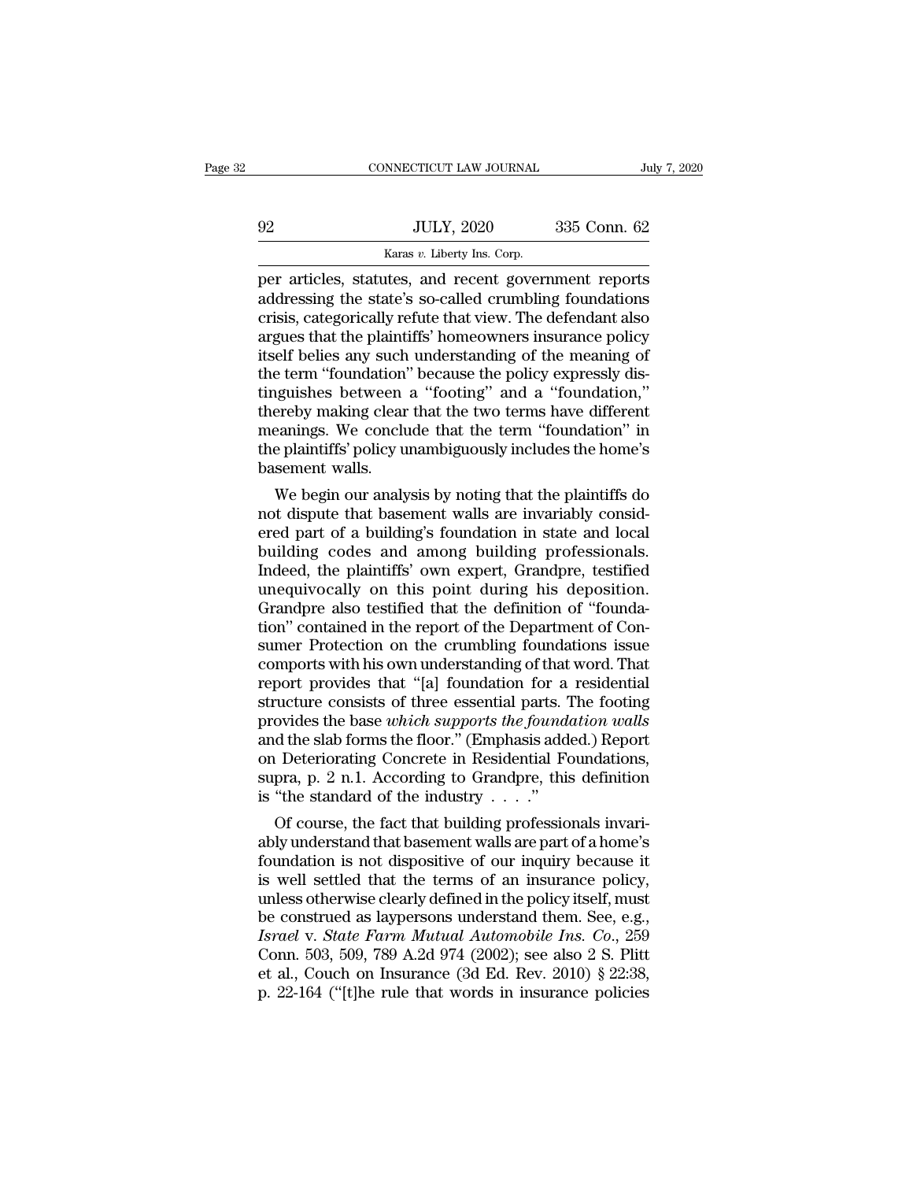per articles, statutes, and recent government reports addressing the state's so-called crumbling foundations crisis, categorically refute that view. The defendant also argues that the plaintiffs' homeowners insurance policy itself belies any such understanding of the meaning of the term "foundation" because the policy expressly distinguishes between a "footing" and a "foundation," thereby making clear that the two terms have different meanings. We conclude that the term "foundation" in the plaintiffs' policy unambiguously includes the home's basement walls.

We begin our analysis by noting that the plaintiffs do not dispute that basement walls are invariably considered part of a building's foundation in state and local building codes and among building professionals. Indeed, the plaintiffs' own expert, Grandpre, testified unequivocally on this point during his deposition. Grandpre also testified that the definition of "foundation" contained in the report of the Department of Consumer Protection on the crumbling foundations issue comports with his own understanding of that word. That report provides that "[a] foundation for a residential structure consists of three essential parts. The footing provides the base *which supports the foundation walls* and the slab forms the floor." (Emphasis added.) Report on Deteriorating Concrete in Residential Foundations, supra, p. 2 n.1. According to Grandpre, this definition is "the standard of the industry . . . ."

Of course, the fact that building professionals invariably understand that basement walls are part of a home's foundation is not dispositive of our inquiry because it is well settled that the terms of an insurance policy, unless otherwise clearly defined in the policy itself, must be construed as laypersons understand them. See, e.g., *Israel* v. *State Farm Mutual Automobile Ins. Co.*, 259 Conn. 503, 509, 789 A.2d 974 (2002); see also 2 S. Plitt et al., Couch on Insurance (3d Ed. Rev. 2010) § 22:38, p. 22-164 ("[t]he rule that words in insurance policies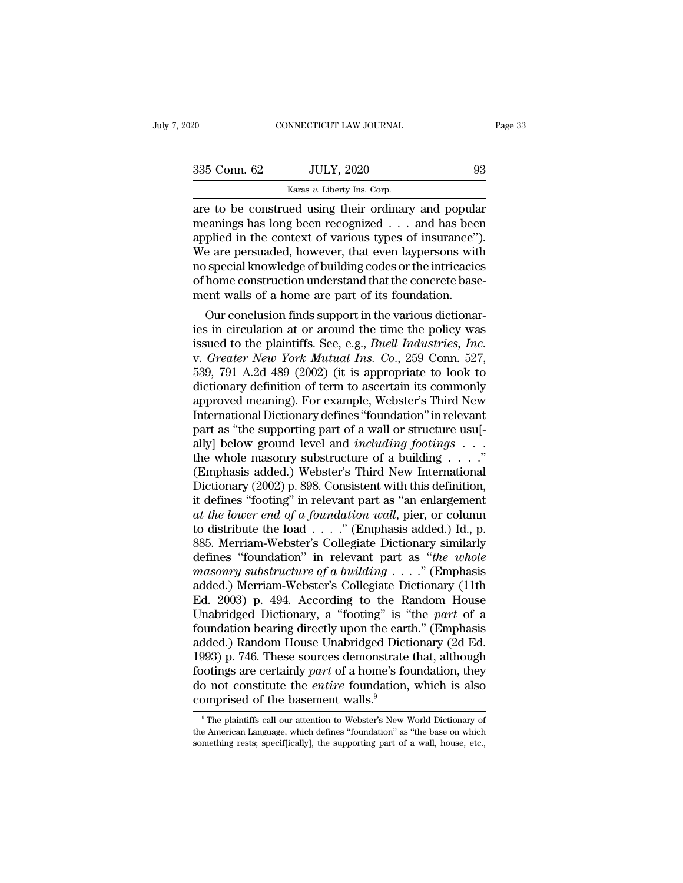are to be construed using their ordinary and popular meanings has long been recognized . . . and has been applied in the context of various types of insurance"). We are persuaded, however, that even laypersons with no special knowledge of building codes or the intricacies of home construction understand that the concrete basement walls of a home are part of its foundation.

Our conclusion finds support in the various dictionaries in circulation at or around the time the policy was issued to the plaintiffs. See, e.g., *Buell Industries, Inc.* v. *Greater New York Mutual Ins. Co.*, 259 Conn. 527, 539, 791 A.2d 489 (2002) (it is appropriate to look to dictionary definition of term to ascertain its commonly approved meaning). For example, Webster's Third New International Dictionary defines "foundation" in relevant part as "the supporting part of a wall or structure usu[ally] below ground level and *including footings* . . . the whole masonry substructure of a building . . . ." (Emphasis added.) Webster's Third New International Dictionary (2002) p. 898. Consistent with this definition, it defines "footing" in relevant part as "an enlargement *at the lower end of a foundation wall*, pier, or column to distribute the load . . . ." (Emphasis added.) Id., p. 885. Merriam-Webster's Collegiate Dictionary similarly defines "foundation" in relevant part as "*the whole masonry substructure of a building* . . . ." (Emphasis added.) Merriam-Webster's Collegiate Dictionary (11th Ed. 2003) p. 494. According to the Random House Unabridged Dictionary, a "footing" is "the *part* of a foundation bearing directly upon the earth." (Emphasis added.) Random House Unabridged Dictionary (2d Ed. 1993) p. 746. These sources demonstrate that, although footings are certainly *part* of a home's foundation, they do not constitute the *entire* foundation, which is also comprised of the basement walls.[9]

[9] The plaintiffs call our attention to Webster's New World Dictionary of the American Language, which defines "foundation" as "the base on which something rests; specif[ically], the supporting part of a wall, house, etc.,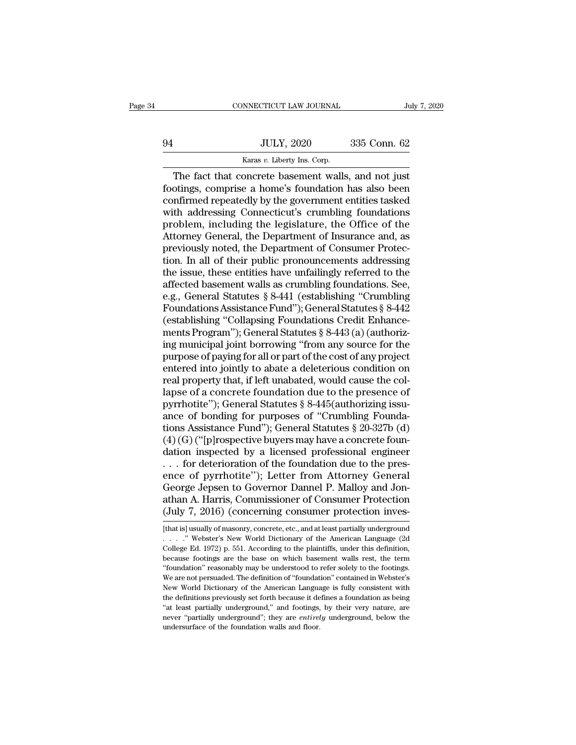The fact that concrete basement walls, and not just footings, comprise a home's foundation has also been confirmed repeatedly by the government entities tasked with addressing Connecticut's crumbling foundations problem, including the legislature, the Office of the Attorney General, the Department of Insurance and, as previously noted, the Department of Consumer Protection. In all of their public pronouncements addressing the issue, these entities have unfailingly referred to the affected basement walls as crumbling foundations. See, e.g., General Statutes § 8-441 (establishing "Crumbling Foundations Assistance Fund"); General Statutes § 8-442 (establishing "Collapsing Foundations Credit Enhancements Program"); General Statutes § 8-443 (a) (authorizing municipal joint borrowing "from any source for the purpose of paying for all or part of the cost of any project entered into jointly to abate a deleterious condition on real property that, if left unabated, would cause the collapse of a concrete foundation due to the presence of pyrrhotite"); General Statutes § 8-445(authorizing issuance of bonding for purposes of "Crumbling Foundations Assistance Fund"); General Statutes § 20-327b (d) (4) (G) ("[p]rospective buyers may have a concrete foundation inspected by a licensed professional engineer . . . for deterioration of the foundation due to the presence of pyrrhotite"); Letter from Attorney General George Jepsen to Governor Dannel P. Malloy and Jonathan A. Harris, Commissioner of Consumer Protection (July 7, 2016) (concerning consumer protection inves-

[that is] usually of masonry, concrete, etc., and at least partially underground . . . ." Webster's New World Dictionary of the American Language (2d College Ed. 1972) p. 551. According to the plaintiffs, under this definition, because footings are the base on which basement walls rest, the term "foundation" reasonably may be understood to refer solely to the footings. We are not persuaded. The definition of "foundation" contained in Webster's New World Dictionary of the American Language is fully consistent with the definitions previously set forth because it defines a foundation as being "at least partially underground," and footings, by their very nature, are never "partially underground"; they are *entirely* underground, below the undersurface of the foundation walls and floor.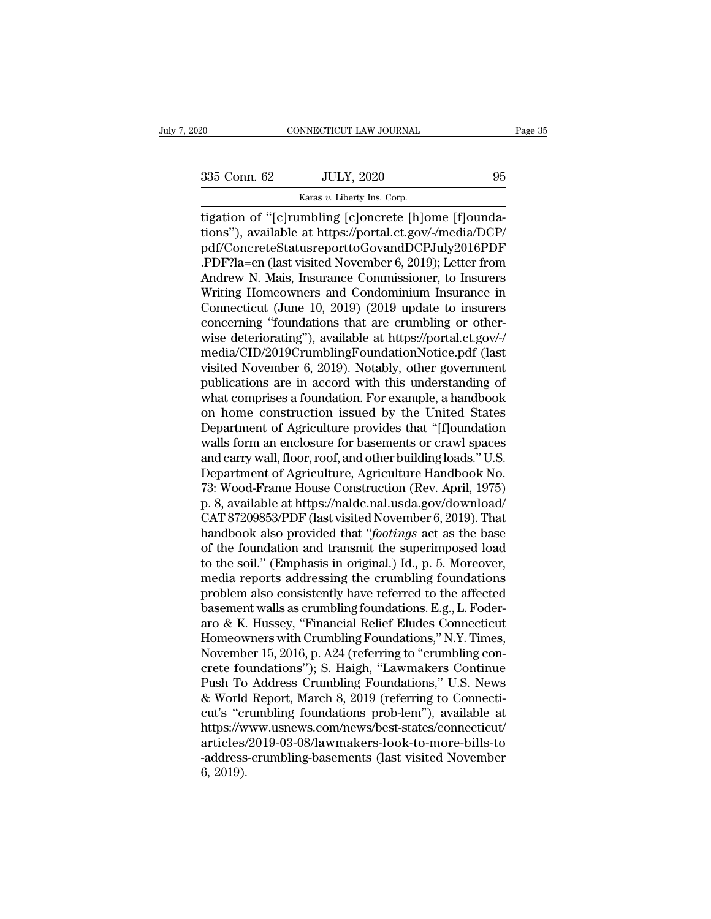tigation of "[c]rumbling [c]oncrete [h]ome [f]oundations"), available at https://portal.ct.gov/-/media/DCP/pdf/ConcreteStatusreporttoGovandDCPJuly2016PDF.PDF?la=en (last visited November 6, 2019); Letter from Andrew N. Mais, Insurance Commissioner, to Insurers Writing Homeowners and Condominium Insurance in Connecticut (June 10, 2019) (2019 update to insurers concerning "foundations that are crumbling or otherwise deteriorating"), available at https://portal.ct.gov/-/media/CID/2019CrumblingFoundationNotice.pdf (last visited November 6, 2019). Notably, other government publications are in accord with this understanding of what comprises a foundation. For example, a handbook on home construction issued by the United States Department of Agriculture provides that "[f]oundation walls form an enclosure for basements or crawl spaces and carry wall, floor, roof, and other building loads." U.S. Department of Agriculture, Agriculture Handbook No. 73: Wood-Frame House Construction (Rev. April, 1975) p. 8, available at https://naldc.nal.usda.gov/download/CAT 87209853/PDF (last visited November 6, 2019). That handbook also provided that "*footings* act as the base of the foundation and transmit the superimposed load to the soil." (Emphasis in original.) Id., p. 5. Moreover, media reports addressing the crumbling foundations problem also consistently have referred to the affected basement walls as crumbling foundations. E.g., L. Foderaro & K. Hussey, "Financial Relief Eludes Connecticut Homeowners with Crumbling Foundations," N.Y. Times, November 15, 2016, p. A24 (referring to "crumbling concrete foundations"); S. Haigh, "Lawmakers Continue Push To Address Crumbling Foundations," U.S. News & World Report, March 8, 2019 (referring to Connecticut's "crumbling foundations prob-lem"), available at https://www.usnews.com/news/best-states/connecticut/articles/2019-03-08/lawmakers-look-to-more-bills-to-address-crumbling-basements (last visited November 6, 2019).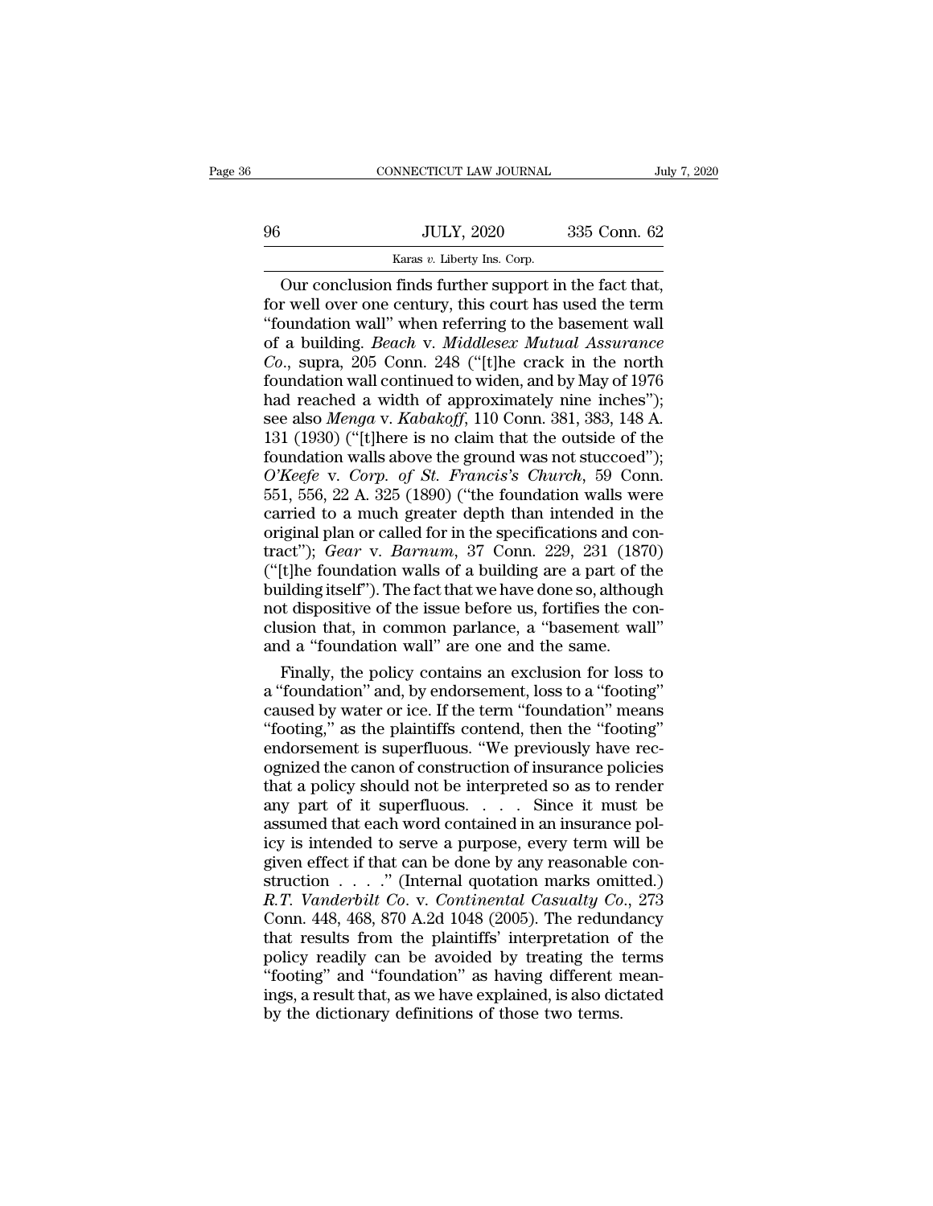Our conclusion finds further support in the fact that, for well over one century, this court has used the term "foundation wall" when referring to the basement wall of a building. *Beach* v. *Middlesex Mutual Assurance Co.*, supra, 205 Conn. 248 ("[t]he crack in the north foundation wall continued to widen, and by May of 1976 had reached a width of approximately nine inches"); see also *Menga* v. *Kabakoff*, 110 Conn. 381, 383, 148 A. 131 (1930) ("[t]here is no claim that the outside of the foundation walls above the ground was not stuccoed"); *O'Keefe* v. *Corp. of St. Francis's Church*, 59 Conn. 551, 556, 22 A. 325 (1890) ("the foundation walls were carried to a much greater depth than intended in the original plan or called for in the specifications and contract"); *Gear* v. *Barnum*, 37 Conn. 229, 231 (1870) ("[t]he foundation walls of a building are a part of the building itself"). The fact that we have done so, although not dispositive of the issue before us, fortifies the conclusion that, in common parlance, a "basement wall" and a "foundation wall" are one and the same.

Finally, the policy contains an exclusion for loss to a "foundation" and, by endorsement, loss to a "footing" caused by water or ice. If the term "foundation" means "footing," as the plaintiffs contend, then the "footing" endorsement is superfluous. "We previously have recognized the canon of construction of insurance policies that a policy should not be interpreted so as to render any part of it superfluous. . . . Since it must be assumed that each word contained in an insurance policy is intended to serve a purpose, every term will be given effect if that can be done by any reasonable construction . . . ." (Internal quotation marks omitted.) *R.T. Vanderbilt Co.* v. *Continental Casualty Co.*, 273 Conn. 448, 468, 870 A.2d 1048 (2005). The redundancy that results from the plaintiffs' interpretation of the policy readily can be avoided by treating the terms "footing" and "foundation" as having different meanings, a result that, as we have explained, is also dictated by the dictionary definitions of those two terms.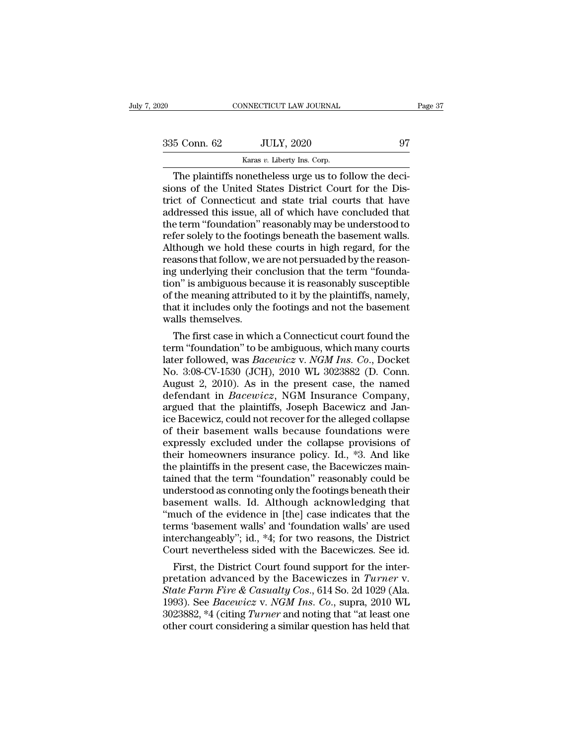The plaintiffs nonetheless urge us to follow the decisions of the United States District Court for the District of Connecticut and state trial courts that have addressed this issue, all of which have concluded that the term "foundation" reasonably may be understood to refer solely to the footings beneath the basement walls. Although we hold these courts in high regard, for the reasons that follow, we are not persuaded by the reasoning underlying their conclusion that the term "foundation" is ambiguous because it is reasonably susceptible of the meaning attributed to it by the plaintiffs, namely, that it includes only the footings and not the basement walls themselves.

The first case in which a Connecticut court found the term "foundation" to be ambiguous, which many courts later followed, was *Bacewicz* v. *NGM Ins. Co.*, Docket No. 3:08-CV-1530 (JCH), 2010 WL 3023882 (D. Conn. August 2, 2010). As in the present case, the named defendant in *Bacewicz*, NGM Insurance Company, argued that the plaintiffs, Joseph Bacewicz and Janice Bacewicz, could not recover for the alleged collapse of their basement walls because foundations were expressly excluded under the collapse provisions of their homeowners insurance policy. Id., *3. And like the plaintiffs in the present case, the Bacewiczes maintained that the term "foundation" reasonably could be understood as connoting only the footings beneath their basement walls. Id. Although acknowledging that "much of the evidence in [the] case indicates that the terms 'basement walls' and 'foundation walls' are used interchangeably"; id., *4; for two reasons, the District Court nevertheless sided with the Bacewiczes. See id.

First, the District Court found support for the interpretation advanced by the Bacewiczes in *Turner* v. *State Farm Fire & Casualty Cos.*, 614 So. 2d 1029 (Ala. 1993). See *Bacewicz* v. *NGM Ins. Co.*, supra, 2010 WL 3023882, *4 (citing *Turner* and noting that "at least one other court considering a similar question has held that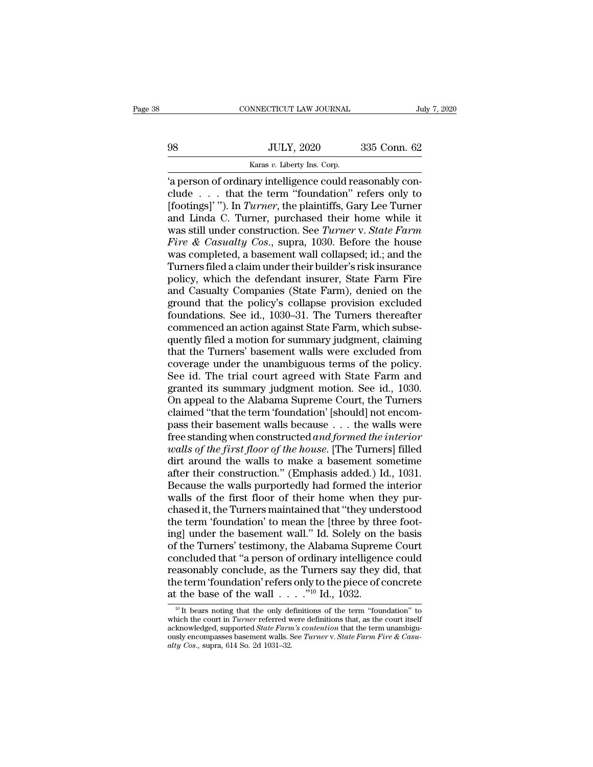'a person of ordinary intelligence could reasonably conclude . . . that the term "foundation" refers only to [footings]' "). In *Turner*, the plaintiffs, Gary Lee Turner and Linda C. Turner, purchased their home while it was still under construction. See *Turner* v. *State Farm Fire & Casualty Cos.*, supra, 1030. Before the house was completed, a basement wall collapsed; id.; and the Turners filed a claim under their builder's risk insurance policy, which the defendant insurer, State Farm Fire and Casualty Companies (State Farm), denied on the ground that the policy's collapse provision excluded foundations. See id., 1030–31. The Turners thereafter commenced an action against State Farm, which subsequently filed a motion for summary judgment, claiming that the Turners' basement walls were excluded from coverage under the unambiguous terms of the policy. See id. The trial court agreed with State Farm and granted its summary judgment motion. See id., 1030. On appeal to the Alabama Supreme Court, the Turners claimed "that the term 'foundation' [should] not encompass their basement walls because . . . the walls were free standing when constructed *and formed the interior walls of the first floor of the house*. [The Turners] filled dirt around the walls to make a basement sometime after their construction." (Emphasis added.) Id., 1031. Because the walls purportedly had formed the interior walls of the first floor of their home when they purchased it, the Turners maintained that "they understood the term 'foundation' to mean the [three by three footing] under the basement wall." Id. Solely on the basis of the Turners' testimony, the Alabama Supreme Court concluded that "a person of ordinary intelligence could reasonably conclude, as the Turners say they did, that the term 'foundation' refers only to the piece of concrete at the base of the wall . . . ."[10] Id., 1032.

[10] It bears noting that the only definitions of the term "foundation" to which the court in *Turner* referred were definitions that, as the court itself acknowledged, supported *State Farm's contention* that the term unambiguously encompasses basement walls. See *Turner* v. *State Farm Fire & Casualty Cos.*, supra, 614 So. 2d 1031–32.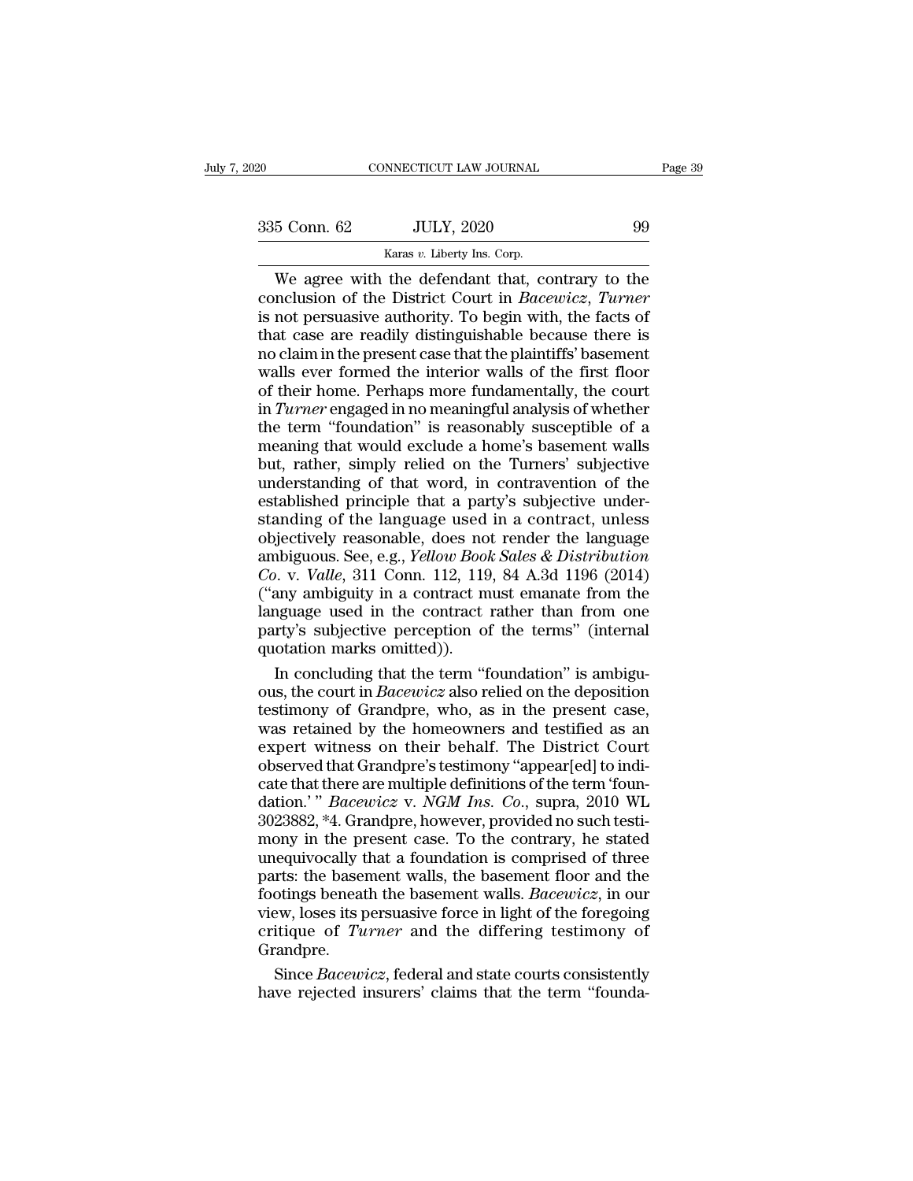We agree with the defendant that, contrary to the conclusion of the District Court in *Bacewicz*, *Turner* is not persuasive authority. To begin with, the facts of that case are readily distinguishable because there is no claim in the present case that the plaintiffs' basement walls ever formed the interior walls of the first floor of their home. Perhaps more fundamentally, the court in *Turner* engaged in no meaningful analysis of whether the term "foundation" is reasonably susceptible of a meaning that would exclude a home's basement walls but, rather, simply relied on the Turners' subjective understanding of that word, in contravention of the established principle that a party's subjective understanding of the language used in a contract, unless objectively reasonable, does not render the language ambiguous. See, e.g., *Yellow Book Sales & Distribution Co.* v. *Valle*, 311 Conn. 112, 119, 84 A.3d 1196 (2014) ("any ambiguity in a contract must emanate from the language used in the contract rather than from one party's subjective perception of the terms" (internal quotation marks omitted)).

In concluding that the term "foundation" is ambiguous, the court in *Bacewicz* also relied on the deposition testimony of Grandpre, who, as in the present case, was retained by the homeowners and testified as an expert witness on their behalf. The District Court observed that Grandpre's testimony "appear[ed] to indicate that there are multiple definitions of the term 'foundation.'" *Bacewicz* v. *NGM Ins. Co.*, supra, 2010 WL 3023882, *4. Grandpre, however, provided no such testimony in the present case. To the contrary, he stated unequivocally that a foundation is comprised of three parts: the basement walls, the basement floor and the footings beneath the basement walls. *Bacewicz*, in our view, loses its persuasive force in light of the foregoing critique of *Turner* and the differing testimony of Grandpre.

Since *Bacewicz*, federal and state courts consistently have rejected insurers' claims that the term "founda-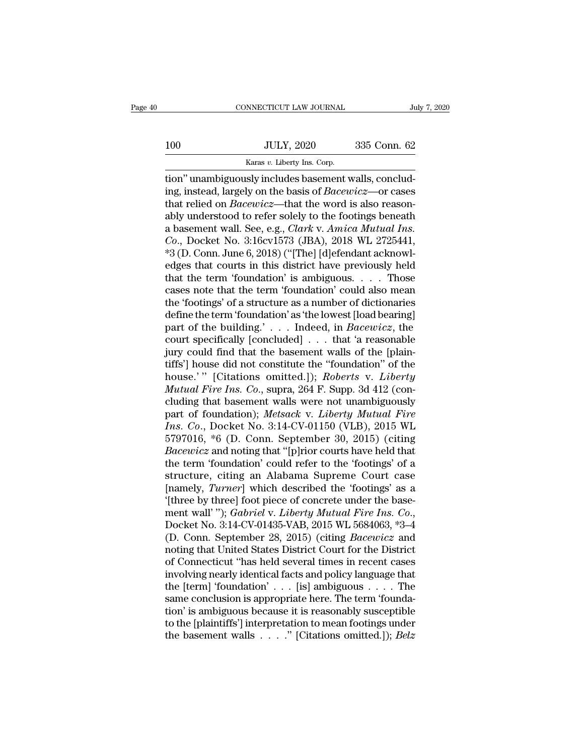tion" unambiguously includes basement walls, concluding, instead, largely on the basis of *Bacewicz*—or cases that relied on *Bacewicz*—that the word is also reasonably understood to refer solely to the footings beneath a basement wall. See, e.g., *Clark* v. *Amica Mutual Ins. Co.*, Docket No. 3:16cv1573 (JBA), 2018 WL 2725441, *3 (D. Conn. June 6, 2018) ("[The] [d]efendant acknowledges that courts in this district have previously held that the term 'foundation' is ambiguous. . . . Those cases note that the term 'foundation' could also mean the 'footings' of a structure as a number of dictionaries define the term 'foundation' as 'the lowest [load bearing] part of the building.' . . . Indeed, in *Bacewicz*, the court specifically [concluded] . . . that 'a reasonable jury could find that the basement walls of the [plaintiffs'] house did not constitute the "foundation" of the house.' " [Citations omitted.]); *Roberts* v. *Liberty Mutual Fire Ins. Co.*, supra, 264 F. Supp. 3d 412 (concluding that basement walls were not unambiguously part of foundation); *Metsack* v. *Liberty Mutual Fire Ins. Co.*, Docket No. 3:14-CV-01150 (VLB), 2015 WL 5797016, *6 (D. Conn. September 30, 2015) (citing *Bacewicz* and noting that "[p]rior courts have held that the term 'foundation' could refer to the 'footings' of a structure, citing an Alabama Supreme Court case [namely, *Turner*] which described the 'footings' as a '[three by three] foot piece of concrete under the basement wall' "); *Gabriel* v. *Liberty Mutual Fire Ins. Co.*, Docket No. 3:14-CV-01435-VAB, 2015 WL 5684063, *3–4 (D. Conn. September 28, 2015) (citing *Bacewicz* and noting that United States District Court for the District of Connecticut "has held several times in recent cases involving nearly identical facts and policy language that the [term] 'foundation' . . . [is] ambiguous . . . . The same conclusion is appropriate here. The term 'foundation' is ambiguous because it is reasonably susceptible to the [plaintiffs'] interpretation to mean footings under the basement walls . . . ." [Citations omitted.]); *Belz*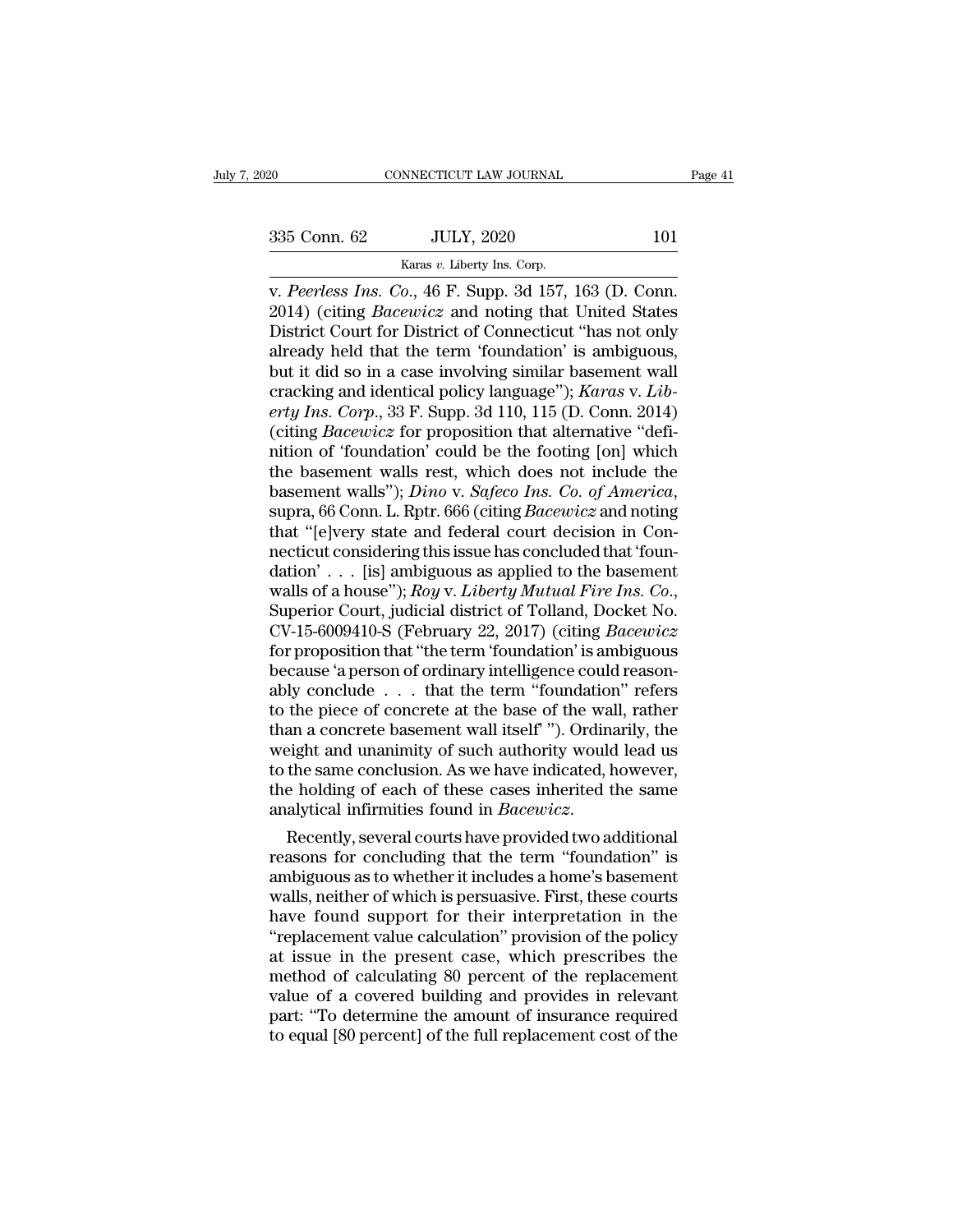v. *Peerless Ins. Co.*, 46 F. Supp. 3d 157, 163 (D. Conn. 2014) (citing *Bacewicz* and noting that United States District Court for District of Connecticut "has not only already held that the term 'foundation' is ambiguous, but it did so in a case involving similar basement wall cracking and identical policy language"); *Karas* v. *Liberty Ins. Corp.*, 33 F. Supp. 3d 110, 115 (D. Conn. 2014) (citing *Bacewicz* for proposition that alternative "definition of 'foundation' could be the footing [on] which the basement walls rest, which does not include the basement walls"); *Dino* v. *Safeco Ins. Co. of America*, supra, 66 Conn. L. Rptr. 666 (citing *Bacewicz* and noting that "[e]very state and federal court decision in Connecticut considering this issue has concluded that 'foundation' . . . [is] ambiguous as applied to the basement walls of a house"); *Roy* v. *Liberty Mutual Fire Ins. Co.*, Superior Court, judicial district of Tolland, Docket No. CV-15-6009410-S (February 22, 2017) (citing *Bacewicz* for proposition that "the term 'foundation' is ambiguous because 'a person of ordinary intelligence could reasonably conclude . . . that the term "foundation" refers to the piece of concrete at the base of the wall, rather than a concrete basement wall itself' "). Ordinarily, the weight and unanimity of such authority would lead us to the same conclusion. As we have indicated, however, the holding of each of these cases inherited the same analytical infirmities found in *Bacewicz*.

Recently, several courts have provided two additional reasons for concluding that the term "foundation" is ambiguous as to whether it includes a home's basement walls, neither of which is persuasive. First, these courts have found support for their interpretation in the "replacement value calculation" provision of the policy at issue in the present case, which prescribes the method of calculating 80 percent of the replacement value of a covered building and provides in relevant part: "To determine the amount of insurance required to equal [80 percent] of the full replacement cost of the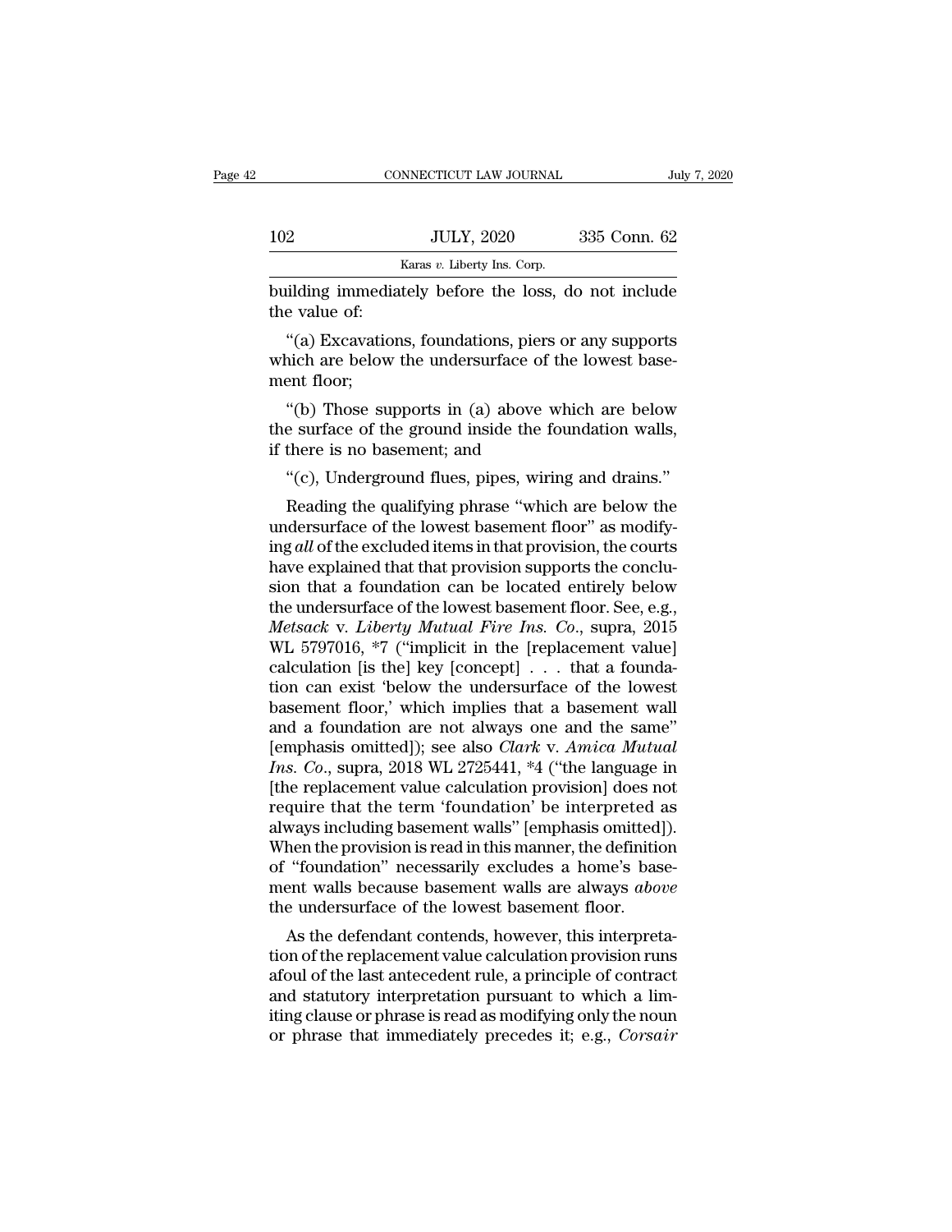building immediately before the loss, do not include the value of:

"(a) Excavations, foundations, piers or any supports which are below the undersurface of the lowest basement floor;

"(b) Those supports in (a) above which are below the surface of the ground inside the foundation walls, if there is no basement; and

"(c), Underground flues, pipes, wiring and drains."

Reading the qualifying phrase "which are below the undersurface of the lowest basement floor" as modifying *all* of the excluded items in that provision, the courts have explained that that provision supports the conclusion that a foundation can be located entirely below the undersurface of the lowest basement floor. See, e.g., *Metsack* v. *Liberty Mutual Fire Ins. Co.*, supra, 2015 WL 5797016, *7 ("implicit in the [replacement value] calculation [is the] key [concept] . . . that a foundation can exist 'below the undersurface of the lowest basement floor,' which implies that a basement wall and a foundation are not always one and the same" [emphasis omitted]); see also *Clark* v. *Amica Mutual Ins. Co.*, supra, 2018 WL 2725441, *4 ("the language in [the replacement value calculation provision] does not require that the term 'foundation' be interpreted as always including basement walls" [emphasis omitted]). When the provision is read in this manner, the definition of "foundation" necessarily excludes a home's basement walls because basement walls are always *above* the undersurface of the lowest basement floor.

As the defendant contends, however, this interpretation of the replacement value calculation provision runs afoul of the last antecedent rule, a principle of contract and statutory interpretation pursuant to which a limiting clause or phrase is read as modifying only the noun or phrase that immediately precedes it; e.g., *Corsair*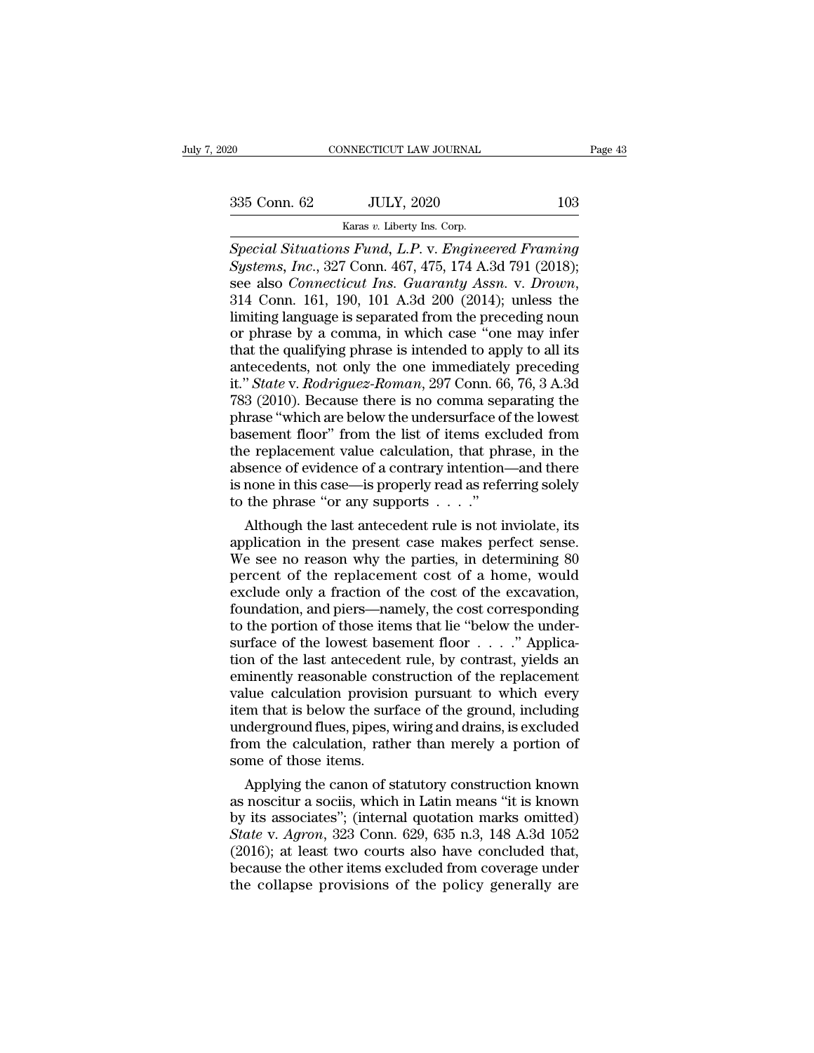*Special Situations Fund, L.P.* v. *Engineered Framing Systems, Inc.*, 327 Conn. 467, 475, 174 A.3d 791 (2018); see also *Connecticut Ins. Guaranty Assn.* v. *Drown*, 314 Conn. 161, 190, 101 A.3d 200 (2014); unless the limiting language is separated from the preceding noun or phrase by a comma, in which case "one may infer that the qualifying phrase is intended to apply to all its antecedents, not only the one immediately preceding it." *State* v. *Rodriguez-Roman*, 297 Conn. 66, 76, 3 A.3d 783 (2010). Because there is no comma separating the phrase "which are below the undersurface of the lowest basement floor" from the list of items excluded from the replacement value calculation, that phrase, in the absence of evidence of a contrary intention—and there is none in this case—is properly read as referring solely to the phrase "or any supports . . . ."

Although the last antecedent rule is not inviolate, its application in the present case makes perfect sense. We see no reason why the parties, in determining 80 percent of the replacement cost of a home, would exclude only a fraction of the cost of the excavation, foundation, and piers—namely, the cost corresponding to the portion of those items that lie "below the undersurface of the lowest basement floor . . . ." Application of the last antecedent rule, by contrast, yields an eminently reasonable construction of the replacement value calculation provision pursuant to which every item that is below the surface of the ground, including underground flues, pipes, wiring and drains, is excluded from the calculation, rather than merely a portion of some of those items.

Applying the canon of statutory construction known as noscitur a sociis, which in Latin means "it is known by its associates"; (internal quotation marks omitted) *State* v. *Agron*, 323 Conn. 629, 635 n.3, 148 A.3d 1052 (2016); at least two courts also have concluded that, because the other items excluded from coverage under the collapse provisions of the policy generally are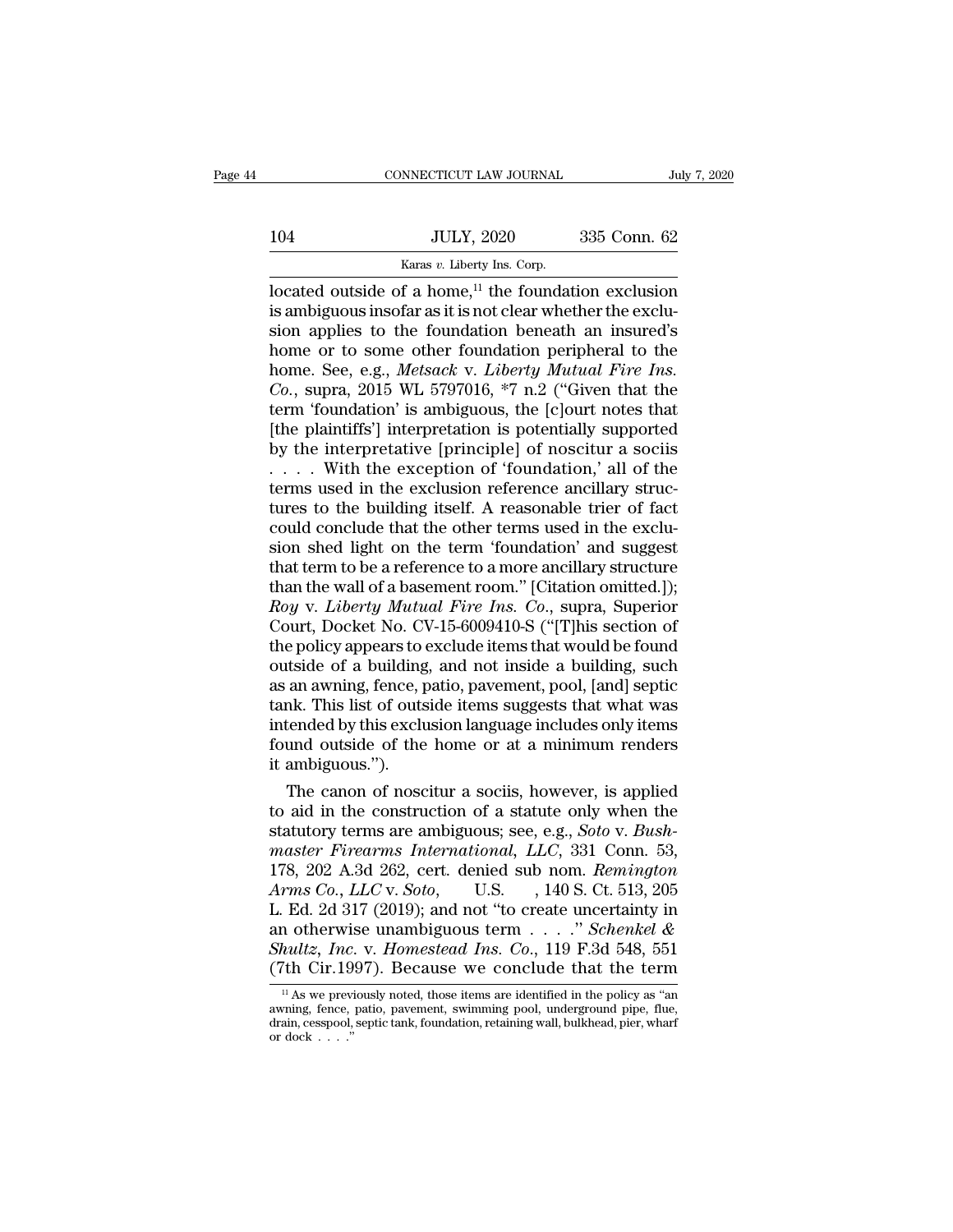located outside of a home,[11] the foundation exclusion is ambiguous insofar as it is not clear whether the exclusion applies to the foundation beneath an insured's home or to some other foundation peripheral to the home. See, e.g., *Metsack* v. *Liberty Mutual Fire Ins. Co.*, supra, 2015 WL 5797016, *7 n.2 ("Given that the term 'foundation' is ambiguous, the [c]ourt notes that [the plaintiffs'] interpretation is potentially supported by the interpretative [principle] of noscitur a sociis . . . . With the exception of 'foundation,' all of the terms used in the exclusion reference ancillary structures to the building itself. A reasonable trier of fact could conclude that the other terms used in the exclusion shed light on the term 'foundation' and suggest that term to be a reference to a more ancillary structure than the wall of a basement room." [Citation omitted.]); *Roy* v. *Liberty Mutual Fire Ins. Co.*, supra, Superior Court, Docket No. CV-15-6009410-S ("[T]his section of the policy appears to exclude items that would be found outside of a building, and not inside a building, such as an awning, fence, patio, pavement, pool, [and] septic tank. This list of outside items suggests that what was intended by this exclusion language includes only items found outside of the home or at a minimum renders it ambiguous.").

The canon of noscitur a sociis, however, is applied to aid in the construction of a statute only when the statutory terms are ambiguous; see, e.g., *Soto* v. *Bushmaster Firearms International, LLC*, 331 Conn. 53, 178, 202 A.3d 262, cert. denied sub nom. *Remington Arms Co., LLC* v. *Soto*, U.S. , 140 S. Ct. 513, 205 L. Ed. 2d 317 (2019); and not "to create uncertainty in an otherwise unambiguous term . . . ." *Schenkel & Shultz, Inc.* v. *Homestead Ins. Co.*, 119 F.3d 548, 551 (7th Cir.1997). Because we conclude that the term

[11] As we previously noted, those items are identified in the policy as "an awning, fence, patio, pavement, swimming pool, underground pipe, flue, drain, cesspool, septic tank, foundation, retaining wall, bulkhead, pier, wharf or dock . . . ."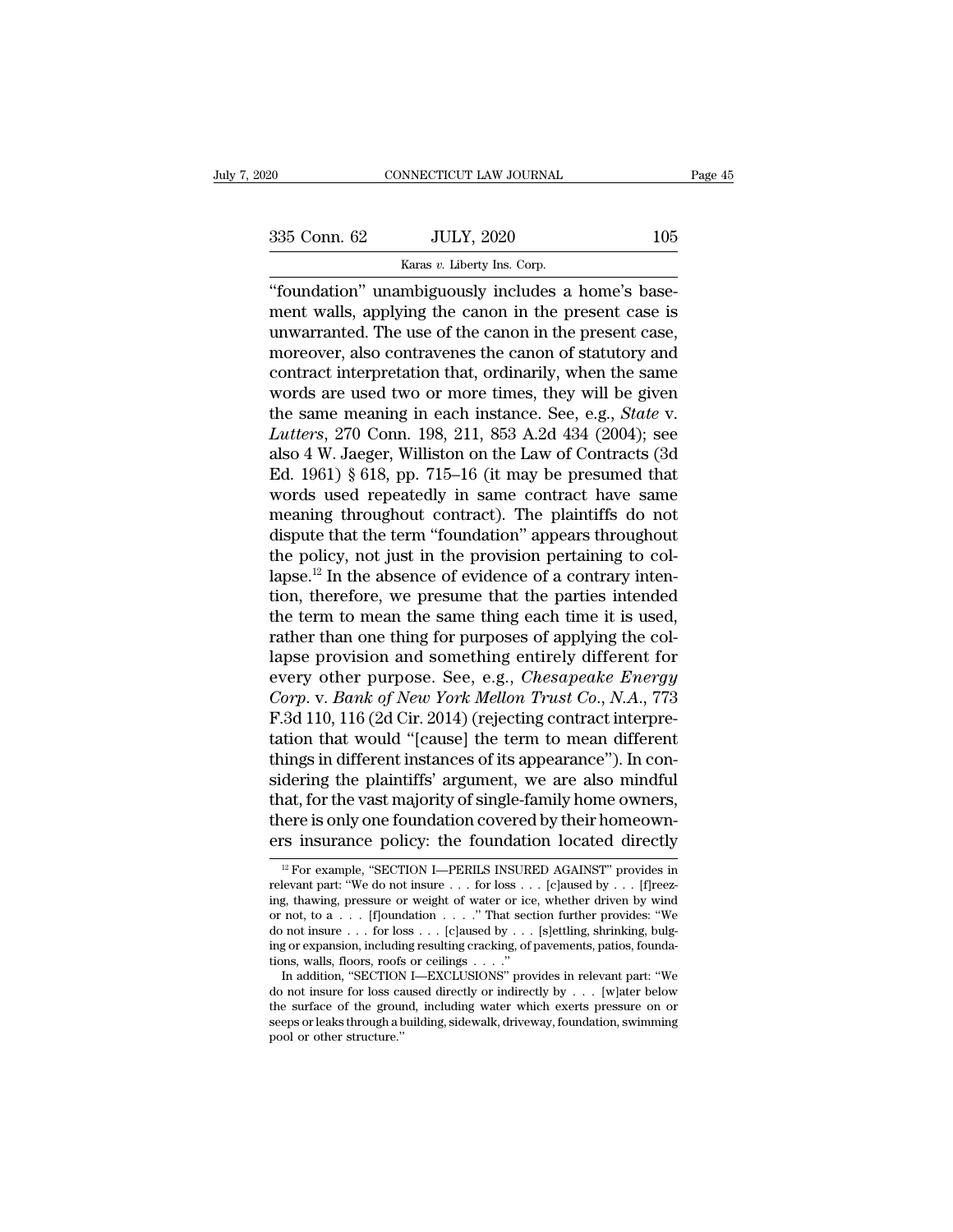"foundation" unambiguously includes a home's basement walls, applying the canon in the present case is unwarranted. The use of the canon in the present case, moreover, also contravenes the canon of statutory and contract interpretation that, ordinarily, when the same words are used two or more times, they will be given the same meaning in each instance. See, e.g., *State* v. *Lutters*, 270 Conn. 198, 211, 853 A.2d 434 (2004); see also 4 W. Jaeger, Williston on the Law of Contracts (3d Ed. 1961) § 618, pp. 715–16 (it may be presumed that words used repeatedly in same contract have same meaning throughout contract). The plaintiffs do not dispute that the term "foundation" appears throughout the policy, not just in the provision pertaining to collapse.[12] In the absence of evidence of a contrary intention, therefore, we presume that the parties intended the term to mean the same thing each time it is used, rather than one thing for purposes of applying the collapse provision and something entirely different for every other purpose. See, e.g., *Chesapeake Energy Corp.* v. *Bank of New York Mellon Trust Co., N.A.*, 773 F.3d 110, 116 (2d Cir. 2014) (rejecting contract interpretation that would "[cause] the term to mean different things in different instances of its appearance"). In considering the plaintiffs' argument, we are also mindful that, for the vast majority of single-family home owners, there is only one foundation covered by their homeowners insurance policy: the foundation located directly

[12] For example, "SECTION I—PERILS INSURED AGAINST" provides in relevant part: "We do not insure . . . for loss . . . [c]aused by . . . [f]reezing, thawing, pressure or weight of water or ice, whether driven by wind or not, to a . . . [f]oundation . . . ." That section further provides: "We do not insure . . . for loss . . . [c]aused by . . . [s]ettling, shrinking, bulging or expansion, including resulting cracking, of pavements, patios, foundations, walls, floors, roofs or ceilings . . . ."

In addition, "SECTION I—EXCLUSIONS" provides in relevant part: "We do not insure for loss caused directly or indirectly by . . . [w]ater below the surface of the ground, including water which exerts pressure on or seeps or leaks through a building, sidewalk, driveway, foundation, swimming pool or other structure."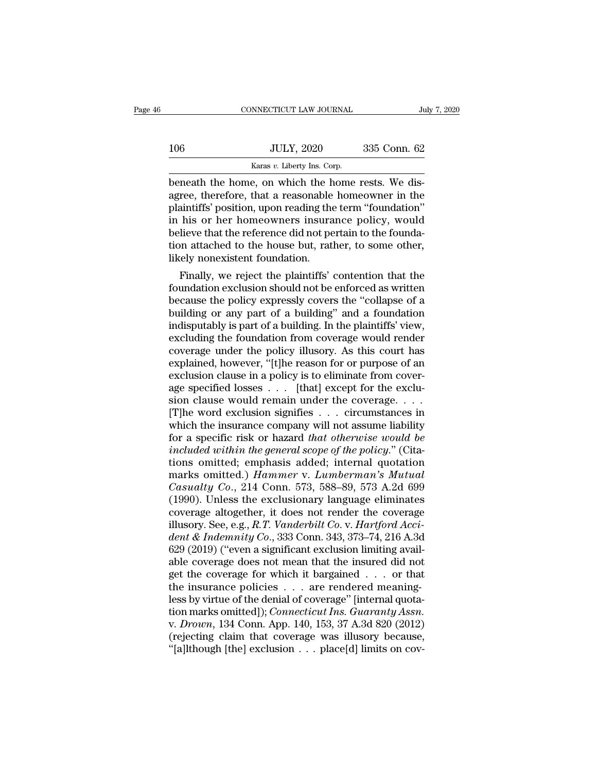beneath the home, on which the home rests. We disagree, therefore, that a reasonable homeowner in the plaintiffs' position, upon reading the term "foundation" in his or her homeowners insurance policy, would believe that the reference did not pertain to the foundation attached to the house but, rather, to some other, likely nonexistent foundation.

Finally, we reject the plaintiffs' contention that the foundation exclusion should not be enforced as written because the policy expressly covers the "collapse of a building or any part of a building" and a foundation indisputably is part of a building. In the plaintiffs' view, excluding the foundation from coverage would render coverage under the policy illusory. As this court has explained, however, "[t]he reason for or purpose of an exclusion clause in a policy is to eliminate from coverage specified losses . . . [that] except for the exclusion clause would remain under the coverage. . . . [T]he word exclusion signifies . . . circumstances in which the insurance company will not assume liability for a specific risk or hazard *that otherwise would be included within the general scope of the policy*." (Citations omitted; emphasis added; internal quotation marks omitted.) *Hammer* v. *Lumberman's Mutual Casualty Co.*, 214 Conn. 573, 588–89, 573 A.2d 699 (1990). Unless the exclusionary language eliminates coverage altogether, it does not render the coverage illusory. See, e.g., *R.T. Vanderbilt Co.* v. *Hartford Accident & Indemnity Co.*, 333 Conn. 343, 373–74, 216 A.3d 629 (2019) ("even a significant exclusion limiting available coverage does not mean that the insured did not get the coverage for which it bargained . . . or that the insurance policies . . . are rendered meaningless by virtue of the denial of coverage" [internal quotation marks omitted]); *Connecticut Ins. Guaranty Assn.* v. *Drown*, 134 Conn. App. 140, 153, 37 A.3d 820 (2012) (rejecting claim that coverage was illusory because, "[a]lthough [the] exclusion . . . place[d] limits on cov-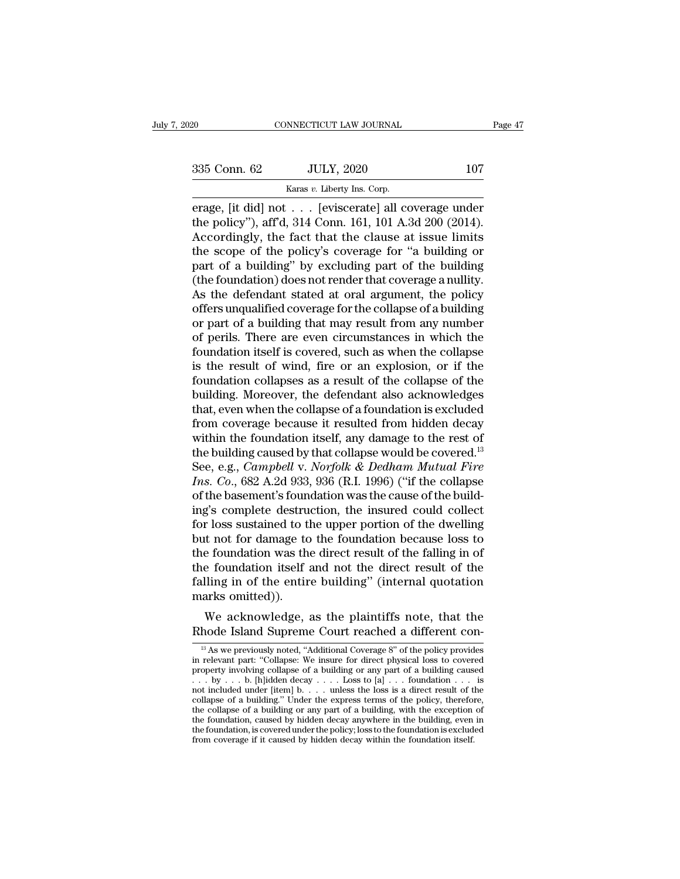erage, [it did] not . . . [eviscerate] all coverage under the policy"), aff'd, 314 Conn. 161, 101 A.3d 200 (2014). Accordingly, the fact that the clause at issue limits the scope of the policy's coverage for "a building or part of a building" by excluding part of the building (the foundation) does not render that coverage a nullity. As the defendant stated at oral argument, the policy offers unqualified coverage for the collapse of a building or part of a building that may result from any number of perils. There are even circumstances in which the foundation itself is covered, such as when the collapse is the result of wind, fire or an explosion, or if the foundation collapses as a result of the collapse of the building. Moreover, the defendant also acknowledges that, even when the collapse of a foundation is excluded from coverage because it resulted from hidden decay within the foundation itself, any damage to the rest of the building caused by that collapse would be covered.[13] See, e.g., *Campbell* v. *Norfolk & Dedham Mutual Fire Ins. Co.*, 682 A.2d 933, 936 (R.I. 1996) ("if the collapse of the basement's foundation was the cause of the building's complete destruction, the insured could collect for loss sustained to the upper portion of the dwelling but not for damage to the foundation because loss to the foundation was the direct result of the falling in of the foundation itself and not the direct result of the falling in of the entire building" (internal quotation marks omitted)).

We acknowledge, as the plaintiffs note, that the Rhode Island Supreme Court reached a different con-

[13] As we previously noted, "Additional Coverage 8" of the policy provides in relevant part: "Collapse: We insure for direct physical loss to covered property involving collapse of a building or any part of a building caused . . . by . . . b. [h]idden decay . . . . Loss to [a] . . . foundation . . . is not included under [item] b. . . . unless the loss is a direct result of the collapse of a building." Under the express terms of the policy, therefore, the collapse of a building or any part of a building, with the exception of the foundation, caused by hidden decay anywhere in the building, even in the foundation, is covered under the policy; loss to the foundation is excluded from coverage if it caused by hidden decay within the foundation itself.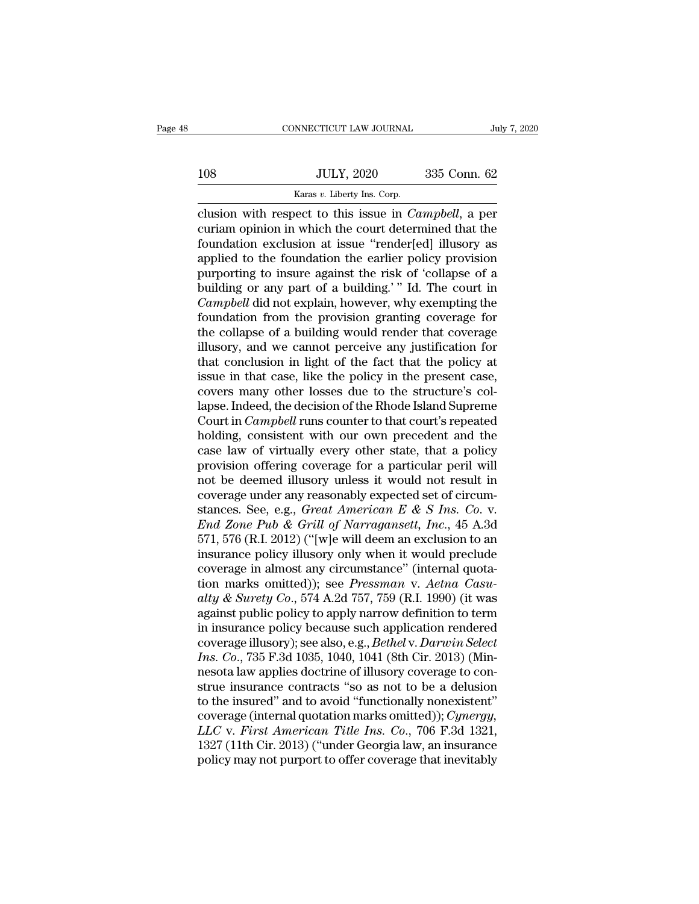clusion with respect to this issue in *Campbell*, a per curiam opinion in which the court determined that the foundation exclusion at issue "render[ed] illusory as applied to the foundation the earlier policy provision purporting to insure against the risk of 'collapse of a building or any part of a building.' " Id. The court in *Campbell* did not explain, however, why exempting the foundation from the provision granting coverage for the collapse of a building would render that coverage illusory, and we cannot perceive any justification for that conclusion in light of the fact that the policy at issue in that case, like the policy in the present case, covers many other losses due to the structure's collapse. Indeed, the decision of the Rhode Island Supreme Court in *Campbell* runs counter to that court's repeated holding, consistent with our own precedent and the case law of virtually every other state, that a policy provision offering coverage for a particular peril will not be deemed illusory unless it would not result in coverage under any reasonably expected set of circumstances. See, e.g., *Great American E & S Ins. Co.* v. *End Zone Pub & Grill of Narragansett, Inc.*, 45 A.3d 571, 576 (R.I. 2012) ("[w]e will deem an exclusion to an insurance policy illusory only when it would preclude coverage in almost any circumstance" (internal quotation marks omitted)); see *Pressman* v. *Aetna Casualty & Surety Co.*, 574 A.2d 757, 759 (R.I. 1990) (it was against public policy to apply narrow definition to term in insurance policy because such application rendered coverage illusory); see also, e.g., *Bethel* v. *Darwin Select Ins. Co.*, 735 F.3d 1035, 1040, 1041 (8th Cir. 2013) (Minnesota law applies doctrine of illusory coverage to construe insurance contracts "so as not to be a delusion to the insured" and to avoid "functionally nonexistent" coverage (internal quotation marks omitted)); *Cynergy, LLC* v. *First American Title Ins. Co.*, 706 F.3d 1321, 1327 (11th Cir. 2013) ("under Georgia law, an insurance policy may not purport to offer coverage that inevitably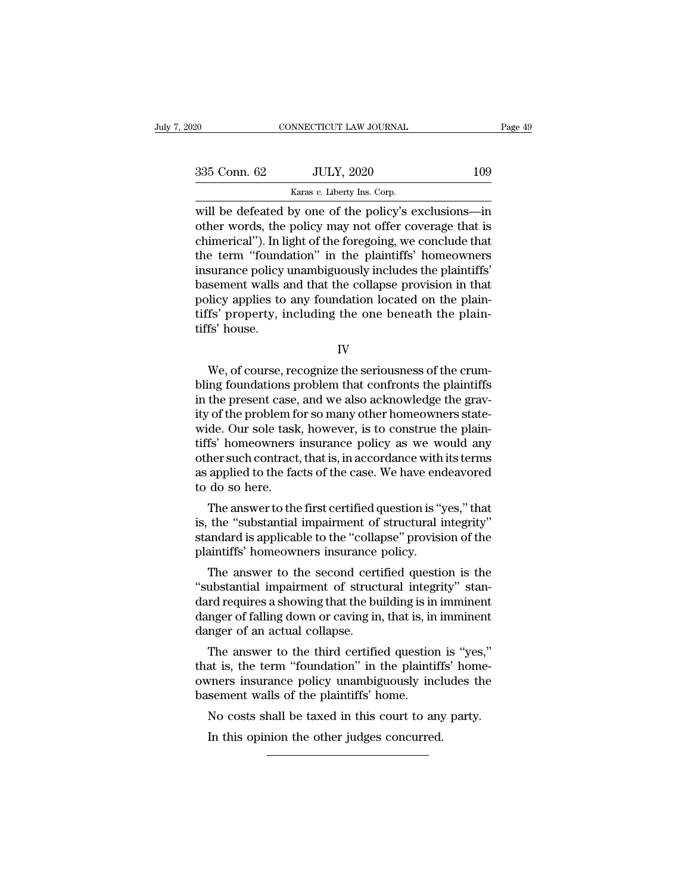will be defeated by one of the policy's exclusions—in other words, the policy may not offer coverage that is chimerical"). In light of the foregoing, we conclude that the term "foundation" in the plaintiffs' homeowners insurance policy unambiguously includes the plaintiffs' basement walls and that the collapse provision in that policy applies to any foundation located on the plaintiffs' property, including the one beneath the plaintiffs' house.

IV

We, of course, recognize the seriousness of the crumbling foundations problem that confronts the plaintiffs in the present case, and we also acknowledge the gravity of the problem for so many other homeowners statewide. Our sole task, however, is to construe the plaintiffs' homeowners insurance policy as we would any other such contract, that is, in accordance with its terms as applied to the facts of the case. We have endeavored to do so here.

The answer to the first certified question is "yes," that is, the "substantial impairment of structural integrity" standard is applicable to the "collapse" provision of the plaintiffs' homeowners insurance policy.

The answer to the second certified question is the "substantial impairment of structural integrity" standard requires a showing that the building is in imminent danger of falling down or caving in, that is, in imminent danger of an actual collapse.

The answer to the third certified question is "yes," that is, the term "foundation" in the plaintiffs' homeowners insurance policy unambiguously includes the basement walls of the plaintiffs' home.

No costs shall be taxed in this court to any party.

In this opinion the other judges concurred.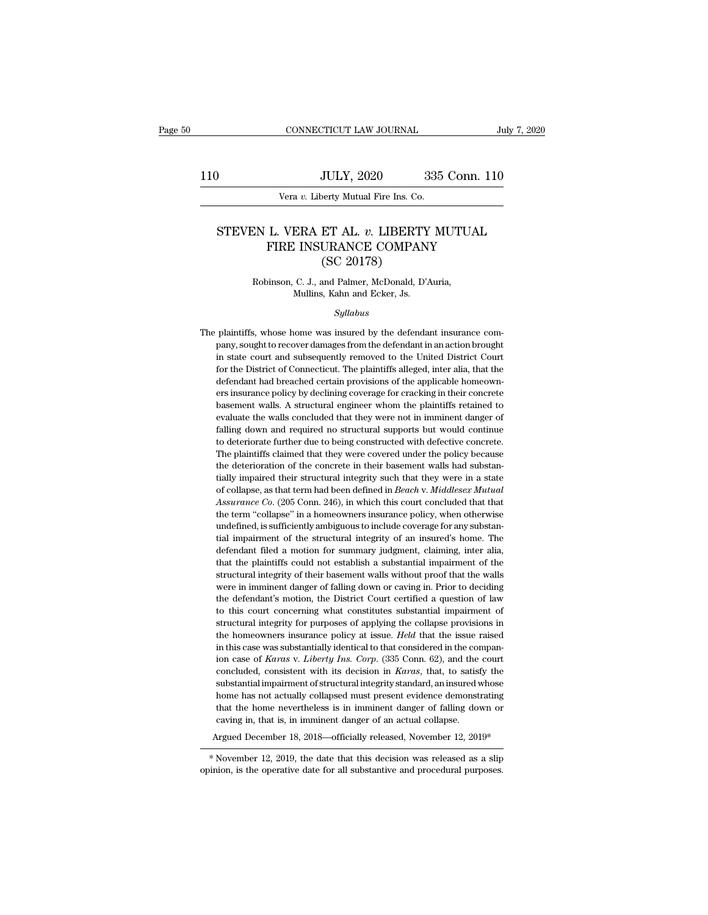# STEVEN L. VERA ET AL. v. LIBERTY MUTUAL FIRE INSURANCE COMPANY (SC 20178)

Robinson, C. J., and Palmer, McDonald, D'Auria, Mullins, Kahn and Ecker, Js.

*Syllabus*

The plaintiffs, whose home was insured by the defendant insurance company, sought to recover damages from the defendant in an action brought in state court and subsequently removed to the United District Court for the District of Connecticut. The plaintiffs alleged, inter alia, that the defendant had breached certain provisions of the applicable homeowners insurance policy by declining coverage for cracking in their concrete basement walls. A structural engineer whom the plaintiffs retained to evaluate the walls concluded that they were not in imminent danger of falling down and required no structural supports but would continue to deteriorate further due to being constructed with defective concrete. The plaintiffs claimed that they were covered under the policy because the deterioration of the concrete in their basement walls had substantially impaired their structural integrity such that they were in a state of collapse, as that term had been defined in *Beach* v. *Middlesex Mutual Assurance Co.* (205 Conn. 246), in which this court concluded that that the term "collapse" in a homeowners insurance policy, when otherwise undefined, is sufficiently ambiguous to include coverage for any substantial impairment of the structural integrity of an insured's home. The defendant filed a motion for summary judgment, claiming, inter alia, that the plaintiffs could not establish a substantial impairment of the structural integrity of their basement walls without proof that the walls were in imminent danger of falling down or caving in. Prior to deciding the defendant's motion, the District Court certified a question of law to this court concerning what constitutes substantial impairment of structural integrity for purposes of applying the collapse provisions in the homeowners insurance policy at issue. *Held* that the issue raised in this case was substantially identical to that considered in the companion case of *Karas* v. *Liberty Ins. Corp.* (335 Conn. 62), and the court concluded, consistent with its decision in *Karas*, that, to satisfy the substantial impairment of structural integrity standard, an insured whose home has not actually collapsed must present evidence demonstrating that the home nevertheless is in imminent danger of falling down or caving in, that is, in imminent danger of an actual collapse.

Argued December 18, 2018—officially released, November 12, 2019*

\* November 12, 2019, the date that this decision was released as a slip opinion, is the operative date for all substantive and procedural purposes.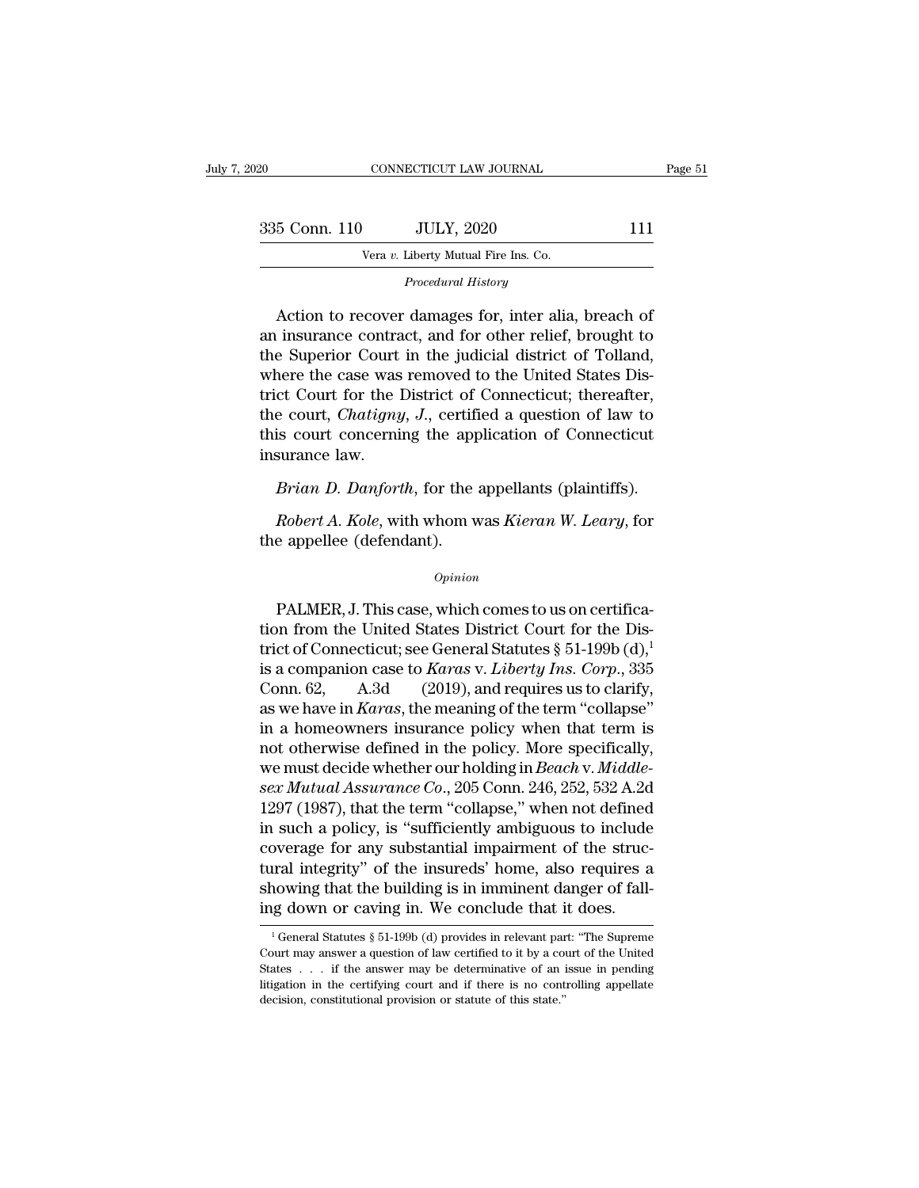*Procedural History*

Action to recover damages for, inter alia, breach of an insurance contract, and for other relief, brought to the Superior Court in the judicial district of Tolland, where the case was removed to the United States District Court for the District of Connecticut; thereafter, the court, *Chatigny*, *J.*, certified a question of law to this court concerning the application of Connecticut insurance law.

*Brian D. Danforth*, for the appellants (plaintiffs).

*Robert A. Kole*, with whom was *Kieran W. Leary*, for the appellee (defendant).

*Opinion*

PALMER, J. This case, which comes to us on certification from the United States District Court for the District of Connecticut; see General Statutes § 51-199b (d),[1] is a companion case to *Karas* v. *Liberty Ins. Corp.*, 335 Conn. 62, A.3d (2019), and requires us to clarify, as we have in *Karas*, the meaning of the term "collapse" in a homeowners insurance policy when that term is not otherwise defined in the policy. More specifically, we must decide whether our holding in *Beach* v. *Middlesex Mutual Assurance Co.*, 205 Conn. 246, 252, 532 A.2d 1297 (1987), that the term "collapse," when not defined in such a policy, is "sufficiently ambiguous to include coverage for any substantial impairment of the structural integrity" of the insureds' home, also requires a showing that the building is in imminent danger of falling down or caving in. We conclude that it does.

[1] General Statutes § 51-199b (d) provides in relevant part: "The Supreme Court may answer a question of law certified to it by a court of the United States . . . if the answer may be determinative of an issue in pending litigation in the certifying court and if there is no controlling appellate decision, constitutional provision or statute of this state."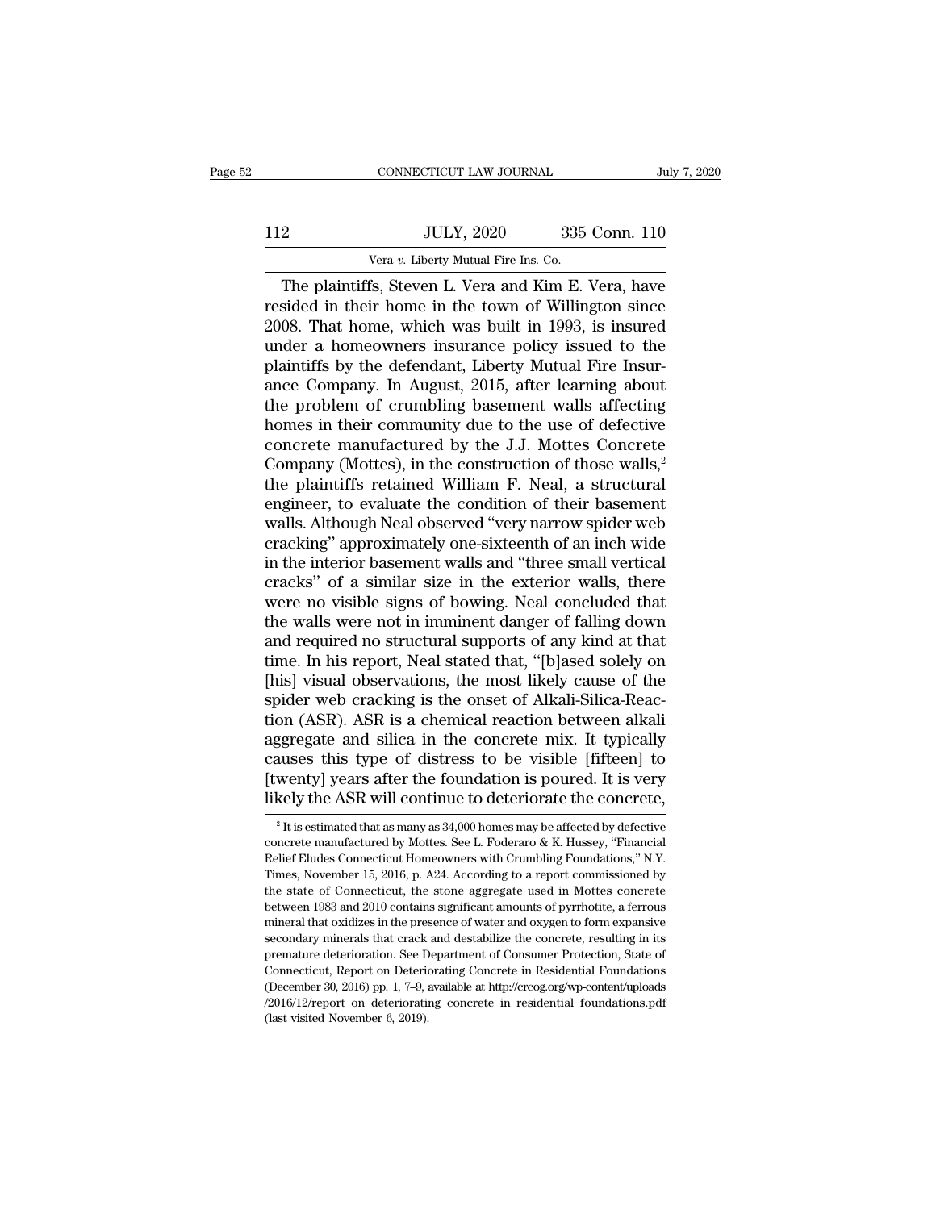The plaintiffs, Steven L. Vera and Kim E. Vera, have resided in their home in the town of Willington since 2008. That home, which was built in 1993, is insured under a homeowners insurance policy issued to the plaintiffs by the defendant, Liberty Mutual Fire Insurance Company. In August, 2015, after learning about the problem of crumbling basement walls affecting homes in their community due to the use of defective concrete manufactured by the J.J. Mottes Concrete Company (Mottes), in the construction of those walls,[2] the plaintiffs retained William F. Neal, a structural engineer, to evaluate the condition of their basement walls. Although Neal observed "very narrow spider web cracking" approximately one-sixteenth of an inch wide in the interior basement walls and "three small vertical cracks" of a similar size in the exterior walls, there were no visible signs of bowing. Neal concluded that the walls were not in imminent danger of falling down and required no structural supports of any kind at that time. In his report, Neal stated that, "[b]ased solely on [his] visual observations, the most likely cause of the spider web cracking is the onset of Alkali-Silica-Reaction (ASR). ASR is a chemical reaction between alkali aggregate and silica in the concrete mix. It typically causes this type of distress to be visible [fifteen] to [twenty] years after the foundation is poured. It is very likely the ASR will continue to deteriorate the concrete,

[2] It is estimated that as many as 34,000 homes may be affected by defective concrete manufactured by Mottes. See L. Foderaro & K. Hussey, "Financial Relief Eludes Connecticut Homeowners with Crumbling Foundations," N.Y. Times, November 15, 2016, p. A24. According to a report commissioned by the state of Connecticut, the stone aggregate used in Mottes concrete between 1983 and 2010 contains significant amounts of pyrrhotite, a ferrous mineral that oxidizes in the presence of water and oxygen to form expansive secondary minerals that crack and destabilize the concrete, resulting in its premature deterioration. See Department of Consumer Protection, State of Connecticut, Report on Deteriorating Concrete in Residential Foundations (December 30, 2016) pp. 1, 7–9, available at http://crcog.org/wp-content/uploads/2016/12/report_on_deteriorating_concrete_in_residential_foundations.pdf (last visited November 6, 2019).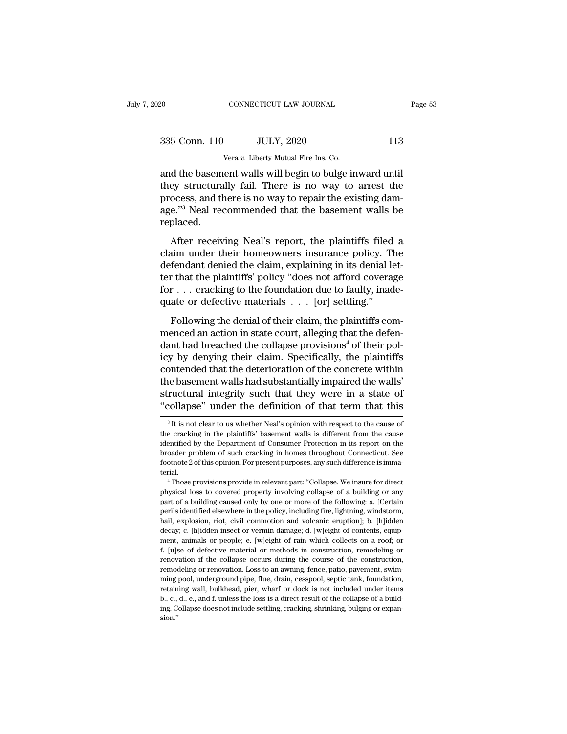and the basement walls will begin to bulge inward until they structurally fail. There is no way to arrest the process, and there is no way to repair the existing damage."[3] Neal recommended that the basement walls be replaced.

After receiving Neal's report, the plaintiffs filed a claim under their homeowners insurance policy. The defendant denied the claim, explaining in its denial letter that the plaintiffs' policy "does not afford coverage for . . . cracking to the foundation due to faulty, inadequate or defective materials . . . [or] settling."

Following the denial of their claim, the plaintiffs commenced an action in state court, alleging that the defendant had breached the collapse provisions[4] of their policy by denying their claim. Specifically, the plaintiffs contended that the deterioration of the concrete within the basement walls had substantially impaired the walls' structural integrity such that they were in a state of "collapse" under the definition of that term that this

[3] It is not clear to us whether Neal's opinion with respect to the cause of the cracking in the plaintiffs' basement walls is different from the cause identified by the Department of Consumer Protection in its report on the broader problem of such cracking in homes throughout Connecticut. See footnote 2 of this opinion. For present purposes, any such difference is immaterial.

[4] Those provisions provide in relevant part: "Collapse. We insure for direct physical loss to covered property involving collapse of a building or any part of a building caused only by one or more of the following: a. [Certain perils identified elsewhere in the policy, including fire, lightning, windstorm, hail, explosion, riot, civil commotion and volcanic eruption]; b. [h]idden decay; c. [h]idden insect or vermin damage; d. [w]eight of contents, equipment, animals or people; e. [w]eight of rain which collects on a roof; or f. [u]se of defective material or methods in construction, remodeling or renovation if the collapse occurs during the course of the construction, remodeling or renovation. Loss to an awning, fence, patio, pavement, swimming pool, underground pipe, flue, drain, cesspool, septic tank, foundation, retaining wall, bulkhead, pier, wharf or dock is not included under items b., c., d., e., and f. unless the loss is a direct result of the collapse of a building. Collapse does not include settling, cracking, shrinking, bulging or expansion."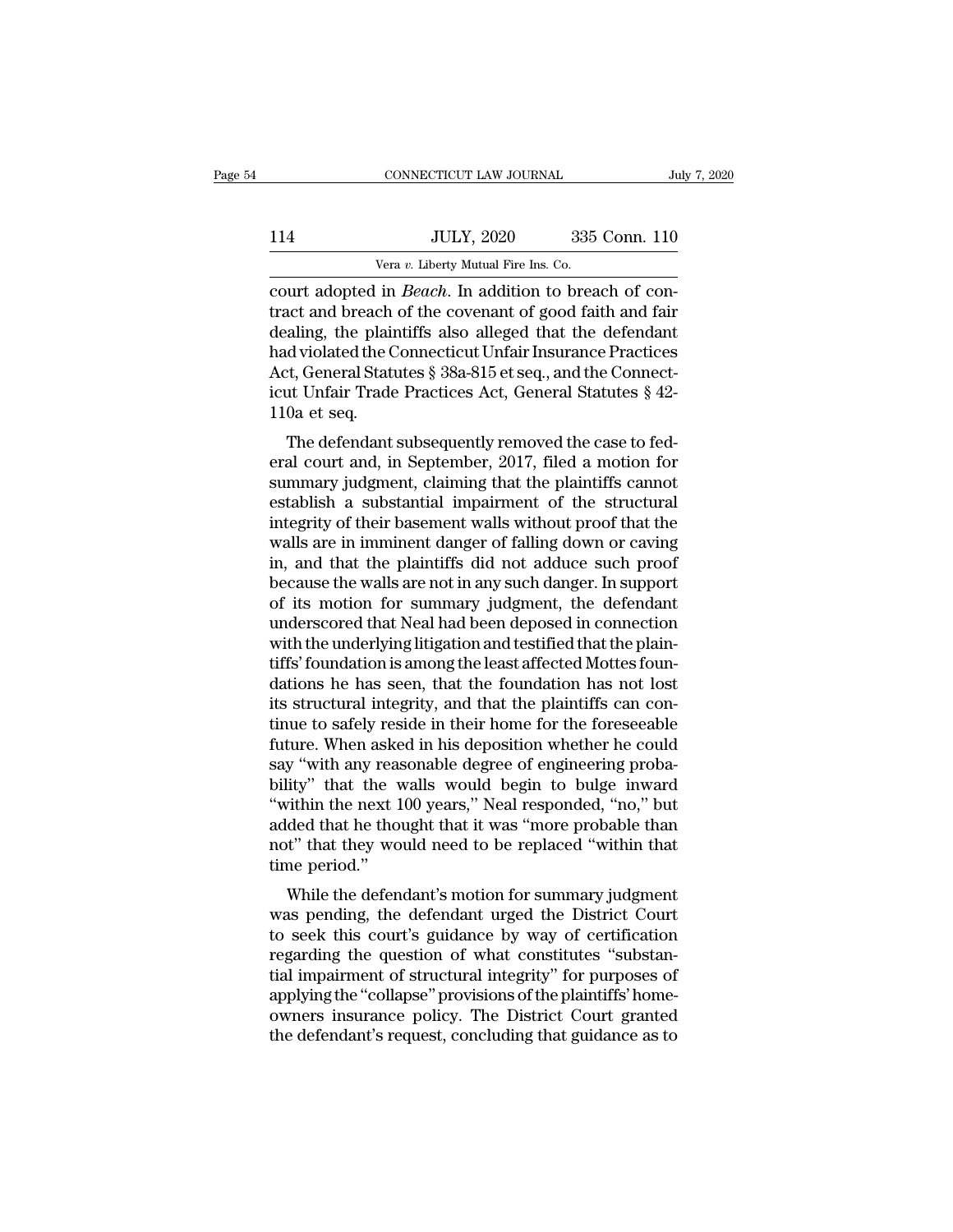court adopted in *Beach*. In addition to breach of contract and breach of the covenant of good faith and fair dealing, the plaintiffs also alleged that the defendant had violated the Connecticut Unfair Insurance Practices Act, General Statutes § 38a-815 et seq., and the Connecticut Unfair Trade Practices Act, General Statutes § 42-110a et seq.

The defendant subsequently removed the case to federal court and, in September, 2017, filed a motion for summary judgment, claiming that the plaintiffs cannot establish a substantial impairment of the structural integrity of their basement walls without proof that the walls are in imminent danger of falling down or caving in, and that the plaintiffs did not adduce such proof because the walls are not in any such danger. In support of its motion for summary judgment, the defendant underscored that Neal had been deposed in connection with the underlying litigation and testified that the plaintiffs' foundation is among the least affected Mottes foundations he has seen, that the foundation has not lost its structural integrity, and that the plaintiffs can continue to safely reside in their home for the foreseeable future. When asked in his deposition whether he could say "with any reasonable degree of engineering probability" that the walls would begin to bulge inward "within the next 100 years," Neal responded, "no," but added that he thought that it was "more probable than not" that they would need to be replaced "within that time period."

While the defendant's motion for summary judgment was pending, the defendant urged the District Court to seek this court's guidance by way of certification regarding the question of what constitutes "substantial impairment of structural integrity" for purposes of applying the "collapse" provisions of the plaintiffs' homeowners insurance policy. The District Court granted the defendant's request, concluding that guidance as to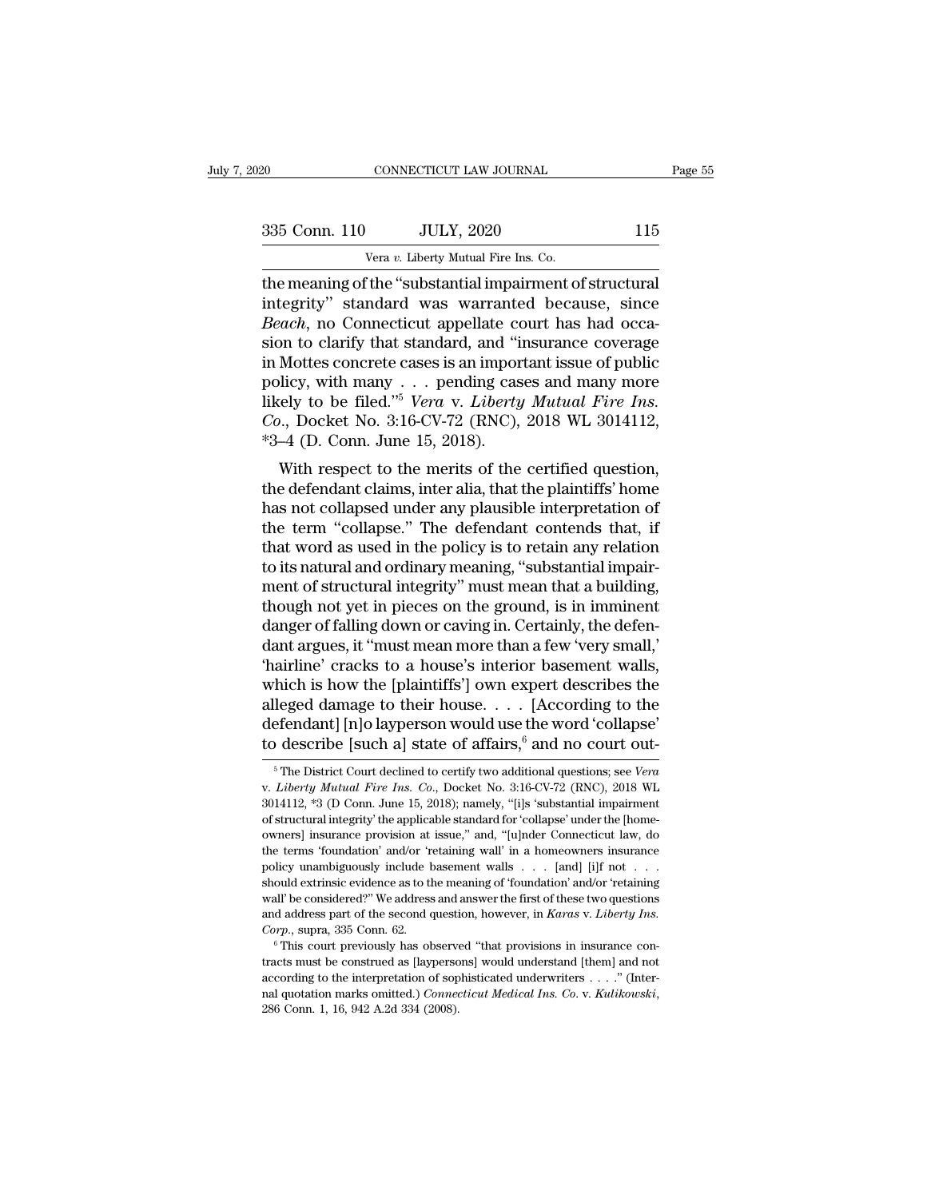the meaning of the "substantial impairment of structural integrity" standard was warranted because, since *Beach*, no Connecticut appellate court has had occasion to clarify that standard, and "insurance coverage in Mottes concrete cases is an important issue of public policy, with many . . . pending cases and many more likely to be filed."[5] *Vera* v. *Liberty Mutual Fire Ins. Co.*, Docket No. 3:16-CV-72 (RNC), 2018 WL 3014112, *3–4 (D. Conn. June 15, 2018).

With respect to the merits of the certified question, the defendant claims, inter alia, that the plaintiffs' home has not collapsed under any plausible interpretation of the term "collapse." The defendant contends that, if that word as used in the policy is to retain any relation to its natural and ordinary meaning, "substantial impairment of structural integrity" must mean that a building, though not yet in pieces on the ground, is in imminent danger of falling down or caving in. Certainly, the defendant argues, it "must mean more than a few 'very small,' 'hairline' cracks to a house's interior basement walls, which is how the [plaintiffs'] own expert describes the alleged damage to their house. . . . [According to the defendant] [n]o layperson would use the word 'collapse' to describe [such a] state of affairs,[6] and no court out-

[5] The District Court declined to certify two additional questions; see *Vera* v. *Liberty Mutual Fire Ins. Co.*, Docket No. 3:16-CV-72 (RNC), 2018 WL 3014112, *3 (D Conn. June 15, 2018); namely, "[i]s 'substantial impairment of structural integrity' the applicable standard for 'collapse' under the [homeowners] insurance provision at issue," and, "[u]nder Connecticut law, do the terms 'foundation' and/or 'retaining wall' in a homeowners insurance policy unambiguously include basement walls . . . [and] [i]f not . . . should extrinsic evidence as to the meaning of 'foundation' and/or 'retaining wall' be considered?" We address and answer the first of these two questions and address part of the second question, however, in *Karas* v. *Liberty Ins. Corp.*, supra, 335 Conn. 62.

[6] This court previously has observed "that provisions in insurance contracts must be construed as [laypersons] would understand [them] and not according to the interpretation of sophisticated underwriters . . . ." (Internal quotation marks omitted.) *Connecticut Medical Ins. Co.* v. *Kulikowski*, 286 Conn. 1, 16, 942 A.2d 334 (2008).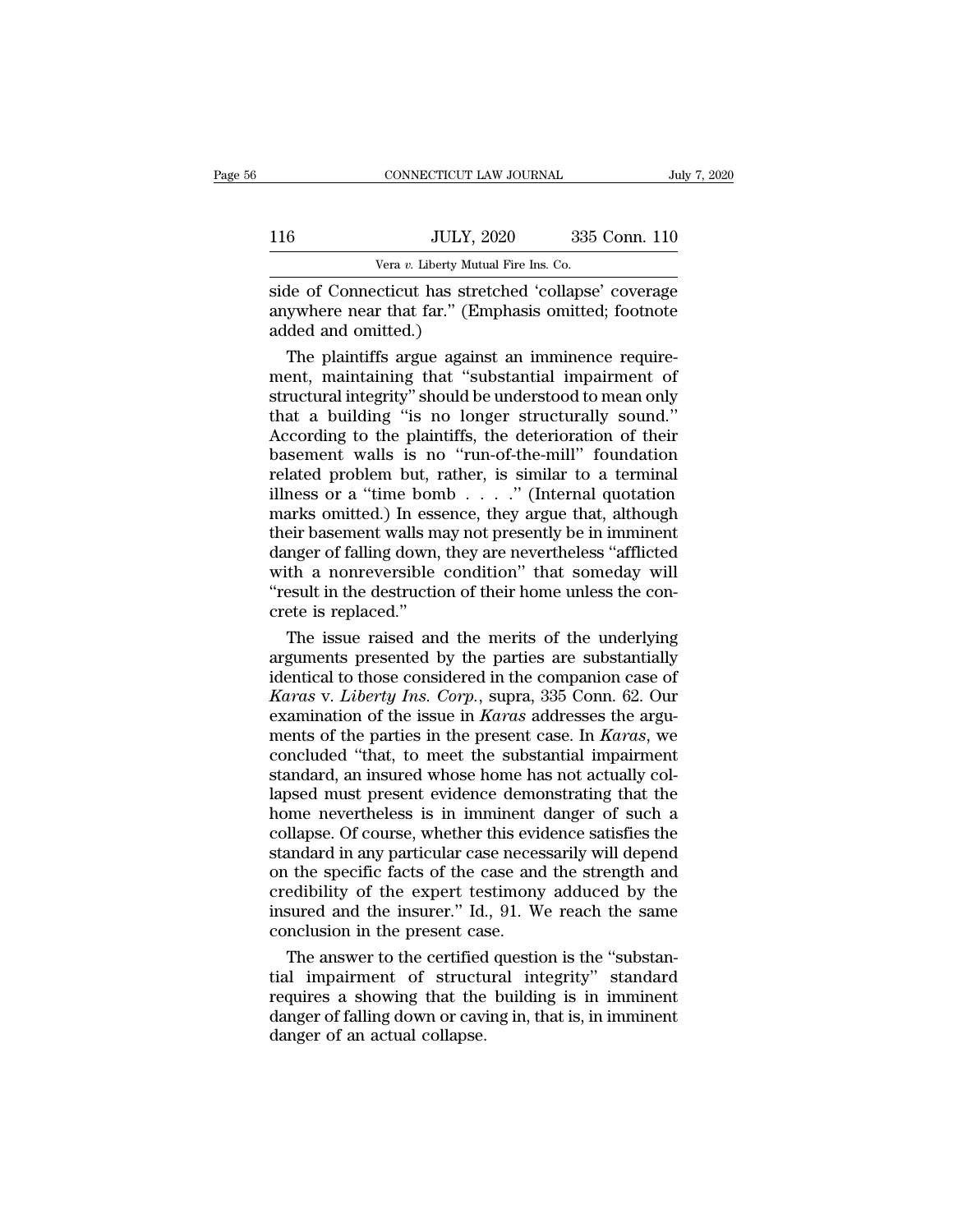side of Connecticut has stretched 'collapse' coverage anywhere near that far." (Emphasis omitted; footnote added and omitted.)

The plaintiffs argue against an imminence requirement, maintaining that "substantial impairment of structural integrity" should be understood to mean only that a building "is no longer structurally sound." According to the plaintiffs, the deterioration of their basement walls is no "run-of-the-mill" foundation related problem but, rather, is similar to a terminal illness or a "time bomb . . . ." (Internal quotation marks omitted.) In essence, they argue that, although their basement walls may not presently be in imminent danger of falling down, they are nevertheless "afflicted with a nonreversible condition" that someday will "result in the destruction of their home unless the concrete is replaced."

The issue raised and the merits of the underlying arguments presented by the parties are substantially identical to those considered in the companion case of *Karas* v. *Liberty Ins. Corp.*, supra, 335 Conn. 62. Our examination of the issue in *Karas* addresses the arguments of the parties in the present case. In *Karas*, we concluded "that, to meet the substantial impairment standard, an insured whose home has not actually collapsed must present evidence demonstrating that the home nevertheless is in imminent danger of such a collapse. Of course, whether this evidence satisfies the standard in any particular case necessarily will depend on the specific facts of the case and the strength and credibility of the expert testimony adduced by the insured and the insurer." Id., 91. We reach the same conclusion in the present case.

The answer to the certified question is the "substantial impairment of structural integrity" standard requires a showing that the building is in imminent danger of falling down or caving in, that is, in imminent danger of an actual collapse.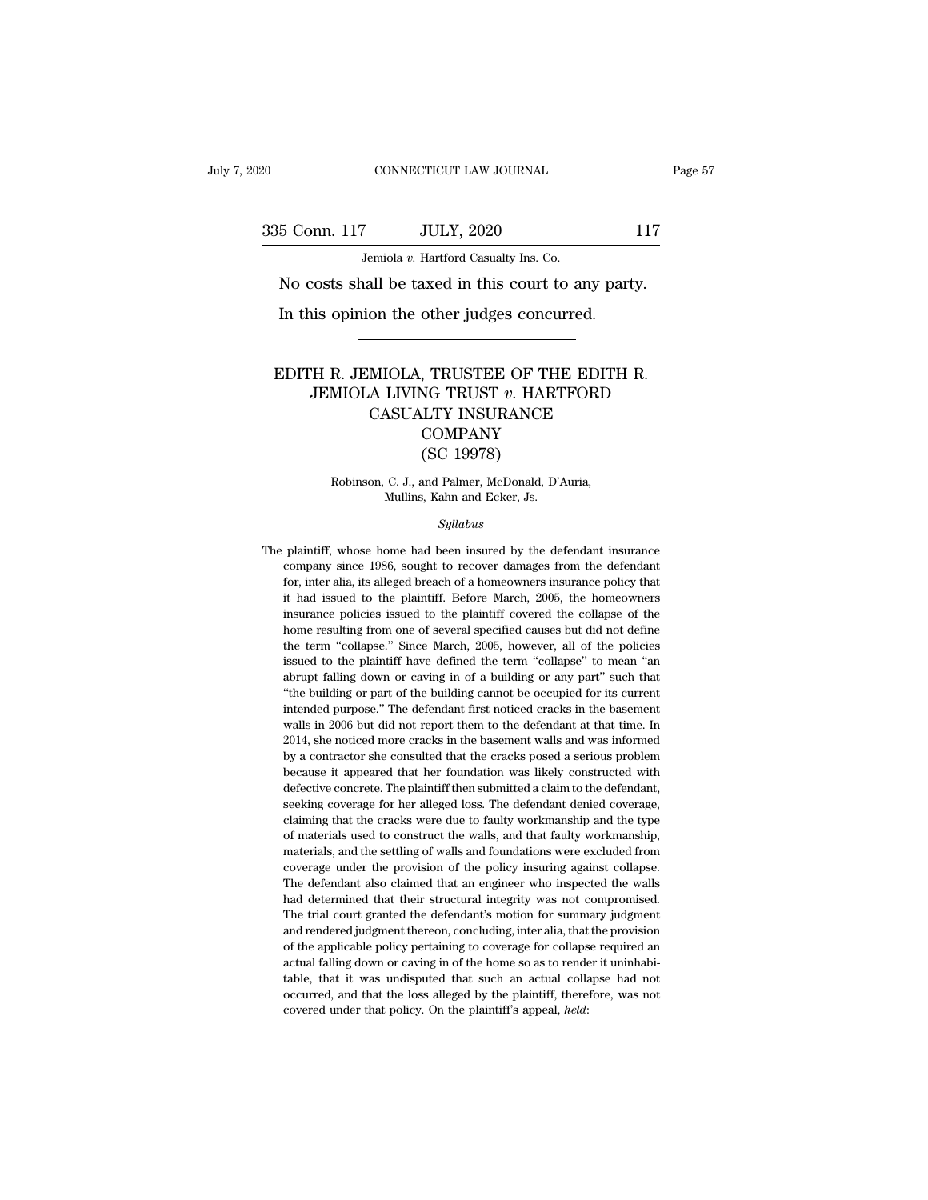No costs shall be taxed in this court to any party.

In this opinion the other judges concurred.

---

# EDITH R. JEMIOLA, TRUSTEE OF THE EDITH R. JEMIOLA LIVING TRUST *v.* HARTFORD CASUALTY INSURANCE COMPANY (SC 19978)

Robinson, C. J., and Palmer, McDonald, D'Auria, Mullins, Kahn and Ecker, Js.

*Syllabus*

The plaintiff, whose home had been insured by the defendant insurance company since 1986, sought to recover damages from the defendant for, inter alia, its alleged breach of a homeowners insurance policy that it had issued to the plaintiff. Before March, 2005, the homeowners insurance policies issued to the plaintiff covered the collapse of the home resulting from one of several specified causes but did not define the term "collapse." Since March, 2005, however, all of the policies issued to the plaintiff have defined the term "collapse" to mean "an abrupt falling down or caving in of a building or any part" such that "the building or part of the building cannot be occupied for its current intended purpose." The defendant first noticed cracks in the basement walls in 2006 but did not report them to the defendant at that time. In 2014, she noticed more cracks in the basement walls and was informed by a contractor she consulted that the cracks posed a serious problem because it appeared that her foundation was likely constructed with defective concrete. The plaintiff then submitted a claim to the defendant, seeking coverage for her alleged loss. The defendant denied coverage, claiming that the cracks were due to faulty workmanship and the type of materials used to construct the walls, and that faulty workmanship, materials, and the settling of walls and foundations were excluded from coverage under the provision of the policy insuring against collapse. The defendant also claimed that an engineer who inspected the walls had determined that their structural integrity was not compromised. The trial court granted the defendant's motion for summary judgment and rendered judgment thereon, concluding, inter alia, that the provision of the applicable policy pertaining to coverage for collapse required an actual falling down or caving in of the home so as to render it uninhabitable, that it was undisputed that such an actual collapse had not occurred, and that the loss alleged by the plaintiff, therefore, was not covered under that policy. On the plaintiff's appeal, *held*: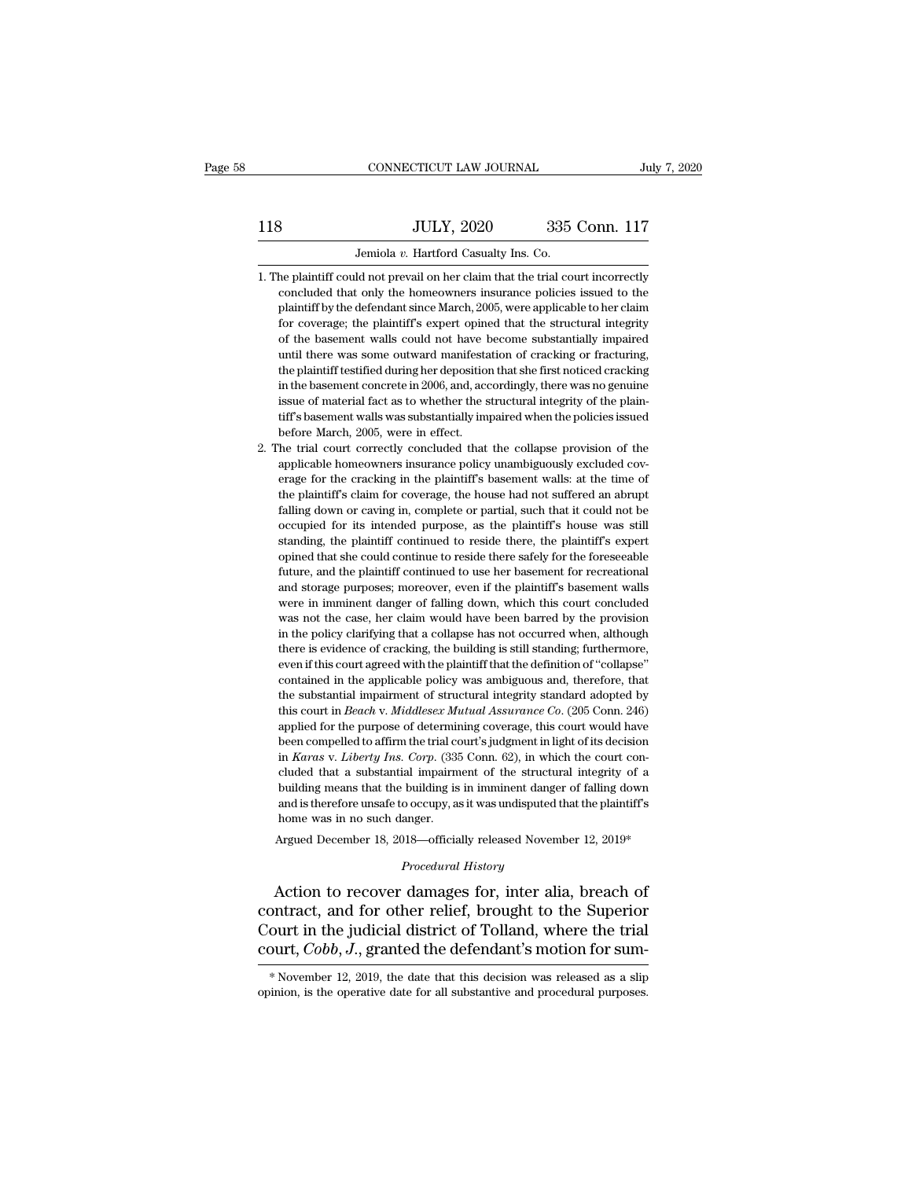1. The plaintiff could not prevail on her claim that the trial court incorrectly concluded that only the homeowners insurance policies issued to the plaintiff by the defendant since March, 2005, were applicable to her claim for coverage; the plaintiff's expert opined that the structural integrity of the basement walls could not have become substantially impaired until there was some outward manifestation of cracking or fracturing, the plaintiff testified during her deposition that she first noticed cracking in the basement concrete in 2006, and, accordingly, there was no genuine issue of material fact as to whether the structural integrity of the plaintiff's basement walls was substantially impaired when the policies issued before March, 2005, were in effect.
2. The trial court correctly concluded that the collapse provision of the applicable homeowners insurance policy unambiguously excluded coverage for the cracking in the plaintiff's basement walls: at the time of the plaintiff's claim for coverage, the house had not suffered an abrupt falling down or caving in, complete or partial, such that it could not be occupied for its intended purpose, as the plaintiff's house was still standing, the plaintiff continued to reside there, the plaintiff's expert opined that she could continue to reside there safely for the foreseeable future, and the plaintiff continued to use her basement for recreational and storage purposes; moreover, even if the plaintiff's basement walls were in imminent danger of falling down, which this court concluded was not the case, her claim would have been barred by the provision in the policy clarifying that a collapse has not occurred when, although there is evidence of cracking, the building is still standing; furthermore, even if this court agreed with the plaintiff that the definition of "collapse" contained in the applicable policy was ambiguous and, therefore, that the substantial impairment of structural integrity standard adopted by this court in *Beach* v. *Middlesex Mutual Assurance Co.* (205 Conn. 246) applied for the purpose of determining coverage, this court would have been compelled to affirm the trial court's judgment in light of its decision in *Karas* v. *Liberty Ins. Corp.* (335 Conn. 62), in which the court concluded that a substantial impairment of the structural integrity of a building means that the building is in imminent danger of falling down and is therefore unsafe to occupy, as it was undisputed that the plaintiff's home was in no such danger.

Argued December 18, 2018—officially released November 12, 2019*

*Procedural History*

Action to recover damages for, inter alia, breach of contract, and for other relief, brought to the Superior Court in the judicial district of Tolland, where the trial court, *Cobb*, *J*., granted the defendant's motion for sum-

\* November 12, 2019, the date that this decision was released as a slip opinion, is the operative date for all substantive and procedural purposes.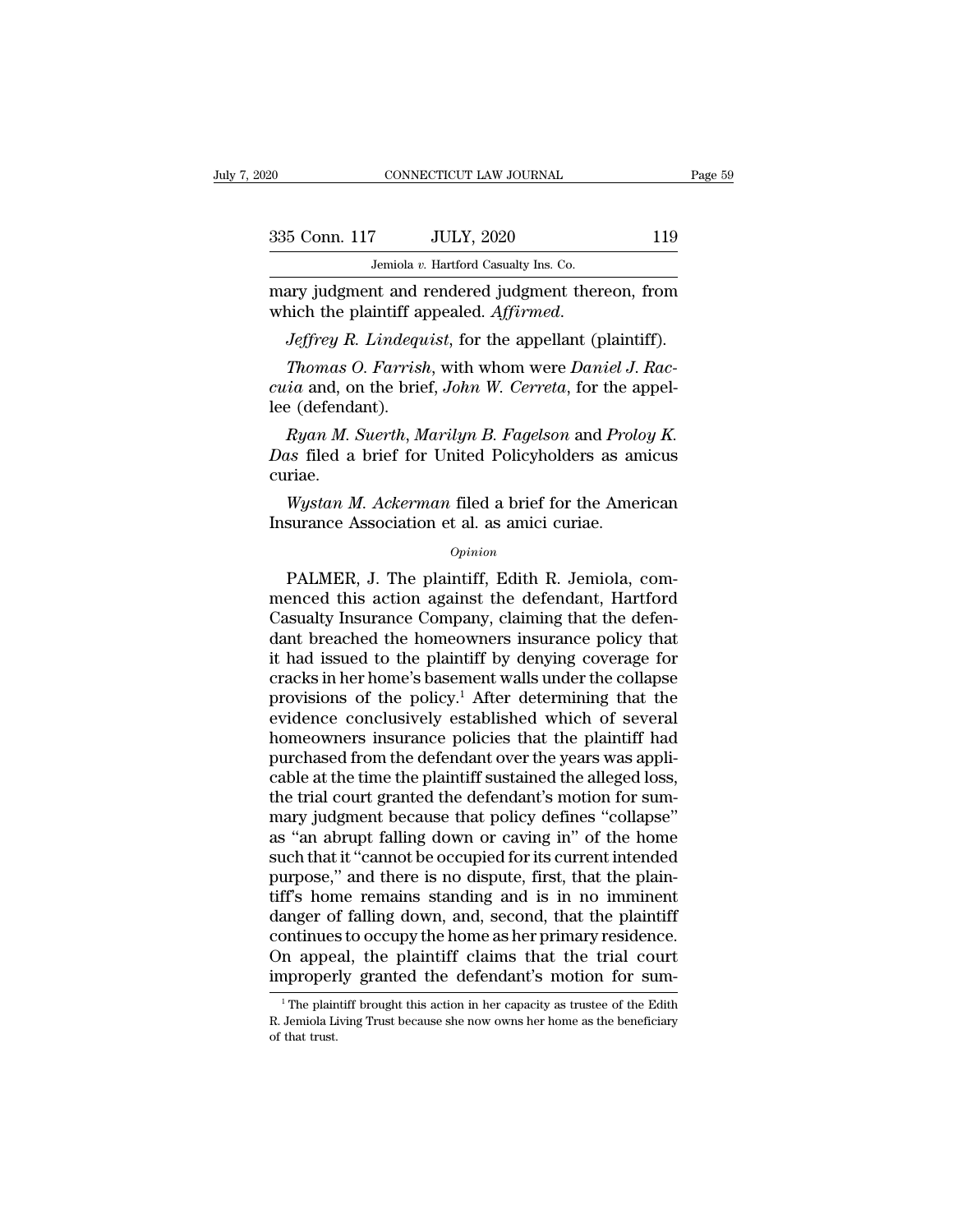mary judgment and rendered judgment thereon, from which the plaintiff appealed. *Affirmed.*

*Jeffrey R. Lindequist*, for the appellant (plaintiff).

*Thomas O. Farrish*, with whom were *Daniel J. Raccuia* and, on the brief, *John W. Cerreta*, for the appellee (defendant).

*Ryan M. Suerth*, *Marilyn B. Fagelson* and *Proloy K. Das* filed a brief for United Policyholders as amicus curiae.

*Wystan M. Ackerman* filed a brief for the American Insurance Association et al. as amici curiae.

*Opinion*

PALMER, J. The plaintiff, Edith R. Jemiola, commenced this action against the defendant, Hartford Casualty Insurance Company, claiming that the defendant breached the homeowners insurance policy that it had issued to the plaintiff by denying coverage for cracks in her home's basement walls under the collapse provisions of the policy.[1] After determining that the evidence conclusively established which of several homeowners insurance policies that the plaintiff had purchased from the defendant over the years was applicable at the time the plaintiff sustained the alleged loss, the trial court granted the defendant's motion for summary judgment because that policy defines "collapse" as "an abrupt falling down or caving in" of the home such that it "cannot be occupied for its current intended purpose," and there is no dispute, first, that the plaintiff's home remains standing and is in no imminent danger of falling down, and, second, that the plaintiff continues to occupy the home as her primary residence. On appeal, the plaintiff claims that the trial court improperly granted the defendant's motion for sum-

[1] The plaintiff brought this action in her capacity as trustee of the Edith R. Jemiola Living Trust because she now owns her home as the beneficiary of that trust.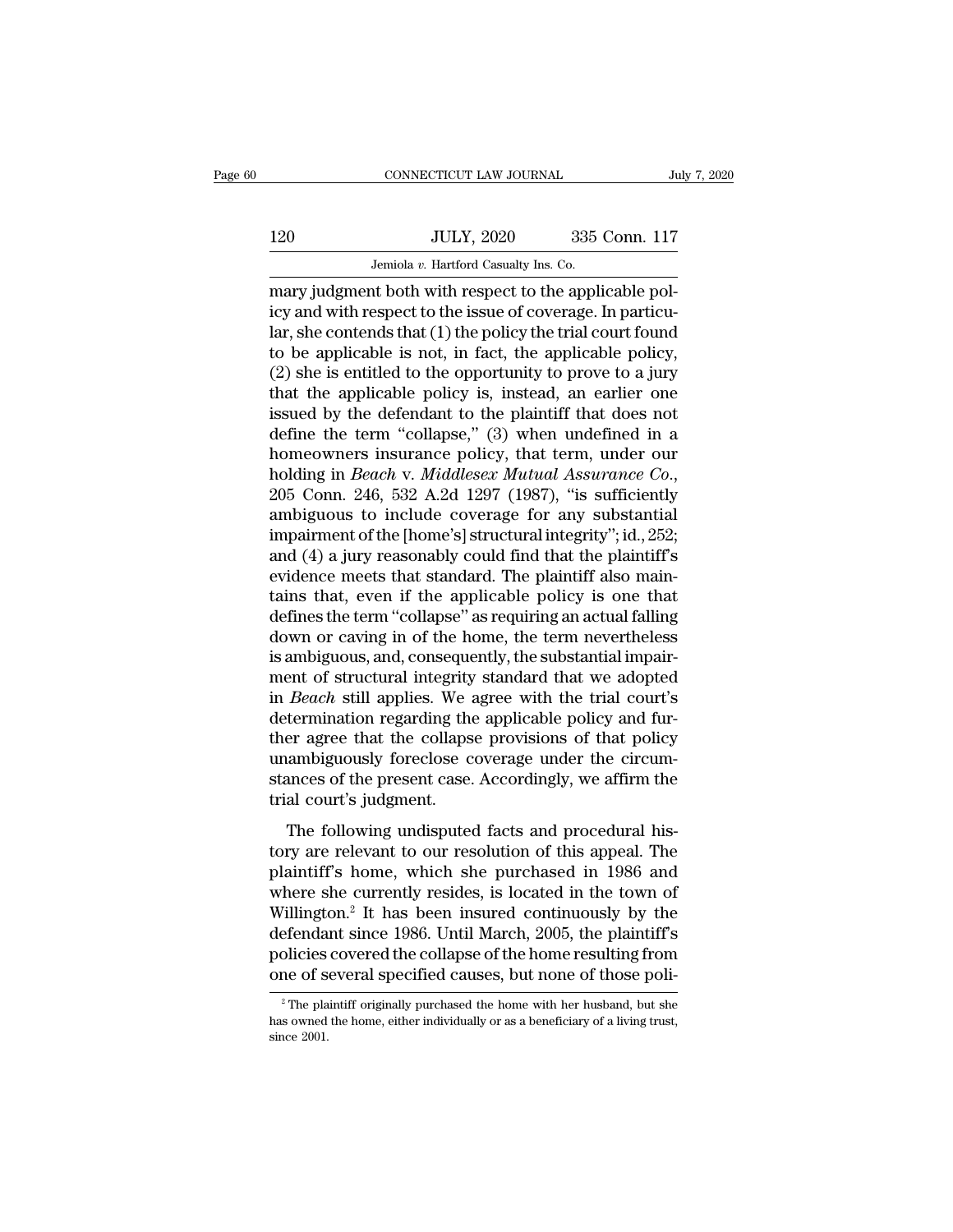mary judgment both with respect to the applicable policy and with respect to the issue of coverage. In particular, she contends that (1) the policy the trial court found to be applicable is not, in fact, the applicable policy, (2) she is entitled to the opportunity to prove to a jury that the applicable policy is, instead, an earlier one issued by the defendant to the plaintiff that does not define the term "collapse," (3) when undefined in a homeowners insurance policy, that term, under our holding in *Beach* v. *Middlesex Mutual Assurance Co.*, 205 Conn. 246, 532 A.2d 1297 (1987), "is sufficiently ambiguous to include coverage for any substantial impairment of the [home's] structural integrity"; id., 252; and (4) a jury reasonably could find that the plaintiff's evidence meets that standard. The plaintiff also maintains that, even if the applicable policy is one that defines the term "collapse" as requiring an actual falling down or caving in of the home, the term nevertheless is ambiguous, and, consequently, the substantial impairment of structural integrity standard that we adopted in *Beach* still applies. We agree with the trial court's determination regarding the applicable policy and further agree that the collapse provisions of that policy unambiguously foreclose coverage under the circumstances of the present case. Accordingly, we affirm the trial court's judgment.

The following undisputed facts and procedural history are relevant to our resolution of this appeal. The plaintiff's home, which she purchased in 1986 and where she currently resides, is located in the town of Willington.[2] It has been insured continuously by the defendant since 1986. Until March, 2005, the plaintiff's policies covered the collapse of the home resulting from one of several specified causes, but none of those poli-

[2] The plaintiff originally purchased the home with her husband, but she has owned the home, either individually or as a beneficiary of a living trust, since 2001.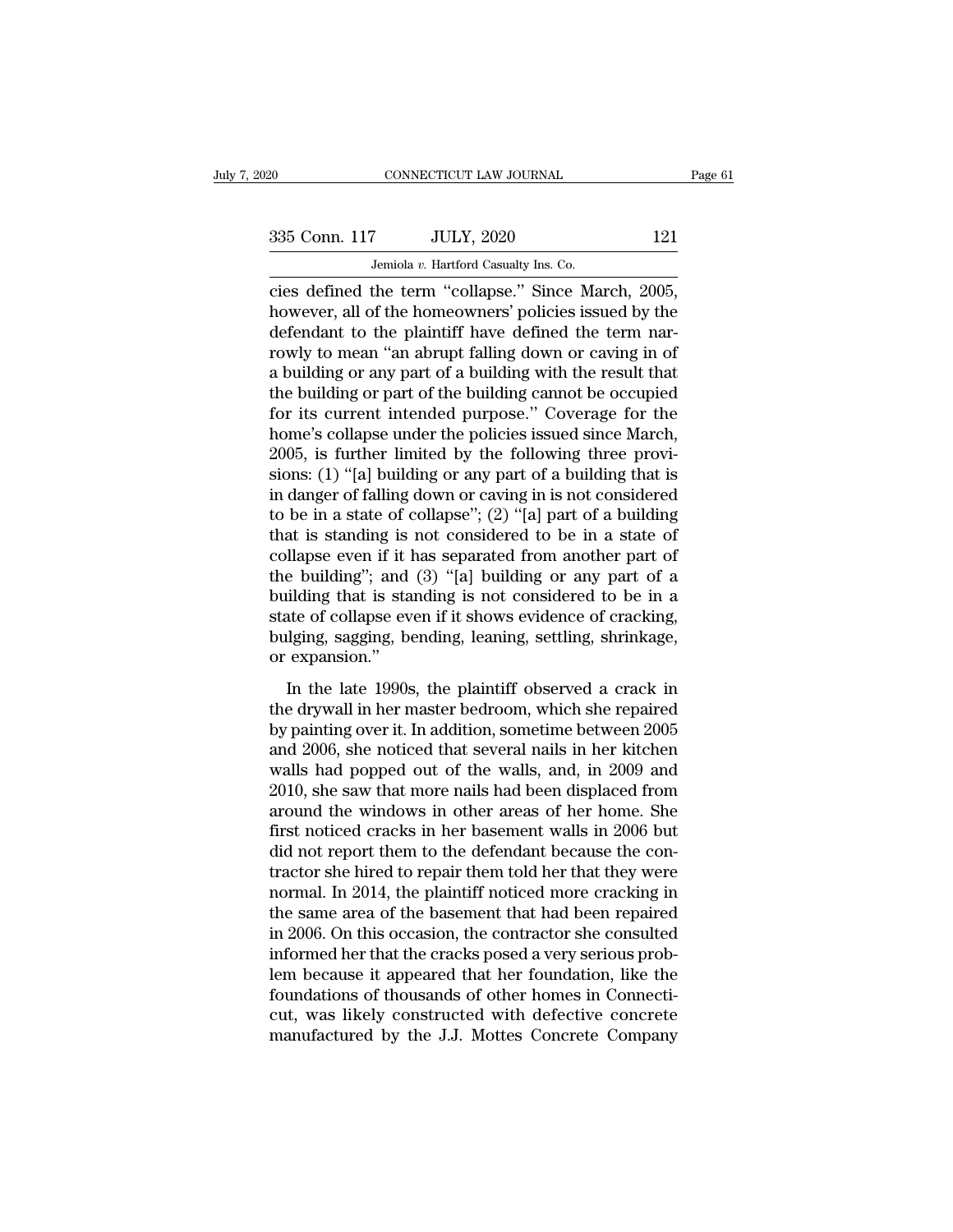cies defined the term "collapse." Since March, 2005, however, all of the homeowners' policies issued by the defendant to the plaintiff have defined the term narrowly to mean "an abrupt falling down or caving in of a building or any part of a building with the result that the building or part of the building cannot be occupied for its current intended purpose." Coverage for the home's collapse under the policies issued since March, 2005, is further limited by the following three provisions: (1) "[a] building or any part of a building that is in danger of falling down or caving in is not considered to be in a state of collapse"; (2) "[a] part of a building that is standing is not considered to be in a state of collapse even if it has separated from another part of the building"; and (3) "[a] building or any part of a building that is standing is not considered to be in a state of collapse even if it shows evidence of cracking, bulging, sagging, bending, leaning, settling, shrinkage, or expansion."

In the late 1990s, the plaintiff observed a crack in the drywall in her master bedroom, which she repaired by painting over it. In addition, sometime between 2005 and 2006, she noticed that several nails in her kitchen walls had popped out of the walls, and, in 2009 and 2010, she saw that more nails had been displaced from around the windows in other areas of her home. She first noticed cracks in her basement walls in 2006 but did not report them to the defendant because the contractor she hired to repair them told her that they were normal. In 2014, the plaintiff noticed more cracking in the same area of the basement that had been repaired in 2006. On this occasion, the contractor she consulted informed her that the cracks posed a very serious problem because it appeared that her foundation, like the foundations of thousands of other homes in Connecticut, was likely constructed with defective concrete manufactured by the J.J. Mottes Concrete Company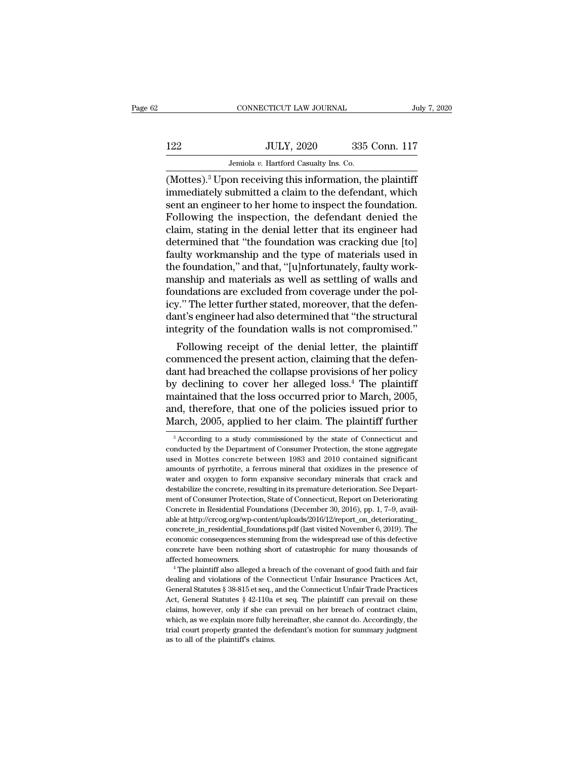(Mottes).[3] Upon receiving this information, the plaintiff immediately submitted a claim to the defendant, which sent an engineer to her home to inspect the foundation. Following the inspection, the defendant denied the claim, stating in the denial letter that its engineer had determined that "the foundation was cracking due [to] faulty workmanship and the type of materials used in the foundation," and that, "[u]nfortunately, faulty workmanship and materials as well as settling of walls and foundations are excluded from coverage under the policy." The letter further stated, moreover, that the defendant's engineer had also determined that "the structural integrity of the foundation walls is not compromised."

Following receipt of the denial letter, the plaintiff commenced the present action, claiming that the defendant had breached the collapse provisions of her policy by declining to cover her alleged loss.[4] The plaintiff maintained that the loss occurred prior to March, 2005, and, therefore, that one of the policies issued prior to March, 2005, applied to her claim. The plaintiff further

[3] According to a study commissioned by the state of Connecticut and conducted by the Department of Consumer Protection, the stone aggregate used in Mottes concrete between 1983 and 2010 contained significant amounts of pyrrhotite, a ferrous mineral that oxidizes in the presence of water and oxygen to form expansive secondary minerals that crack and destabilize the concrete, resulting in its premature deterioration. See Department of Consumer Protection, State of Connecticut, Report on Deteriorating Concrete in Residential Foundations (December 30, 2016), pp. 1, 7–9, available at http://crcog.org/wp-content/uploads/2016/12/report_on_deteriorating_concrete_in_residential_foundations.pdf (last visited November 6, 2019). The economic consequences stemming from the widespread use of this defective concrete have been nothing short of catastrophic for many thousands of affected homeowners.

[4] The plaintiff also alleged a breach of the covenant of good faith and fair dealing and violations of the Connecticut Unfair Insurance Practices Act, General Statutes § 38-815 et seq., and the Connecticut Unfair Trade Practices Act, General Statutes § 42-110a et seq. The plaintiff can prevail on these claims, however, only if she can prevail on her breach of contract claim, which, as we explain more fully hereinafter, she cannot do. Accordingly, the trial court properly granted the defendant's motion for summary judgment as to all of the plaintiff's claims.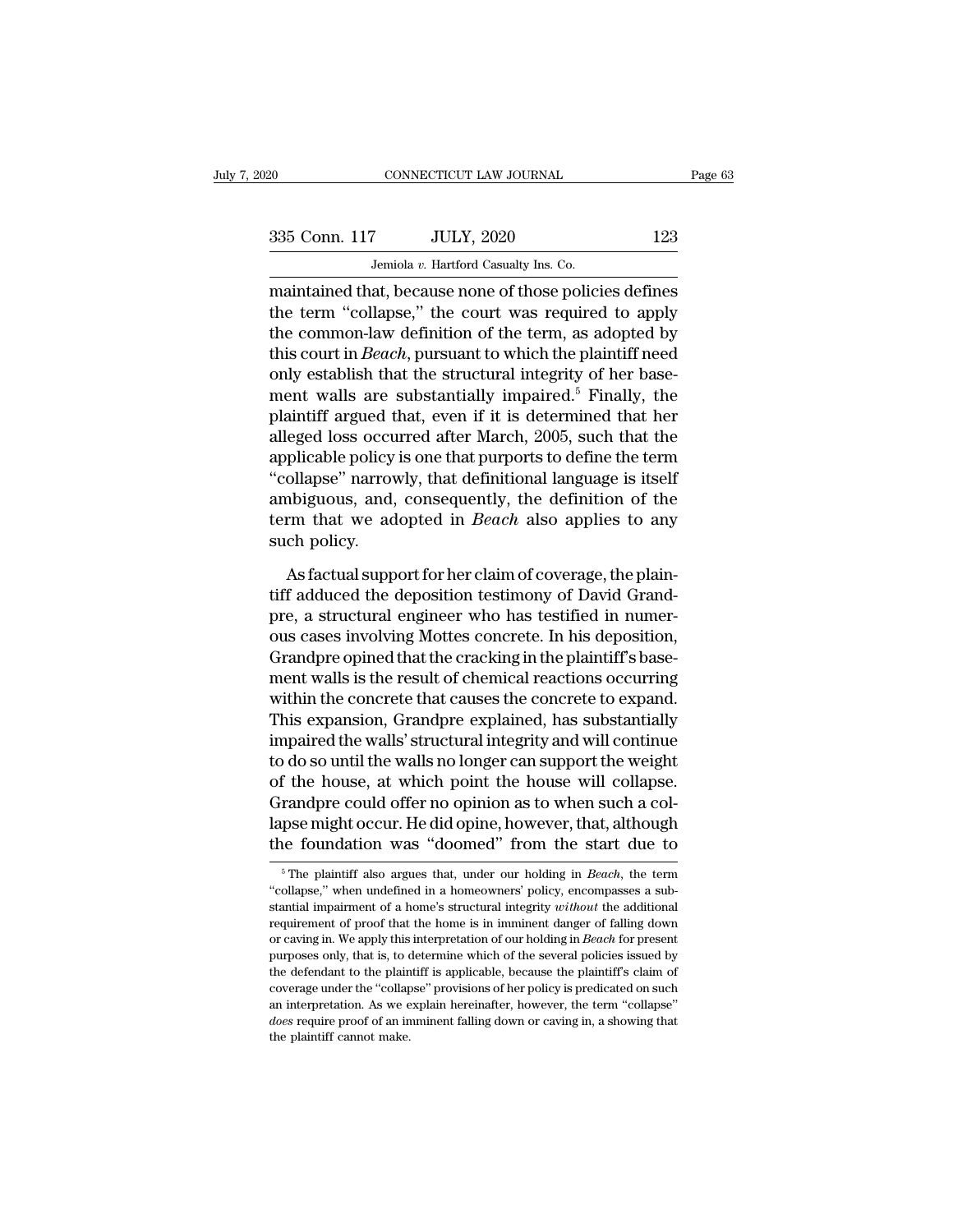maintained that, because none of those policies defines the term "collapse," the court was required to apply the common-law definition of the term, as adopted by this court in *Beach*, pursuant to which the plaintiff need only establish that the structural integrity of her basement walls are substantially impaired.[5] Finally, the plaintiff argued that, even if it is determined that her alleged loss occurred after March, 2005, such that the applicable policy is one that purports to define the term "collapse" narrowly, that definitional language is itself ambiguous, and, consequently, the definition of the term that we adopted in *Beach* also applies to any such policy.

As factual support for her claim of coverage, the plaintiff adduced the deposition testimony of David Grandpre, a structural engineer who has testified in numerous cases involving Mottes concrete. In his deposition, Grandpre opined that the cracking in the plaintiff's basement walls is the result of chemical reactions occurring within the concrete that causes the concrete to expand. This expansion, Grandpre explained, has substantially impaired the walls' structural integrity and will continue to do so until the walls no longer can support the weight of the house, at which point the house will collapse. Grandpre could offer no opinion as to when such a collapse might occur. He did opine, however, that, although the foundation was "doomed" from the start due to

[5] The plaintiff also argues that, under our holding in *Beach*, the term "collapse," when undefined in a homeowners' policy, encompasses a substantial impairment of a home's structural integrity *without* the additional requirement of proof that the home is in imminent danger of falling down or caving in. We apply this interpretation of our holding in *Beach* for present purposes only, that is, to determine which of the several policies issued by the defendant to the plaintiff is applicable, because the plaintiff's claim of coverage under the "collapse" provisions of her policy is predicated on such an interpretation. As we explain hereinafter, however, the term "collapse" *does* require proof of an imminent falling down or caving in, a showing that the plaintiff cannot make.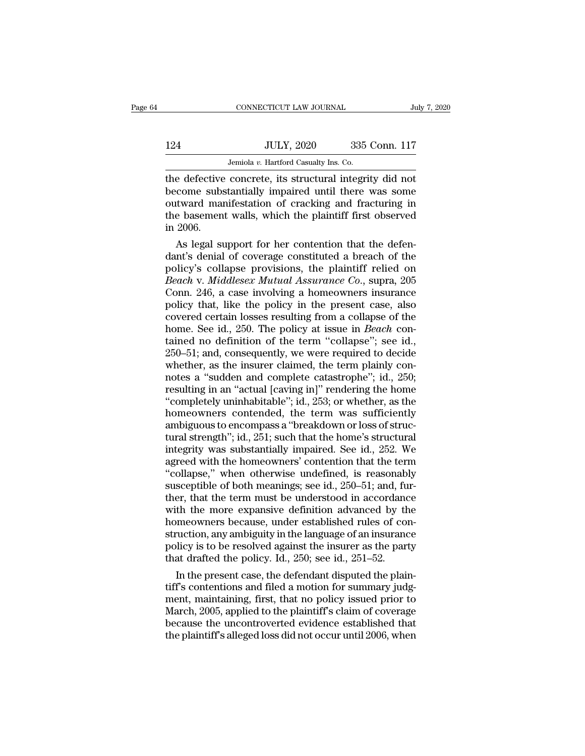the defective concrete, its structural integrity did not become substantially impaired until there was some outward manifestation of cracking and fracturing in the basement walls, which the plaintiff first observed in 2006.

As legal support for her contention that the defendant's denial of coverage constituted a breach of the policy's collapse provisions, the plaintiff relied on *Beach* v. *Middlesex Mutual Assurance Co.*, supra, 205 Conn. 246, a case involving a homeowners insurance policy that, like the policy in the present case, also covered certain losses resulting from a collapse of the home. See id., 250. The policy at issue in *Beach* contained no definition of the term "collapse"; see id., 250–51; and, consequently, we were required to decide whether, as the insurer claimed, the term plainly connotes a "sudden and complete catastrophe"; id., 250; resulting in an "actual [caving in]" rendering the home "completely uninhabitable"; id., 253; or whether, as the homeowners contended, the term was sufficiently ambiguous to encompass a "breakdown or loss of structural strength"; id., 251; such that the home's structural integrity was substantially impaired. See id., 252. We agreed with the homeowners' contention that the term "collapse," when otherwise undefined, is reasonably susceptible of both meanings; see id., 250–51; and, further, that the term must be understood in accordance with the more expansive definition advanced by the homeowners because, under established rules of construction, any ambiguity in the language of an insurance policy is to be resolved against the insurer as the party that drafted the policy. Id., 250; see id., 251–52.

In the present case, the defendant disputed the plaintiff's contentions and filed a motion for summary judgment, maintaining, first, that no policy issued prior to March, 2005, applied to the plaintiff's claim of coverage because the uncontroverted evidence established that the plaintiff's alleged loss did not occur until 2006, when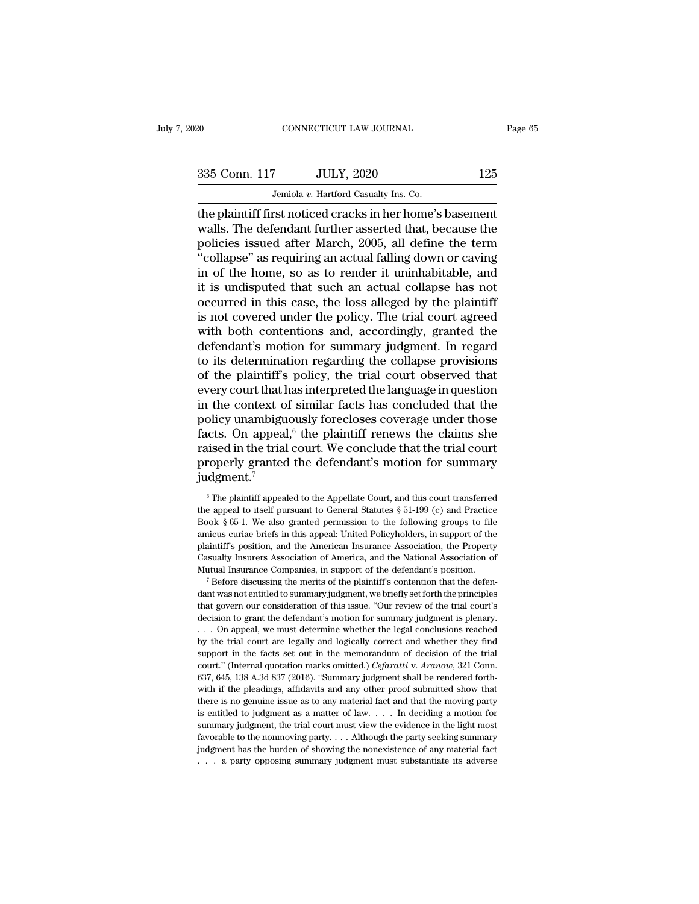the plaintiff first noticed cracks in her home's basement walls. The defendant further asserted that, because the policies issued after March, 2005, all define the term "collapse" as requiring an actual falling down or caving in of the home, so as to render it uninhabitable, and it is undisputed that such an actual collapse has not occurred in this case, the loss alleged by the plaintiff is not covered under the policy. The trial court agreed with both contentions and, accordingly, granted the defendant's motion for summary judgment. In regard to its determination regarding the collapse provisions of the plaintiff's policy, the trial court observed that every court that has interpreted the language in question in the context of similar facts has concluded that the policy unambiguously forecloses coverage under those facts. On appeal,[6] the plaintiff renews the claims she raised in the trial court. We conclude that the trial court properly granted the defendant's motion for summary judgment.[7]

[6] The plaintiff appealed to the Appellate Court, and this court transferred the appeal to itself pursuant to General Statutes § 51-199 (c) and Practice Book § 65-1. We also granted permission to the following groups to file amicus curiae briefs in this appeal: United Policyholders, in support of the plaintiff's position, and the American Insurance Association, the Property Casualty Insurers Association of America, and the National Association of Mutual Insurance Companies, in support of the defendant's position.

[7] Before discussing the merits of the plaintiff's contention that the defendant was not entitled to summary judgment, we briefly set forth the principles that govern our consideration of this issue. "Our review of the trial court's decision to grant the defendant's motion for summary judgment is plenary. . . . On appeal, we must determine whether the legal conclusions reached by the trial court are legally and logically correct and whether they find support in the facts set out in the memorandum of decision of the trial court." (Internal quotation marks omitted.) *Cefaratti* v. *Aranow*, 321 Conn. 637, 645, 138 A.3d 837 (2016). "Summary judgment shall be rendered forthwith if the pleadings, affidavits and any other proof submitted show that there is no genuine issue as to any material fact and that the moving party is entitled to judgment as a matter of law. . . . In deciding a motion for summary judgment, the trial court must view the evidence in the light most favorable to the nonmoving party. . . . Although the party seeking summary judgment has the burden of showing the nonexistence of any material fact . . . a party opposing summary judgment must substantiate its adverse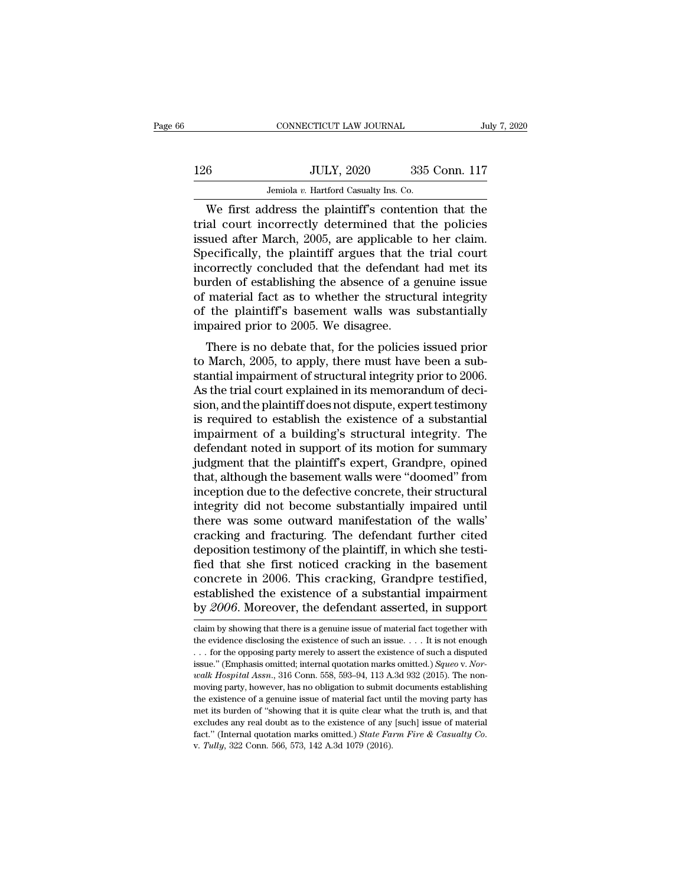We first address the plaintiff's contention that the trial court incorrectly determined that the policies issued after March, 2005, are applicable to her claim. Specifically, the plaintiff argues that the trial court incorrectly concluded that the defendant had met its burden of establishing the absence of a genuine issue of material fact as to whether the structural integrity of the plaintiff's basement walls was substantially impaired prior to 2005. We disagree.

There is no debate that, for the policies issued prior to March, 2005, to apply, there must have been a substantial impairment of structural integrity prior to 2006. As the trial court explained in its memorandum of decision, and the plaintiff does not dispute, expert testimony is required to establish the existence of a substantial impairment of a building's structural integrity. The defendant noted in support of its motion for summary judgment that the plaintiff's expert, Grandpre, opined that, although the basement walls were "doomed" from inception due to the defective concrete, their structural integrity did not become substantially impaired until there was some outward manifestation of the walls' cracking and fracturing. The defendant further cited deposition testimony of the plaintiff, in which she testified that she first noticed cracking in the basement concrete in 2006. This cracking, Grandpre testified, established the existence of a substantial impairment by *2006*. Moreover, the defendant asserted, in support

---

claim by showing that there is a genuine issue of material fact together with the evidence disclosing the existence of such an issue. . . . It is not enough . . . for the opposing party merely to assert the existence of such a disputed issue." (Emphasis omitted; internal quotation marks omitted.) *Squeo* v. *Norwalk Hospital Assn.*, 316 Conn. 558, 593–94, 113 A.3d 932 (2015). The nonmoving party, however, has no obligation to submit documents establishing the existence of a genuine issue of material fact until the moving party has met its burden of "showing that it is quite clear what the truth is, and that excludes any real doubt as to the existence of any [such] issue of material fact." (Internal quotation marks omitted.) *State Farm Fire & Casualty Co.* v. *Tully*, 322 Conn. 566, 573, 142 A.3d 1079 (2016).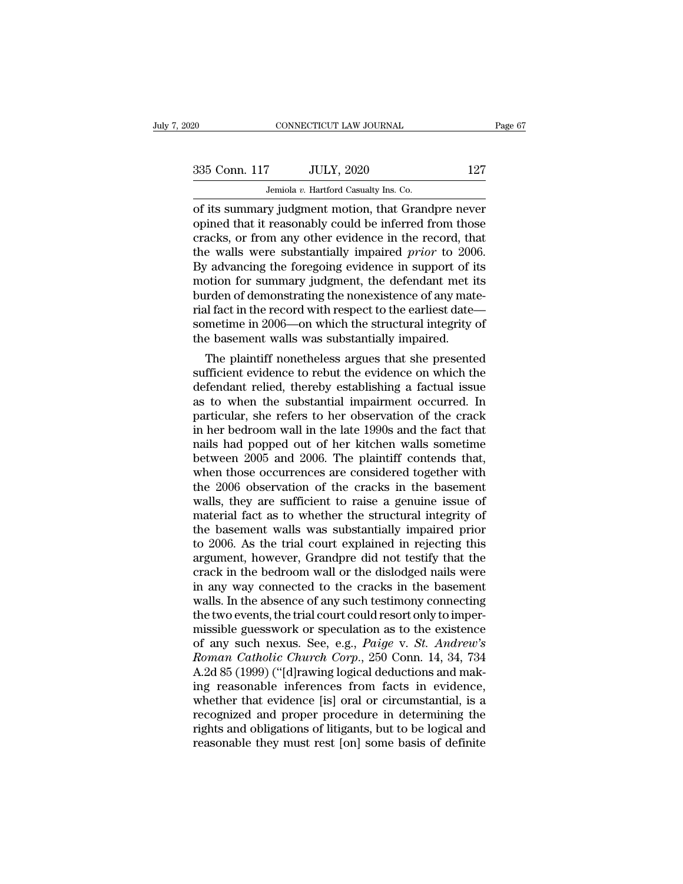of its summary judgment motion, that Grandpre never opined that it reasonably could be inferred from those cracks, or from any other evidence in the record, that the walls were substantially impaired *prior* to 2006. By advancing the foregoing evidence in support of its motion for summary judgment, the defendant met its burden of demonstrating the nonexistence of any material fact in the record with respect to the earliest date—sometime in 2006—on which the structural integrity of the basement walls was substantially impaired.

The plaintiff nonetheless argues that she presented sufficient evidence to rebut the evidence on which the defendant relied, thereby establishing a factual issue as to when the substantial impairment occurred. In particular, she refers to her observation of the crack in her bedroom wall in the late 1990s and the fact that nails had popped out of her kitchen walls sometime between 2005 and 2006. The plaintiff contends that, when those occurrences are considered together with the 2006 observation of the cracks in the basement walls, they are sufficient to raise a genuine issue of material fact as to whether the structural integrity of the basement walls was substantially impaired prior to 2006. As the trial court explained in rejecting this argument, however, Grandpre did not testify that the crack in the bedroom wall or the dislodged nails were in any way connected to the cracks in the basement walls. In the absence of any such testimony connecting the two events, the trial court could resort only to impermissible guesswork or speculation as to the existence of any such nexus. See, e.g., *Paige* v. *St. Andrew's Roman Catholic Church Corp.*, 250 Conn. 14, 34, 734 A.2d 85 (1999) ("[d]rawing logical deductions and making reasonable inferences from facts in evidence, whether that evidence [is] oral or circumstantial, is a recognized and proper procedure in determining the rights and obligations of litigants, but to be logical and reasonable they must rest [on] some basis of definite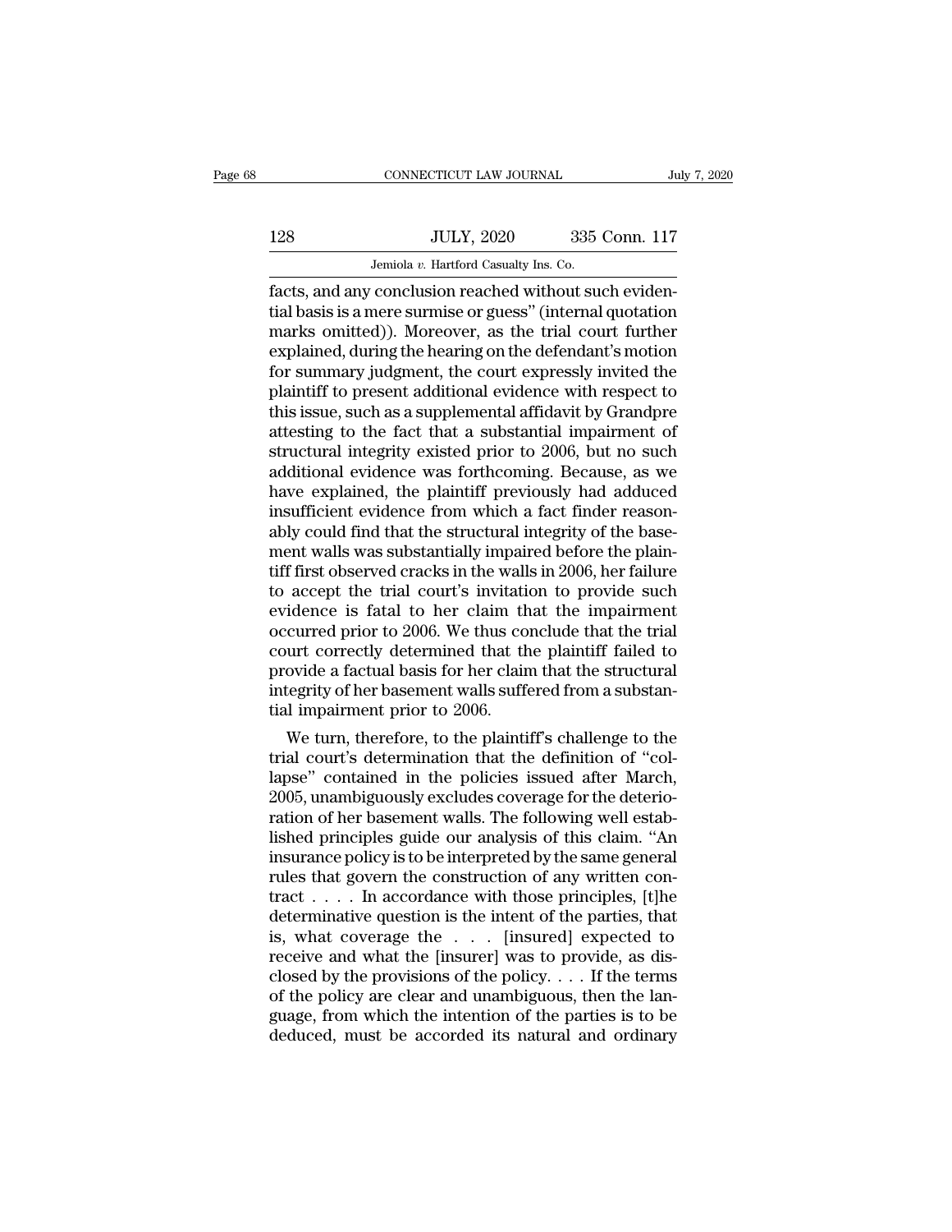facts, and any conclusion reached without such evidential basis is a mere surmise or guess" (internal quotation marks omitted)). Moreover, as the trial court further explained, during the hearing on the defendant's motion for summary judgment, the court expressly invited the plaintiff to present additional evidence with respect to this issue, such as a supplemental affidavit by Grandpre attesting to the fact that a substantial impairment of structural integrity existed prior to 2006, but no such additional evidence was forthcoming. Because, as we have explained, the plaintiff previously had adduced insufficient evidence from which a fact finder reasonably could find that the structural integrity of the basement walls was substantially impaired before the plaintiff first observed cracks in the walls in 2006, her failure to accept the trial court's invitation to provide such evidence is fatal to her claim that the impairment occurred prior to 2006. We thus conclude that the trial court correctly determined that the plaintiff failed to provide a factual basis for her claim that the structural integrity of her basement walls suffered from a substantial impairment prior to 2006.

We turn, therefore, to the plaintiff's challenge to the trial court's determination that the definition of "collapse" contained in the policies issued after March, 2005, unambiguously excludes coverage for the deterioration of her basement walls. The following well established principles guide our analysis of this claim. "An insurance policy is to be interpreted by the same general rules that govern the construction of any written contract . . . . In accordance with those principles, [t]he determinative question is the intent of the parties, that is, what coverage the . . . [insured] expected to receive and what the [insurer] was to provide, as disclosed by the provisions of the policy. . . . If the terms of the policy are clear and unambiguous, then the language, from which the intention of the parties is to be deduced, must be accorded its natural and ordinary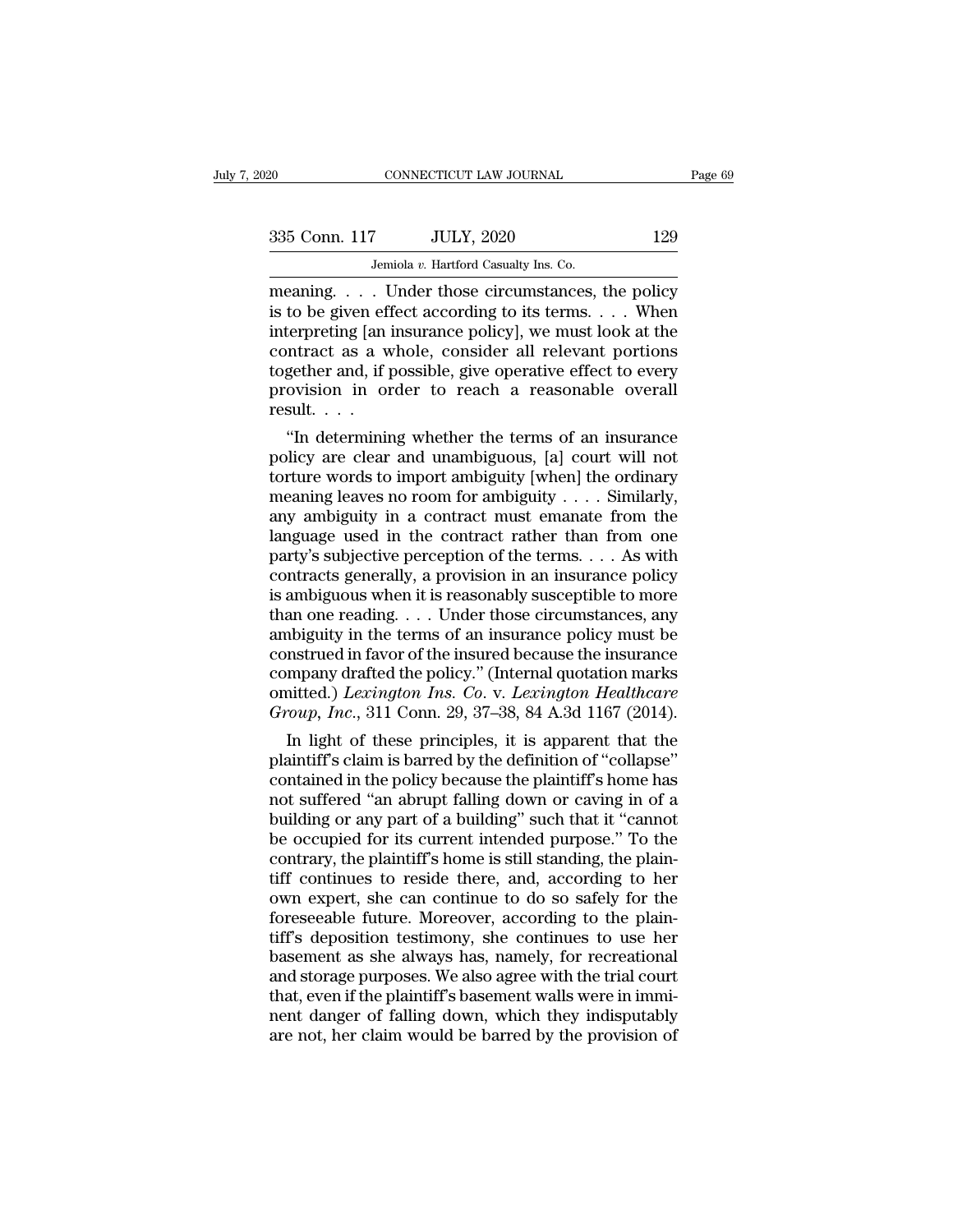meaning. . . . Under those circumstances, the policy is to be given effect according to its terms. . . . When interpreting [an insurance policy], we must look at the contract as a whole, consider all relevant portions together and, if possible, give operative effect to every provision in order to reach a reasonable overall result. . . .

"In determining whether the terms of an insurance policy are clear and unambiguous, [a] court will not torture words to import ambiguity [when] the ordinary meaning leaves no room for ambiguity . . . . Similarly, any ambiguity in a contract must emanate from the language used in the contract rather than from one party's subjective perception of the terms. . . . As with contracts generally, a provision in an insurance policy is ambiguous when it is reasonably susceptible to more than one reading. . . . Under those circumstances, any ambiguity in the terms of an insurance policy must be construed in favor of the insured because the insurance company drafted the policy." (Internal quotation marks omitted.) *Lexington Ins. Co.* v. *Lexington Healthcare Group, Inc.*, 311 Conn. 29, 37–38, 84 A.3d 1167 (2014).

In light of these principles, it is apparent that the plaintiff's claim is barred by the definition of "collapse" contained in the policy because the plaintiff's home has not suffered "an abrupt falling down or caving in of a building or any part of a building" such that it "cannot be occupied for its current intended purpose." To the contrary, the plaintiff's home is still standing, the plaintiff continues to reside there, and, according to her own expert, she can continue to do so safely for the foreseeable future. Moreover, according to the plaintiff's deposition testimony, she continues to use her basement as she always has, namely, for recreational and storage purposes. We also agree with the trial court that, even if the plaintiff's basement walls were in imminent danger of falling down, which they indisputably are not, her claim would be barred by the provision of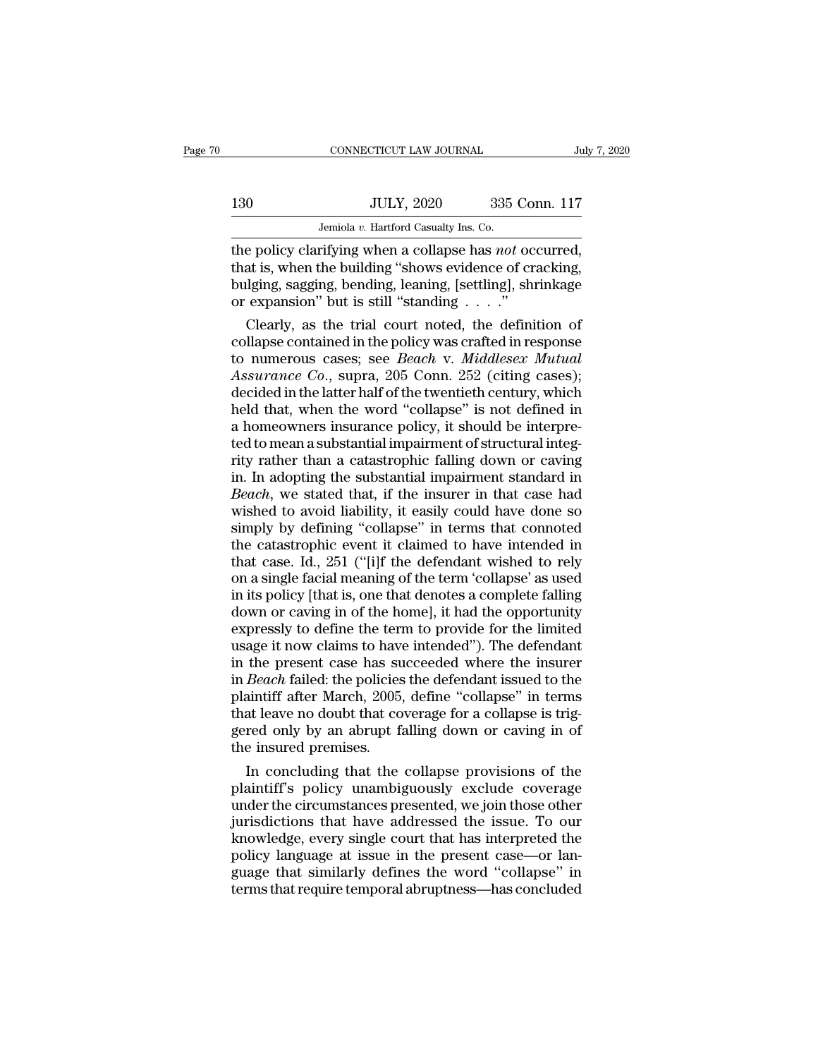the policy clarifying when a collapse has *not* occurred, that is, when the building "shows evidence of cracking, bulging, sagging, bending, leaning, [settling], shrinkage or expansion" but is still "standing . . . ."

Clearly, as the trial court noted, the definition of collapse contained in the policy was crafted in response to numerous cases; see *Beach* v. *Middlesex Mutual Assurance Co.*, supra, 205 Conn. 252 (citing cases); decided in the latter half of the twentieth century, which held that, when the word "collapse" is not defined in a homeowners insurance policy, it should be interpreted to mean a substantial impairment of structural integrity rather than a catastrophic falling down or caving in. In adopting the substantial impairment standard in *Beach*, we stated that, if the insurer in that case had wished to avoid liability, it easily could have done so simply by defining "collapse" in terms that connoted the catastrophic event it claimed to have intended in that case. Id., 251 ("[i]f the defendant wished to rely on a single facial meaning of the term 'collapse' as used in its policy [that is, one that denotes a complete falling down or caving in of the home], it had the opportunity expressly to define the term to provide for the limited usage it now claims to have intended"). The defendant in the present case has succeeded where the insurer in *Beach* failed: the policies the defendant issued to the plaintiff after March, 2005, define "collapse" in terms that leave no doubt that coverage for a collapse is triggered only by an abrupt falling down or caving in of the insured premises.

In concluding that the collapse provisions of the plaintiff's policy unambiguously exclude coverage under the circumstances presented, we join those other jurisdictions that have addressed the issue. To our knowledge, every single court that has interpreted the policy language at issue in the present case—or language that similarly defines the word "collapse" in terms that require temporal abruptness—has concluded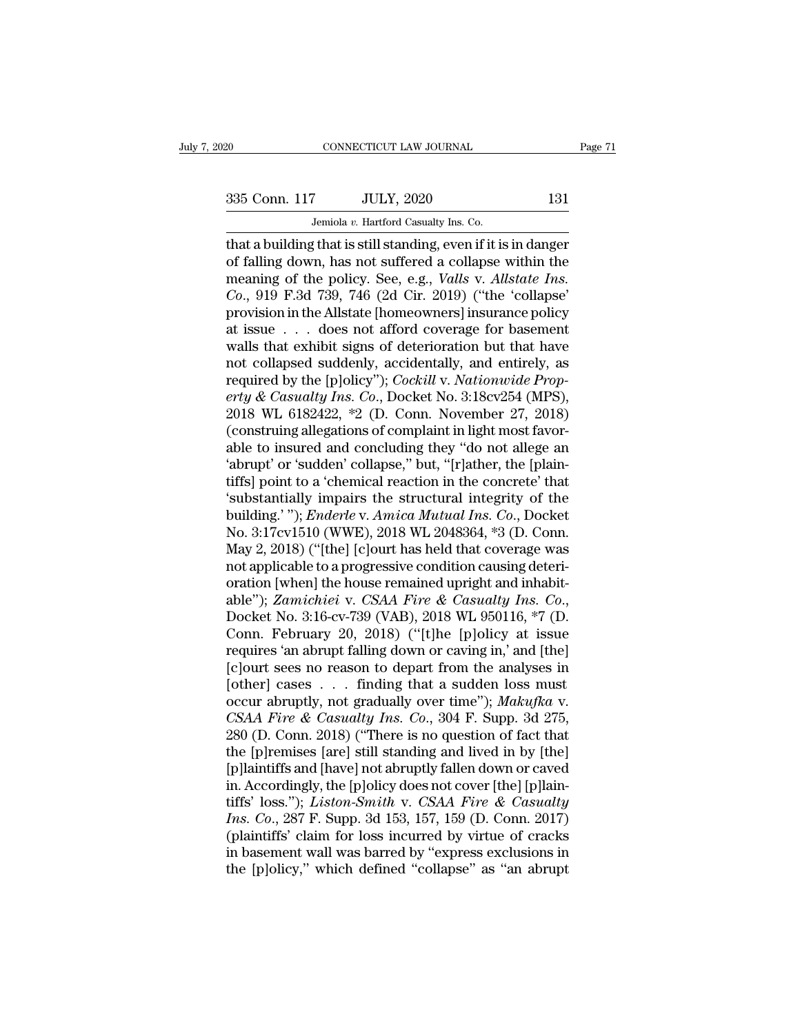that a building that is still standing, even if it is in danger of falling down, has not suffered a collapse within the meaning of the policy. See, e.g., *Valls* v. *Allstate Ins. Co.*, 919 F.3d 739, 746 (2d Cir. 2019) ("the 'collapse' provision in the Allstate [homeowners] insurance policy at issue . . . does not afford coverage for basement walls that exhibit signs of deterioration but that have not collapsed suddenly, accidentally, and entirely, as required by the [p]olicy"); *Cockill* v. *Nationwide Property & Casualty Ins. Co.*, Docket No. 3:18cv254 (MPS), 2018 WL 6182422, *2 (D. Conn. November 27, 2018) (construing allegations of complaint in light most favorable to insured and concluding they "do not allege an 'abrupt' or 'sudden' collapse," but, "[r]ather, the [plaintiffs] point to a 'chemical reaction in the concrete' that 'substantially impairs the structural integrity of the building.' "); *Enderle* v. *Amica Mutual Ins. Co.*, Docket No. 3:17cv1510 (WWE), 2018 WL 2048364, *3 (D. Conn. May 2, 2018) ("[the] [c]ourt has held that coverage was not applicable to a progressive condition causing deterioration [when] the house remained upright and inhabitable"); *Zamichiei* v. *CSAA Fire & Casualty Ins. Co.*, Docket No. 3:16-cv-739 (VAB), 2018 WL 950116, *7 (D. Conn. February 20, 2018) ("[t]he [p]olicy at issue requires 'an abrupt falling down or caving in,' and [the] [c]ourt sees no reason to depart from the analyses in [other] cases . . . finding that a sudden loss must occur abruptly, not gradually over time"); *Makufka* v. *CSAA Fire & Casualty Ins. Co.*, 304 F. Supp. 3d 275, 280 (D. Conn. 2018) ("There is no question of fact that the [p]remises [are] still standing and lived in by [the] [p]laintiffs and [have] not abruptly fallen down or caved in. Accordingly, the [p]olicy does not cover [the] [p]laintiffs' loss."); *Liston-Smith* v. *CSAA Fire & Casualty Ins. Co.*, 287 F. Supp. 3d 153, 157, 159 (D. Conn. 2017) (plaintiffs' claim for loss incurred by virtue of cracks in basement wall was barred by "express exclusions in the [p]olicy," which defined "collapse" as "an abrupt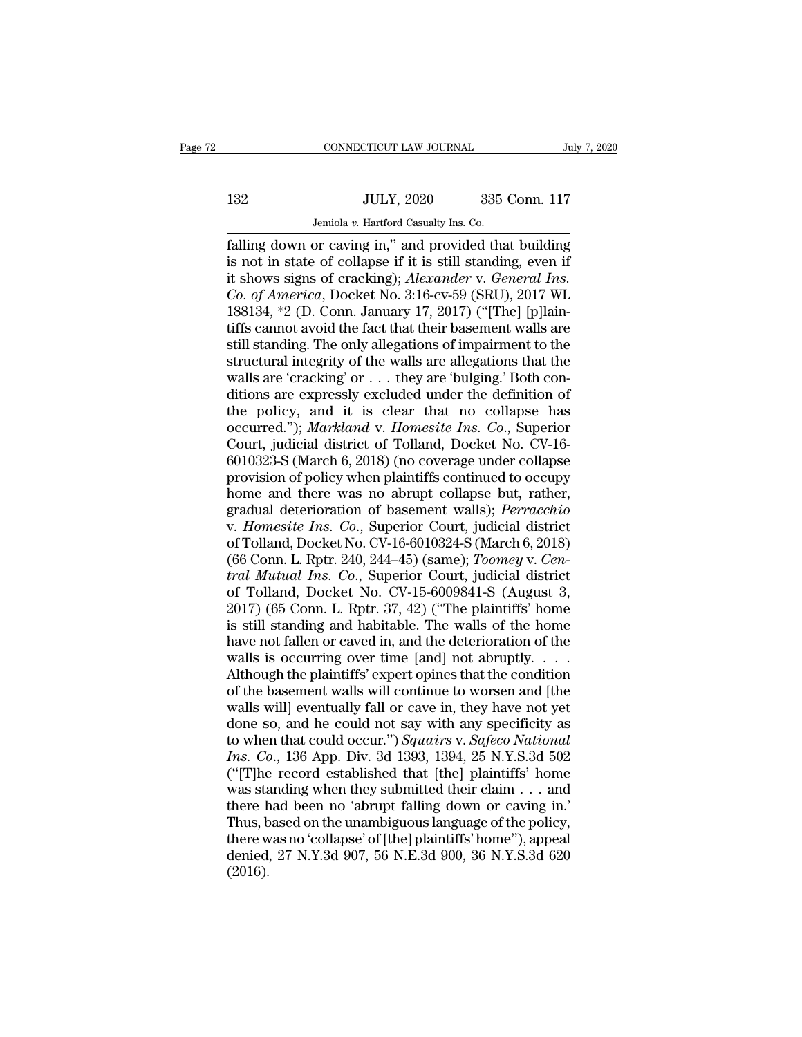falling down or caving in," and provided that building is not in state of collapse if it is still standing, even if it shows signs of cracking); *Alexander* v. *General Ins. Co. of America*, Docket No. 3:16-cv-59 (SRU), 2017 WL 188134, *2 (D. Conn. January 17, 2017) ("[The] [p]laintiffs cannot avoid the fact that their basement walls are still standing. The only allegations of impairment to the structural integrity of the walls are allegations that the walls are 'cracking' or . . . they are 'bulging.' Both conditions are expressly excluded under the definition of the policy, and it is clear that no collapse has occurred."); *Markland* v. *Homesite Ins. Co.*, Superior Court, judicial district of Tolland, Docket No. CV-16-6010323-S (March 6, 2018) (no coverage under collapse provision of policy when plaintiffs continued to occupy home and there was no abrupt collapse but, rather, gradual deterioration of basement walls); *Perracchio* v. *Homesite Ins. Co.*, Superior Court, judicial district of Tolland, Docket No. CV-16-6010324-S (March 6, 2018) (66 Conn. L. Rptr. 240, 244–45) (same); *Toomey* v. *Central Mutual Ins. Co.*, Superior Court, judicial district of Tolland, Docket No. CV-15-6009841-S (August 3, 2017) (65 Conn. L. Rptr. 37, 42) ("The plaintiffs' home is still standing and habitable. The walls of the home have not fallen or caved in, and the deterioration of the walls is occurring over time [and] not abruptly. . . . Although the plaintiffs' expert opines that the condition of the basement walls will continue to worsen and [the walls will] eventually fall or cave in, they have not yet done so, and he could not say with any specificity as to when that could occur.") *Squairs* v. *Safeco National Ins. Co.*, 136 App. Div. 3d 1393, 1394, 25 N.Y.S.3d 502 ("[T]he record established that [the] plaintiffs' home was standing when they submitted their claim . . . and there had been no 'abrupt falling down or caving in.' Thus, based on the unambiguous language of the policy, there was no 'collapse' of [the] plaintiffs' home"), appeal denied, 27 N.Y.3d 907, 56 N.E.3d 900, 36 N.Y.S.3d 620 (2016).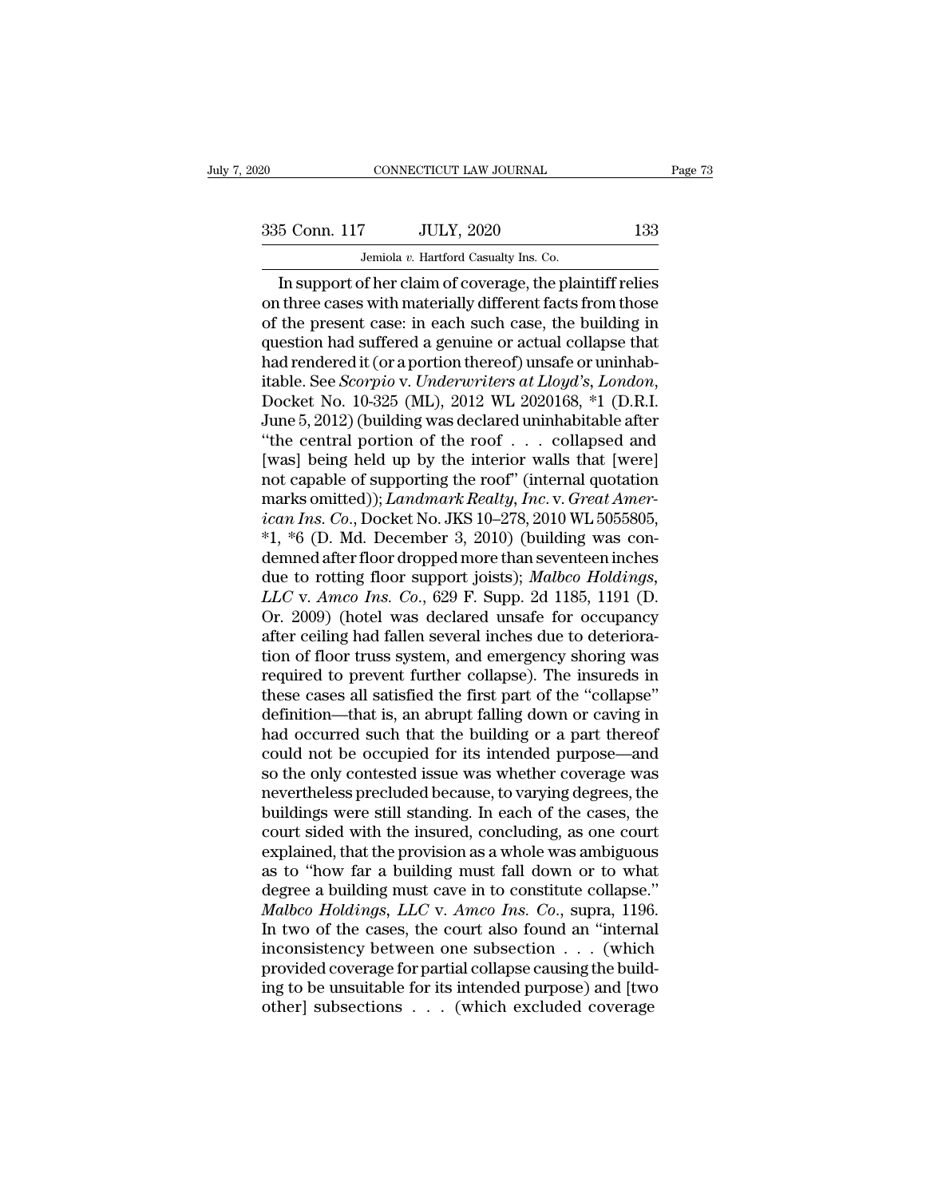In support of her claim of coverage, the plaintiff relies on three cases with materially different facts from those of the present case: in each such case, the building in question had suffered a genuine or actual collapse that had rendered it (or a portion thereof) unsafe or uninhabitable. See *Scorpio* v. *Underwriters at Lloyd's, London*, Docket No. 10-325 (ML), 2012 WL 2020168, *1 (D.R.I. June 5, 2012) (building was declared uninhabitable after "the central portion of the roof . . . collapsed and [was] being held up by the interior walls that [were] not capable of supporting the roof" (internal quotation marks omitted)); *Landmark Realty, Inc.* v. *Great American Ins. Co.*, Docket No. JKS 10–278, 2010 WL 5055805, *1, *6 (D. Md. December 3, 2010) (building was condemned after floor dropped more than seventeen inches due to rotting floor support joists); *Malbco Holdings, LLC* v. *Amco Ins. Co.*, 629 F. Supp. 2d 1185, 1191 (D. Or. 2009) (hotel was declared unsafe for occupancy after ceiling had fallen several inches due to deterioration of floor truss system, and emergency shoring was required to prevent further collapse). The insureds in these cases all satisfied the first part of the "collapse" definition—that is, an abrupt falling down or caving in had occurred such that the building or a part thereof could not be occupied for its intended purpose—and so the only contested issue was whether coverage was nevertheless precluded because, to varying degrees, the buildings were still standing. In each of the cases, the court sided with the insured, concluding, as one court explained, that the provision as a whole was ambiguous as to "how far a building must fall down or to what degree a building must cave in to constitute collapse." *Malbco Holdings, LLC* v. *Amco Ins. Co.*, supra, 1196. In two of the cases, the court also found an "internal inconsistency between one subsection . . . (which provided coverage for partial collapse causing the building to be unsuitable for its intended purpose) and [two other] subsections . . . (which excluded coverage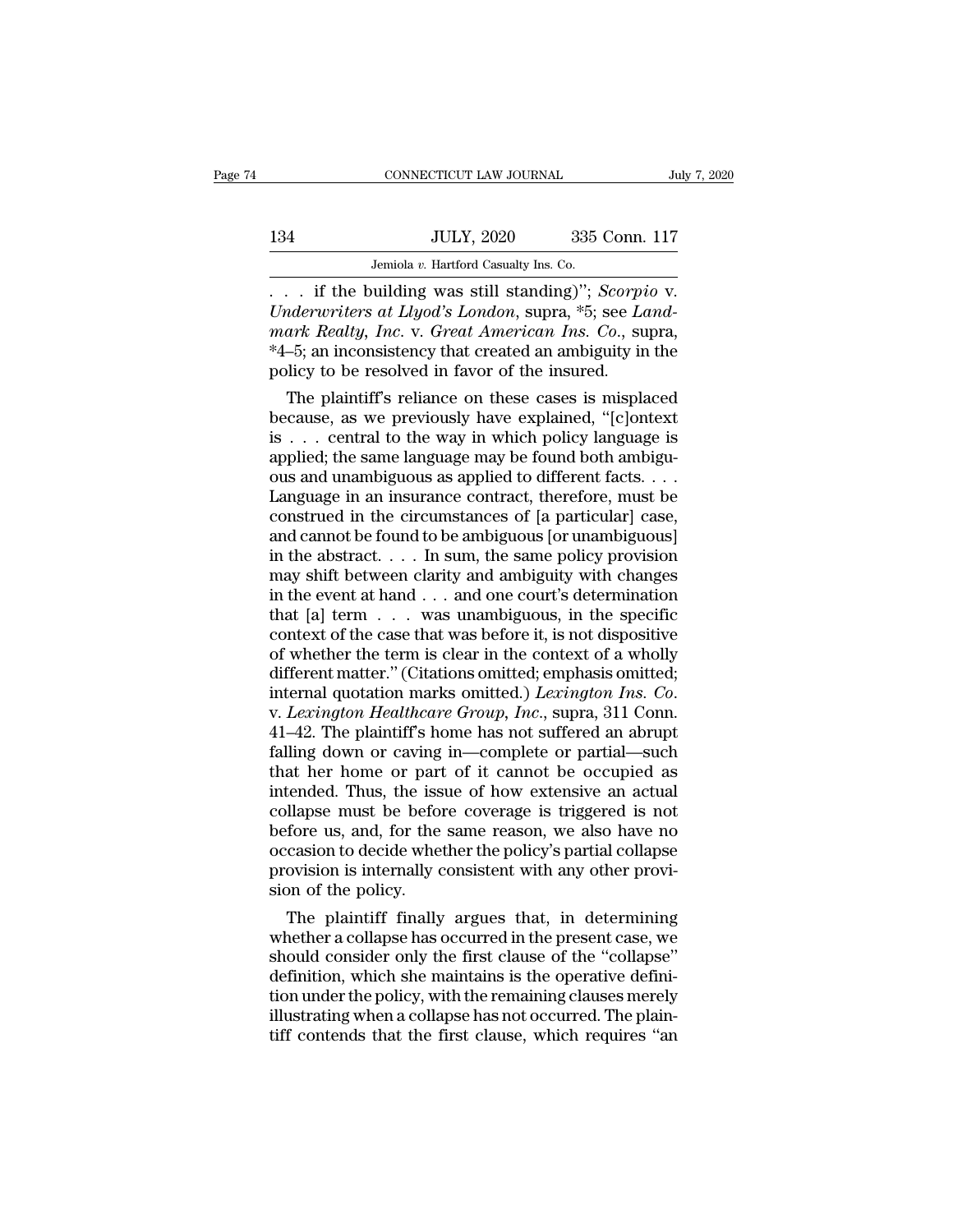. . . if the building was still standing)"; *Scorpio* v. *Underwriters at Llyod's London*, supra, *5; see *Landmark Realty, Inc.* v. *Great American Ins. Co.*, supra, *4–5; an inconsistency that created an ambiguity in the policy to be resolved in favor of the insured.

The plaintiff's reliance on these cases is misplaced because, as we previously have explained, "[c]ontext is . . . central to the way in which policy language is applied; the same language may be found both ambiguous and unambiguous as applied to different facts. . . . Language in an insurance contract, therefore, must be construed in the circumstances of [a particular] case, and cannot be found to be ambiguous [or unambiguous] in the abstract. . . . In sum, the same policy provision may shift between clarity and ambiguity with changes in the event at hand . . . and one court's determination that [a] term . . . was unambiguous, in the specific context of the case that was before it, is not dispositive of whether the term is clear in the context of a wholly different matter." (Citations omitted; emphasis omitted; internal quotation marks omitted.) *Lexington Ins. Co.* v. *Lexington Healthcare Group, Inc.*, supra, 311 Conn. 41–42. The plaintiff's home has not suffered an abrupt falling down or caving in—complete or partial—such that her home or part of it cannot be occupied as intended. Thus, the issue of how extensive an actual collapse must be before coverage is triggered is not before us, and, for the same reason, we also have no occasion to decide whether the policy's partial collapse provision is internally consistent with any other provision of the policy.

The plaintiff finally argues that, in determining whether a collapse has occurred in the present case, we should consider only the first clause of the "collapse" definition, which she maintains is the operative definition under the policy, with the remaining clauses merely illustrating when a collapse has not occurred. The plaintiff contends that the first clause, which requires "an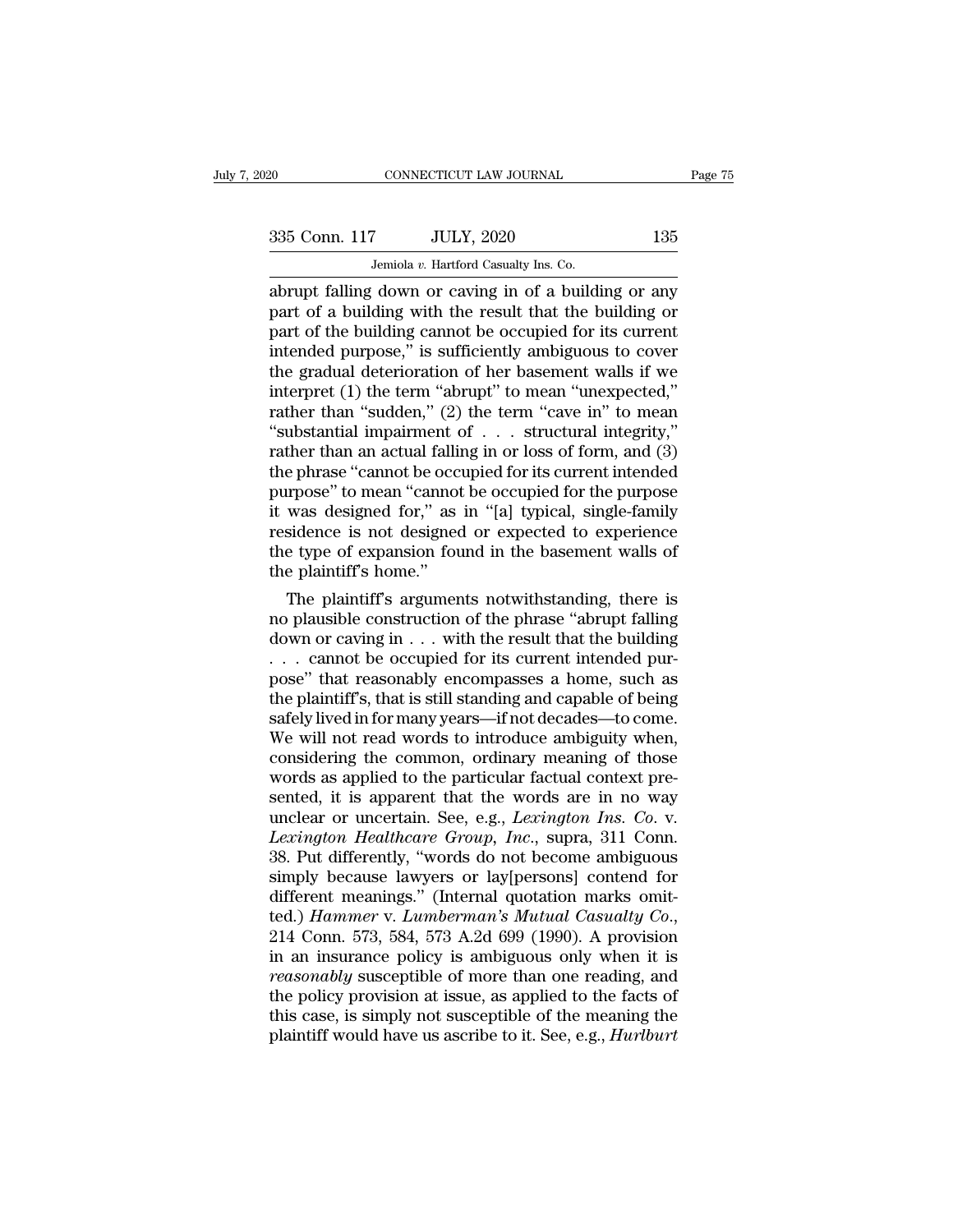abrupt falling down or caving in of a building or any part of a building with the result that the building or part of the building cannot be occupied for its current intended purpose," is sufficiently ambiguous to cover the gradual deterioration of her basement walls if we interpret (1) the term "abrupt" to mean "unexpected," rather than "sudden," (2) the term "cave in" to mean "substantial impairment of . . . structural integrity," rather than an actual falling in or loss of form, and (3) the phrase "cannot be occupied for its current intended purpose" to mean "cannot be occupied for the purpose it was designed for," as in "[a] typical, single-family residence is not designed or expected to experience the type of expansion found in the basement walls of the plaintiff's home."

The plaintiff's arguments notwithstanding, there is no plausible construction of the phrase "abrupt falling down or caving in . . . with the result that the building . . . cannot be occupied for its current intended purpose" that reasonably encompasses a home, such as the plaintiff's, that is still standing and capable of being safely lived in for many years—if not decades—to come. We will not read words to introduce ambiguity when, considering the common, ordinary meaning of those words as applied to the particular factual context presented, it is apparent that the words are in no way unclear or uncertain. See, e.g., *Lexington Ins. Co.* v. *Lexington Healthcare Group, Inc.*, supra, 311 Conn. 38. Put differently, "words do not become ambiguous simply because lawyers or lay[persons] contend for different meanings." (Internal quotation marks omitted.) *Hammer* v. *Lumberman's Mutual Casualty Co.*, 214 Conn. 573, 584, 573 A.2d 699 (1990). A provision in an insurance policy is ambiguous only when it is *reasonably* susceptible of more than one reading, and the policy provision at issue, as applied to the facts of this case, is simply not susceptible of the meaning the plaintiff would have us ascribe to it. See, e.g., *Hurlburt*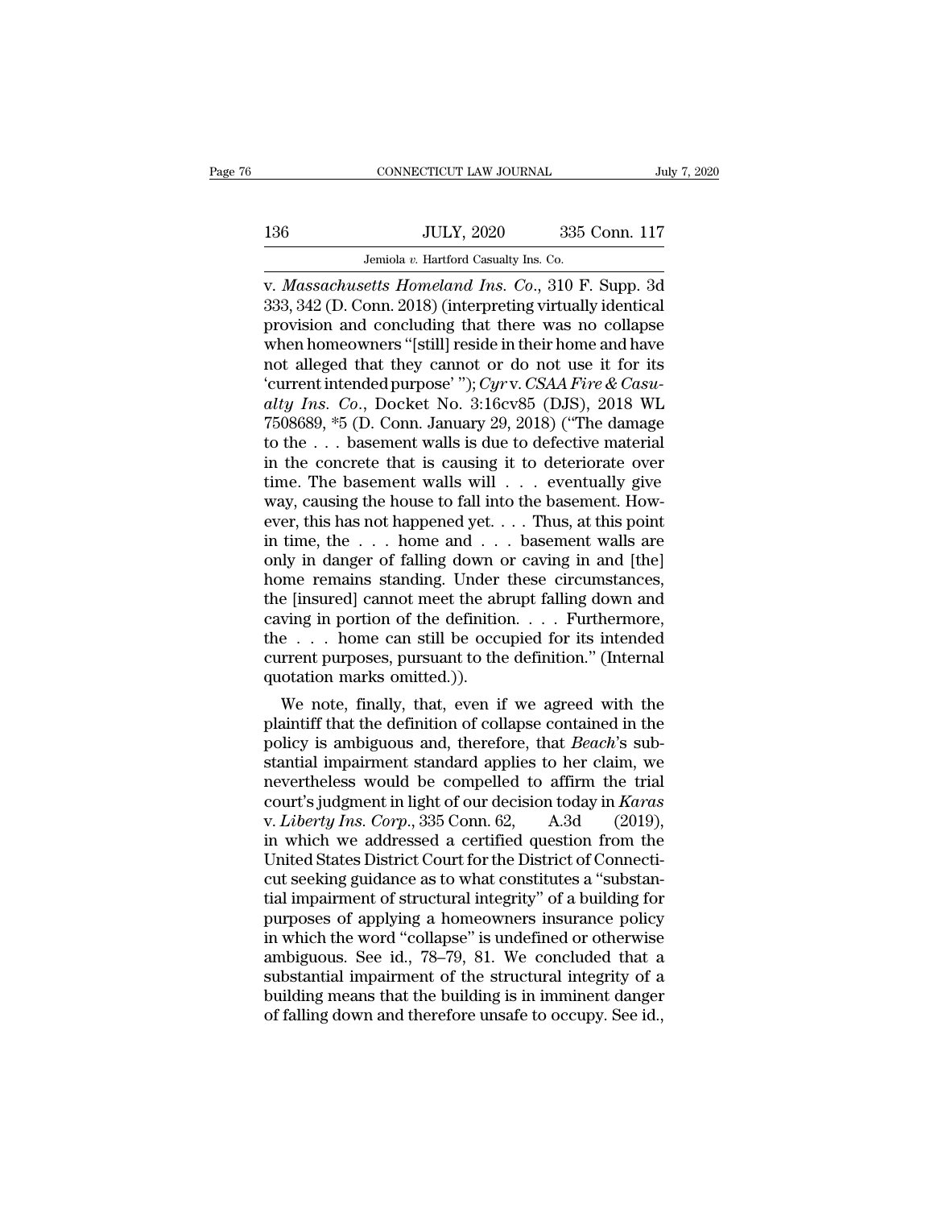v. *Massachusetts Homeland Ins. Co.*, 310 F. Supp. 3d 333, 342 (D. Conn. 2018) (interpreting virtually identical provision and concluding that there was no collapse when homeowners "[still] reside in their home and have not alleged that they cannot or do not use it for its 'current intended purpose' "); *Cyr* v. *CSAA Fire & Casualty Ins. Co.*, Docket No. 3:16cv85 (DJS), 2018 WL 7508689, *5 (D. Conn. January 29, 2018) ("The damage to the . . . basement walls is due to defective material in the concrete that is causing it to deteriorate over time. The basement walls will . . . eventually give way, causing the house to fall into the basement. However, this has not happened yet. . . . Thus, at this point in time, the . . . home and . . . basement walls are only in danger of falling down or caving in and [the] home remains standing. Under these circumstances, the [insured] cannot meet the abrupt falling down and caving in portion of the definition. . . . Furthermore, the . . . home can still be occupied for its intended current purposes, pursuant to the definition." (Internal quotation marks omitted.)).

We note, finally, that, even if we agreed with the plaintiff that the definition of collapse contained in the policy is ambiguous and, therefore, that *Beach*'s substantial impairment standard applies to her claim, we nevertheless would be compelled to affirm the trial court's judgment in light of our decision today in *Karas* v. *Liberty Ins. Corp.*, 335 Conn. 62, A.3d (2019), in which we addressed a certified question from the United States District Court for the District of Connecticut seeking guidance as to what constitutes a "substantial impairment of structural integrity" of a building for purposes of applying a homeowners insurance policy in which the word "collapse" is undefined or otherwise ambiguous. See id., 78–79, 81. We concluded that a substantial impairment of the structural integrity of a building means that the building is in imminent danger of falling down and therefore unsafe to occupy. See id.,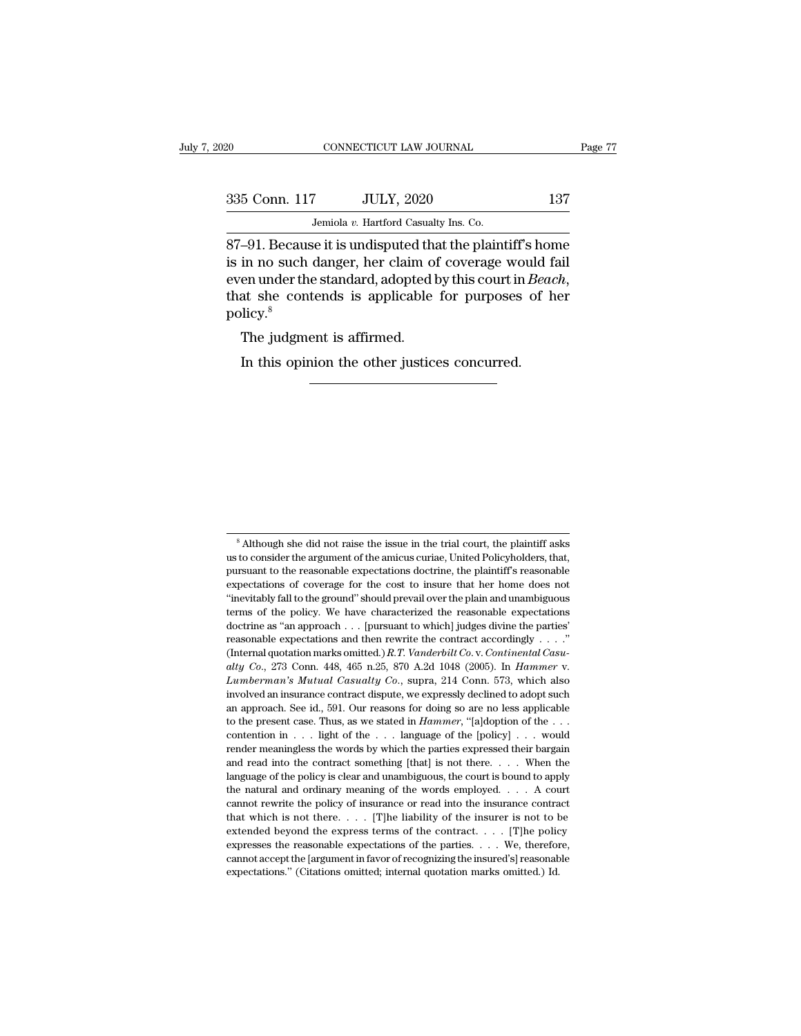87–91. Because it is undisputed that the plaintiff's home is in no such danger, her claim of coverage would fail even under the standard, adopted by this court in *Beach*, that she contends is applicable for purposes of her policy.[8]

The judgment is affirmed.

In this opinion the other justices concurred.

---

[8] Although she did not raise the issue in the trial court, the plaintiff asks us to consider the argument of the amicus curiae, United Policyholders, that, pursuant to the reasonable expectations doctrine, the plaintiff's reasonable expectations of coverage for the cost to insure that her home does not "inevitably fall to the ground" should prevail over the plain and unambiguous terms of the policy. We have characterized the reasonable expectations doctrine as "an approach . . . [pursuant to which] judges divine the parties' reasonable expectations and then rewrite the contract accordingly . . . ." (Internal quotation marks omitted.) *R.T. Vanderbilt Co.* v. *Continental Casualty Co.*, 273 Conn. 448, 465 n.25, 870 A.2d 1048 (2005). In *Hammer* v. *Lumberman's Mutual Casualty Co.*, supra, 214 Conn. 573, which also involved an insurance contract dispute, we expressly declined to adopt such an approach. See id., 591. Our reasons for doing so are no less applicable to the present case. Thus, as we stated in *Hammer*, "[a]doption of the . . . contention in . . . light of the . . . language of the [policy] . . . would render meaningless the words by which the parties expressed their bargain and read into the contract something [that] is not there. . . . When the language of the policy is clear and unambiguous, the court is bound to apply the natural and ordinary meaning of the words employed. . . . A court cannot rewrite the policy of insurance or read into the insurance contract that which is not there. . . . [T]he liability of the insurer is not to be extended beyond the express terms of the contract. . . . [T]he policy expresses the reasonable expectations of the parties. . . . We, therefore, cannot accept the [argument in favor of recognizing the insured's] reasonable expectations." (Citations omitted; internal quotation marks omitted.) Id.